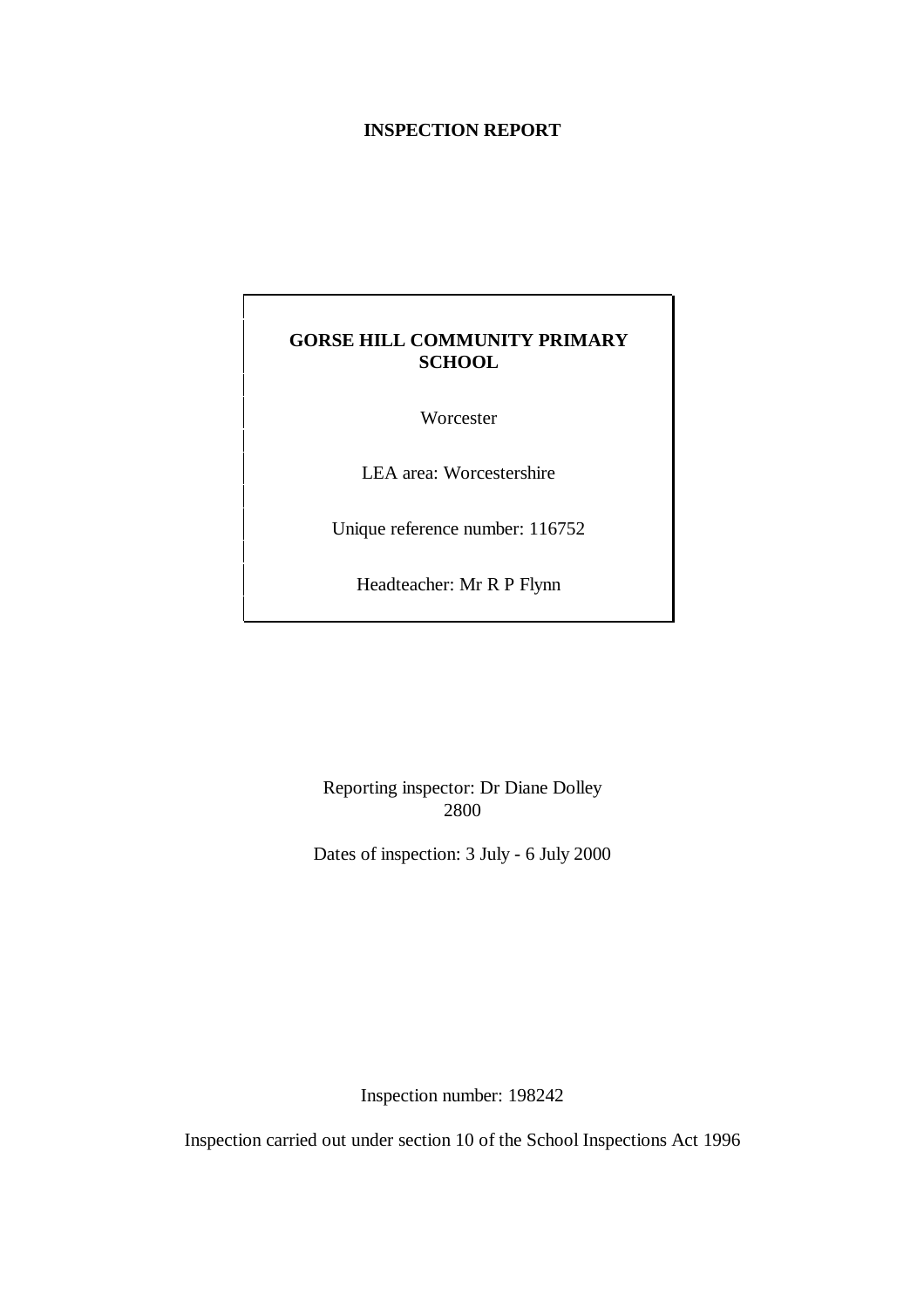# INSPECTION REPORT

## GORSE HILL COMMUNITY PRIMARY SCHOOL

Worcester

LEA area: Worcestershire

Unique reference number: 116752

Headteacher: Mr R P Flynn

Reporting inspector: Dr Diane Dolley
2800

Dates of inspection: 3 July - 6 July 2000

Inspection number: 198242

Inspection carried out under section 10 of the School Inspections Act 1996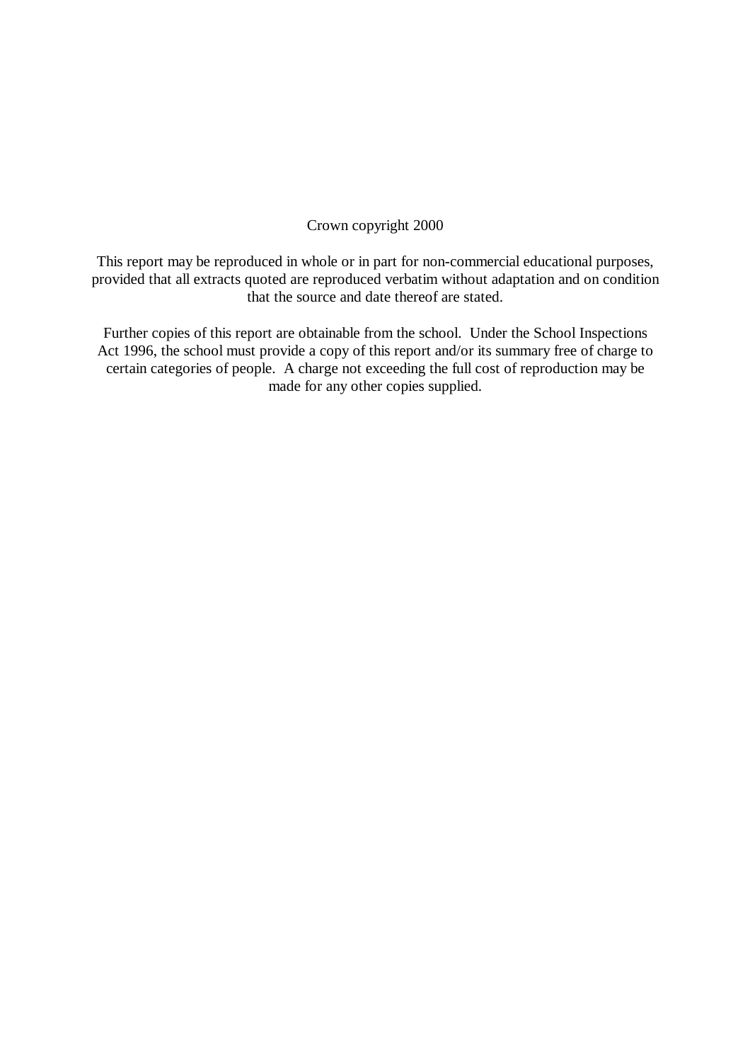Crown copyright 2000

This report may be reproduced in whole or in part for non-commercial educational purposes, provided that all extracts quoted are reproduced verbatim without adaptation and on condition that the source and date thereof are stated.

Further copies of this report are obtainable from the school. Under the School Inspections Act 1996, the school must provide a copy of this report and/or its summary free of charge to certain categories of people. A charge not exceeding the full cost of reproduction may be made for any other copies supplied.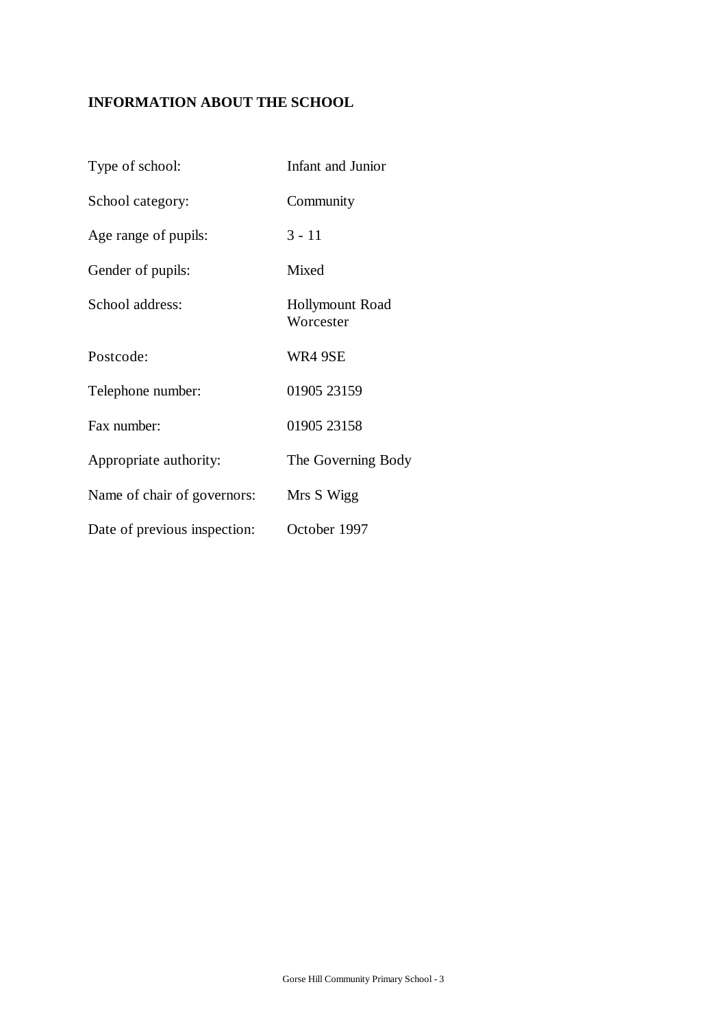## INFORMATION ABOUT THE SCHOOL

| | |
|---|---|
| Type of school: | Infant and Junior |
| School category: | Community |
| Age range of pupils: | 3 - 11 |
| Gender of pupils: | Mixed |
| School address: | Hollymount Road<br>Worcester |
| Postcode: | WR4 9SE |
| Telephone number: | 01905 23159 |
| Fax number: | 01905 23158 |
| Appropriate authority: | The Governing Body |
| Name of chair of governors: | Mrs S Wigg |
| Date of previous inspection: | October 1997 |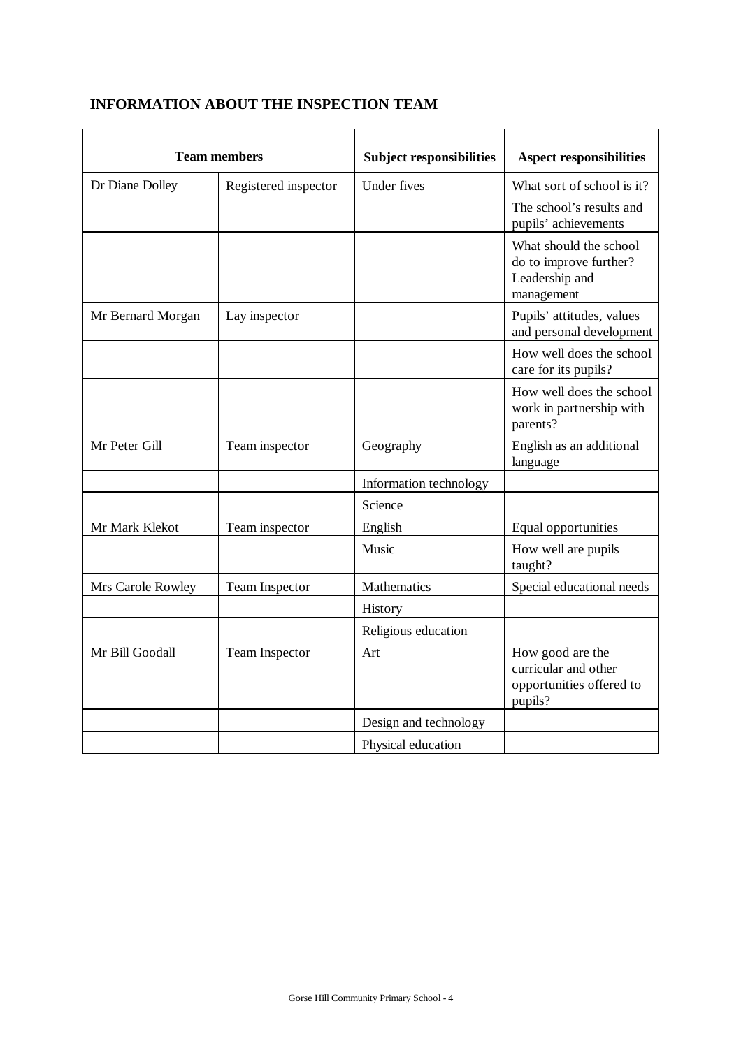## INFORMATION ABOUT THE INSPECTION TEAM

| Team members | | Subject responsibilities | Aspect responsibilities |
|---|---|---|---|
| Dr Diane Dolley | Registered inspector | Under fives | What sort of school is it? |
| | | | The school's results and pupils' achievements |
| | | | What should the school do to improve further? Leadership and management |
| Mr Bernard Morgan | Lay inspector | | Pupils' attitudes, values and personal development |
| | | | How well does the school care for its pupils? |
| | | | How well does the school work in partnership with parents? |
| Mr Peter Gill | Team inspector | Geography | English as an additional language |
| | | Information technology | |
| | | Science | |
| Mr Mark Klekot | Team inspector | English | Equal opportunities |
| | | Music | How well are pupils taught? |
| Mrs Carole Rowley | Team Inspector | Mathematics | Special educational needs |
| | | History | |
| | | Religious education | |
| Mr Bill Goodall | Team Inspector | Art | How good are the curricular and other opportunities offered to pupils? |
| | | Design and technology | |
| | | Physical education | |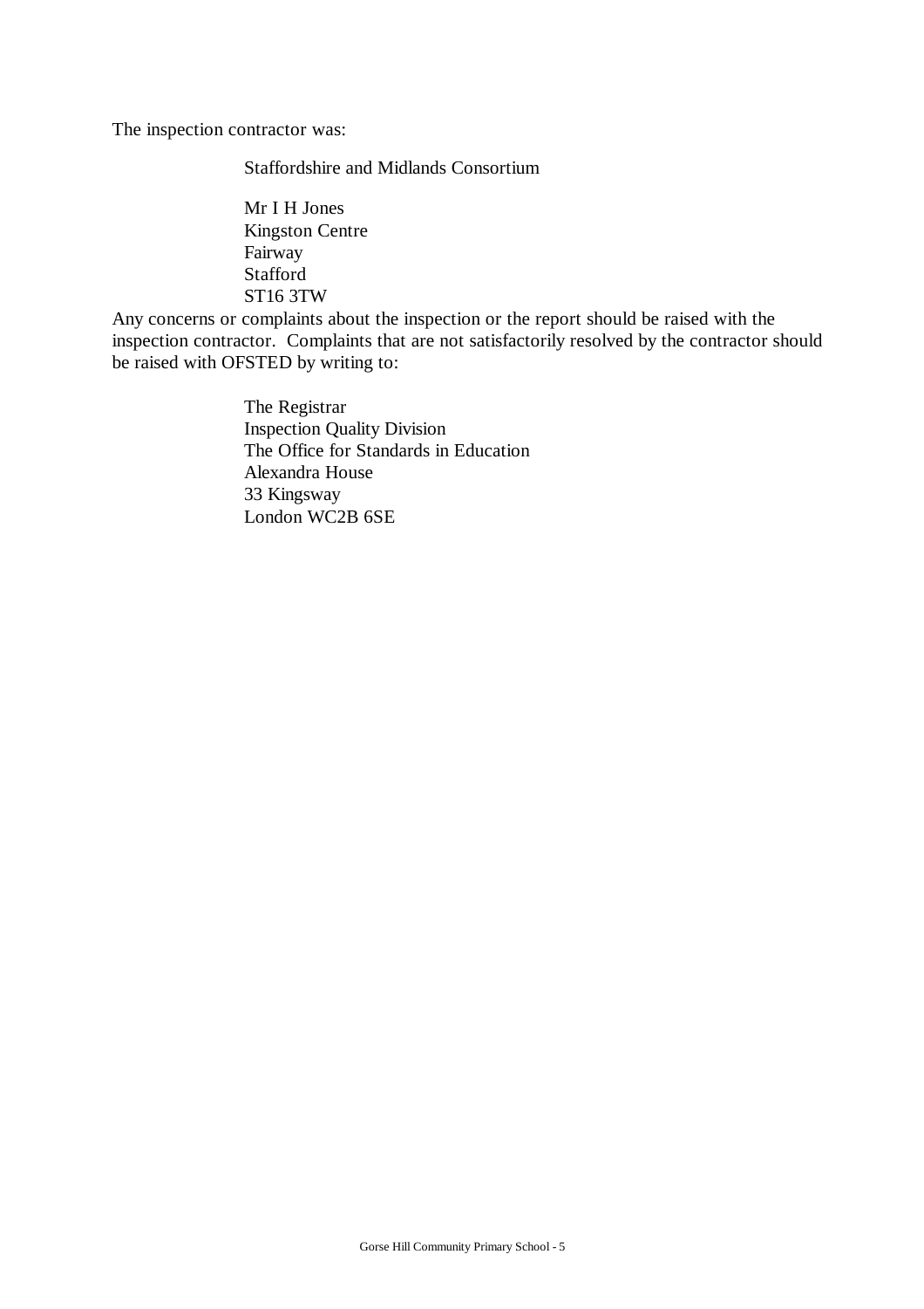The inspection contractor was:

Staffordshire and Midlands Consortium

Mr I H Jones  
Kingston Centre  
Fairway  
Stafford  
ST16 3TW

Any concerns or complaints about the inspection or the report should be raised with the inspection contractor. Complaints that are not satisfactorily resolved by the contractor should be raised with OFSTED by writing to:

The Registrar  
Inspection Quality Division  
The Office for Standards in Education  
Alexandra House  
33 Kingsway  
London WC2B 6SE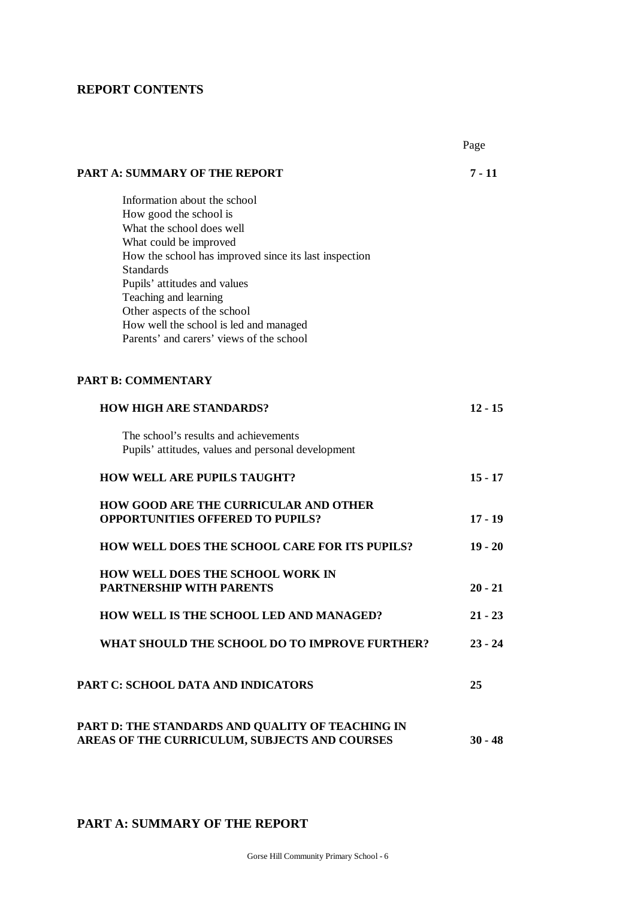## REPORT CONTENTS

| | Page |
|---|---|
| **PART A: SUMMARY OF THE REPORT** | **7 - 11** |
| Information about the school<br>How good the school is<br>What the school does well<br>What could be improved<br>How the school has improved since its last inspection<br>Standards<br>Pupils' attitudes and values<br>Teaching and learning<br>Other aspects of the school<br>How well the school is led and managed<br>Parents' and carers' views of the school | |
| **PART B: COMMENTARY** | |
| **HOW HIGH ARE STANDARDS?** | **12 - 15** |
| The school's results and achievements<br>Pupils' attitudes, values and personal development | |
| **HOW WELL ARE PUPILS TAUGHT?** | **15 - 17** |
| **HOW GOOD ARE THE CURRICULAR AND OTHER OPPORTUNITIES OFFERED TO PUPILS?** | **17 - 19** |
| **HOW WELL DOES THE SCHOOL CARE FOR ITS PUPILS?** | **19 - 20** |
| **HOW WELL DOES THE SCHOOL WORK IN PARTNERSHIP WITH PARENTS** | **20 - 21** |
| **HOW WELL IS THE SCHOOL LED AND MANAGED?** | **21 - 23** |
| **WHAT SHOULD THE SCHOOL DO TO IMPROVE FURTHER?** | **23 - 24** |
| **PART C: SCHOOL DATA AND INDICATORS** | **25** |
| **PART D: THE STANDARDS AND QUALITY OF TEACHING IN AREAS OF THE CURRICULUM, SUBJECTS AND COURSES** | **30 - 48** |

## PART A: SUMMARY OF THE REPORT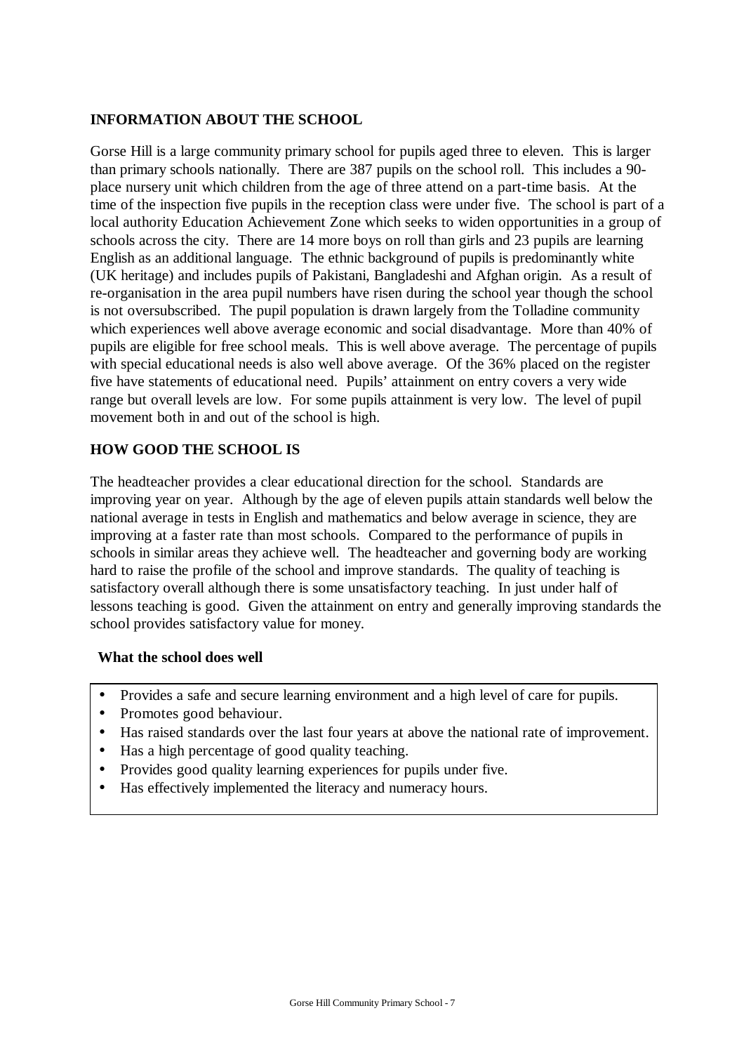## INFORMATION ABOUT THE SCHOOL

Gorse Hill is a large community primary school for pupils aged three to eleven. This is larger than primary schools nationally. There are 387 pupils on the school roll. This includes a 90-place nursery unit which children from the age of three attend on a part-time basis. At the time of the inspection five pupils in the reception class were under five. The school is part of a local authority Education Achievement Zone which seeks to widen opportunities in a group of schools across the city. There are 14 more boys on roll than girls and 23 pupils are learning English as an additional language. The ethnic background of pupils is predominantly white (UK heritage) and includes pupils of Pakistani, Bangladeshi and Afghan origin. As a result of re-organisation in the area pupil numbers have risen during the school year though the school is not oversubscribed. The pupil population is drawn largely from the Tolladine community which experiences well above average economic and social disadvantage. More than 40% of pupils are eligible for free school meals. This is well above average. The percentage of pupils with special educational needs is also well above average. Of the 36% placed on the register five have statements of educational need. Pupils' attainment on entry covers a very wide range but overall levels are low. For some pupils attainment is very low. The level of pupil movement both in and out of the school is high.

## HOW GOOD THE SCHOOL IS

The headteacher provides a clear educational direction for the school. Standards are improving year on year. Although by the age of eleven pupils attain standards well below the national average in tests in English and mathematics and below average in science, they are improving at a faster rate than most schools. Compared to the performance of pupils in schools in similar areas they achieve well. The headteacher and governing body are working hard to raise the profile of the school and improve standards. The quality of teaching is satisfactory overall although there is some unsatisfactory teaching. In just under half of lessons teaching is good. Given the attainment on entry and generally improving standards the school provides satisfactory value for money.

### What the school does well

- Provides a safe and secure learning environment and a high level of care for pupils.
- Promotes good behaviour.
- Has raised standards over the last four years at above the national rate of improvement.
- Has a high percentage of good quality teaching.
- Provides good quality learning experiences for pupils under five.
- Has effectively implemented the literacy and numeracy hours.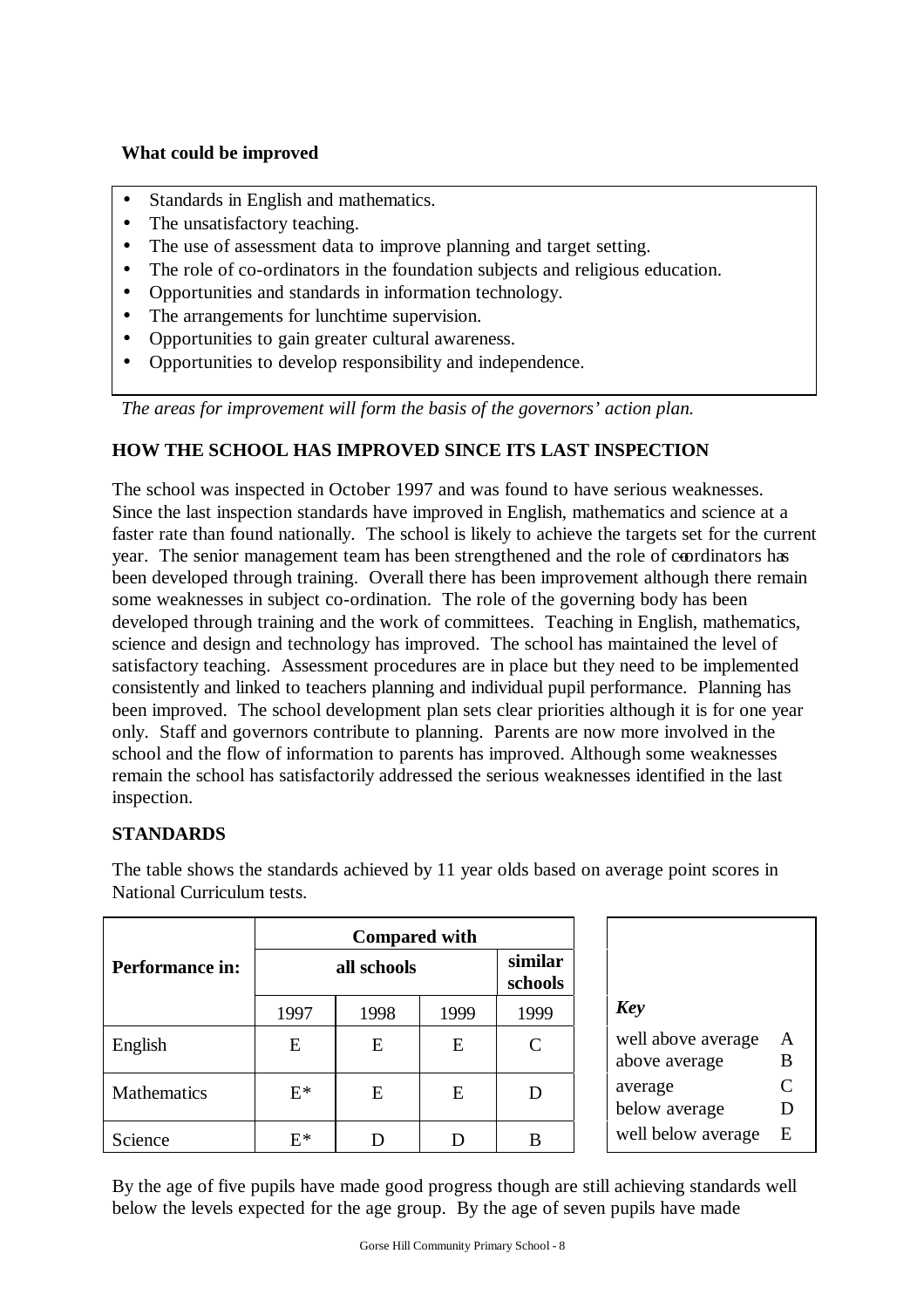### What could be improved

- Standards in English and mathematics.
- The unsatisfactory teaching.
- The use of assessment data to improve planning and target setting.
- The role of co-ordinators in the foundation subjects and religious education.
- Opportunities and standards in information technology.
- The arrangements for lunchtime supervision.
- Opportunities to gain greater cultural awareness.
- Opportunities to develop responsibility and independence.

*The areas for improvement will form the basis of the governors' action plan.*

## HOW THE SCHOOL HAS IMPROVED SINCE ITS LAST INSPECTION

The school was inspected in October 1997 and was found to have serious weaknesses. Since the last inspection standards have improved in English, mathematics and science at a faster rate than found nationally. The school is likely to achieve the targets set for the current year. The senior management team has been strengthened and the role of co-ordinators has been developed through training. Overall there has been improvement although there remain some weaknesses in subject co-ordination. The role of the governing body has been developed through training and the work of committees. Teaching in English, mathematics, science and design and technology has improved. The school has maintained the level of satisfactory teaching. Assessment procedures are in place but they need to be implemented consistently and linked to teachers planning and individual pupil performance. Planning has been improved. The school development plan sets clear priorities although it is for one year only. Staff and governors contribute to planning. Parents are now more involved in the school and the flow of information to parents has improved. Although some weaknesses remain the school has satisfactorily addressed the serious weaknesses identified in the last inspection.

## STANDARDS

The table shows the standards achieved by 11 year olds based on average point scores in National Curriculum tests.

| Performance in: | Compared with | | | |
|---|---|---|---|---|
| | all schools | | | similar schools |
| | 1997 | 1998 | 1999 | 1999 |
| English | E | E | E | C |
| Mathematics | E* | E | E | D |
| Science | E* | D | D | B |

| *Key* | |
|---|---|
| well above average | A |
| above average | B |
| average | C |
| below average | D |
| well below average | E |

By the age of five pupils have made good progress though are still achieving standards well below the levels expected for the age group. By the age of seven pupils have made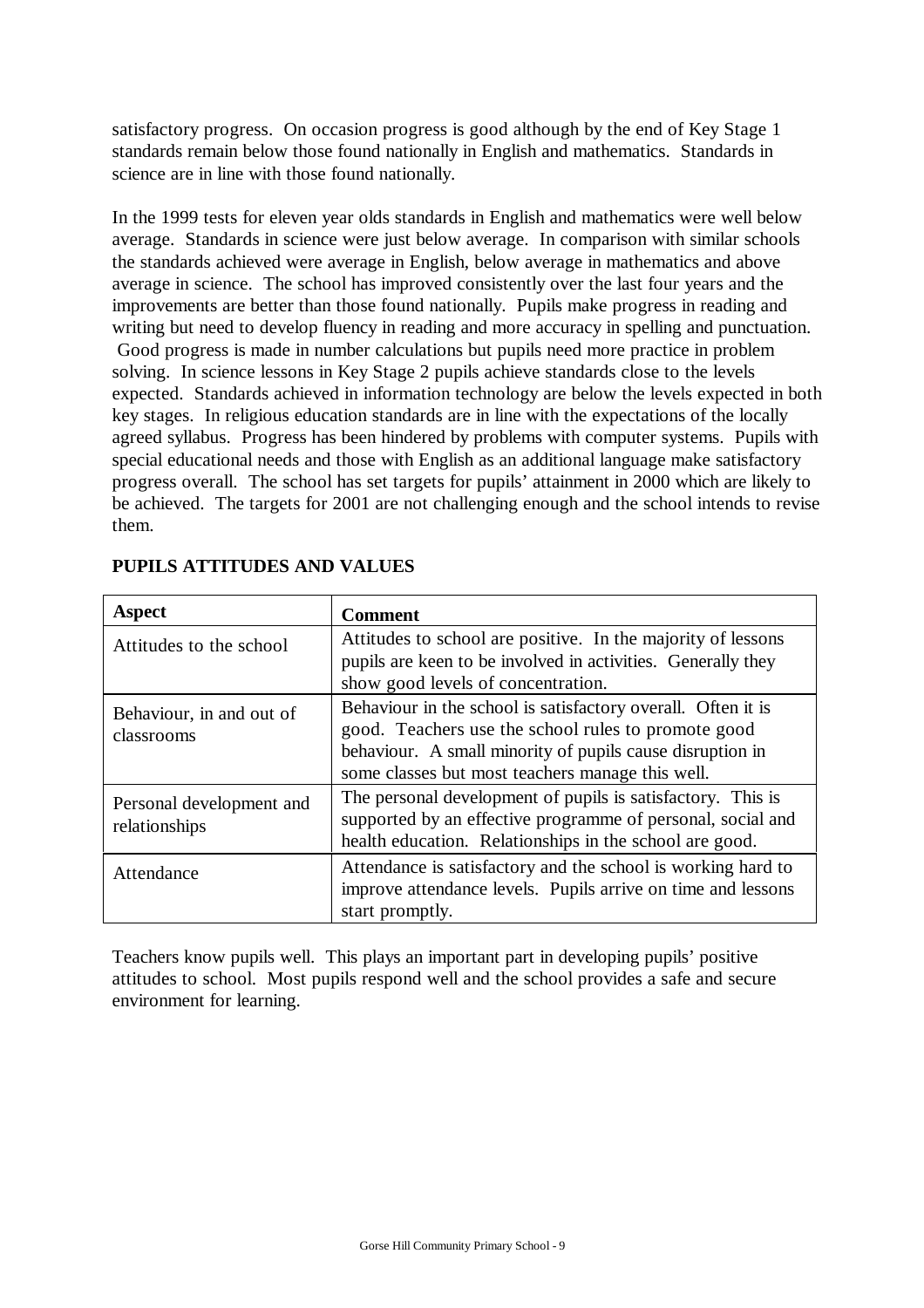satisfactory progress. On occasion progress is good although by the end of Key Stage 1 standards remain below those found nationally in English and mathematics. Standards in science are in line with those found nationally.

In the 1999 tests for eleven year olds standards in English and mathematics were well below average. Standards in science were just below average. In comparison with similar schools the standards achieved were average in English, below average in mathematics and above average in science. The school has improved consistently over the last four years and the improvements are better than those found nationally. Pupils make progress in reading and writing but need to develop fluency in reading and more accuracy in spelling and punctuation. Good progress is made in number calculations but pupils need more practice in problem solving. In science lessons in Key Stage 2 pupils achieve standards close to the levels expected. Standards achieved in information technology are below the levels expected in both key stages. In religious education standards are in line with the expectations of the locally agreed syllabus. Progress has been hindered by problems with computer systems. Pupils with special educational needs and those with English as an additional language make satisfactory progress overall. The school has set targets for pupils' attainment in 2000 which are likely to be achieved. The targets for 2001 are not challenging enough and the school intends to revise them.

## PUPILS ATTITUDES AND VALUES

| Aspect | Comment |
|---|---|
| Attitudes to the school | Attitudes to school are positive. In the majority of lessons pupils are keen to be involved in activities. Generally they show good levels of concentration. |
| Behaviour, in and out of classrooms | Behaviour in the school is satisfactory overall. Often it is good. Teachers use the school rules to promote good behaviour. A small minority of pupils cause disruption in some classes but most teachers manage this well. |
| Personal development and relationships | The personal development of pupils is satisfactory. This is supported by an effective programme of personal, social and health education. Relationships in the school are good. |
| Attendance | Attendance is satisfactory and the school is working hard to improve attendance levels. Pupils arrive on time and lessons start promptly. |

Teachers know pupils well. This plays an important part in developing pupils' positive attitudes to school. Most pupils respond well and the school provides a safe and secure environment for learning.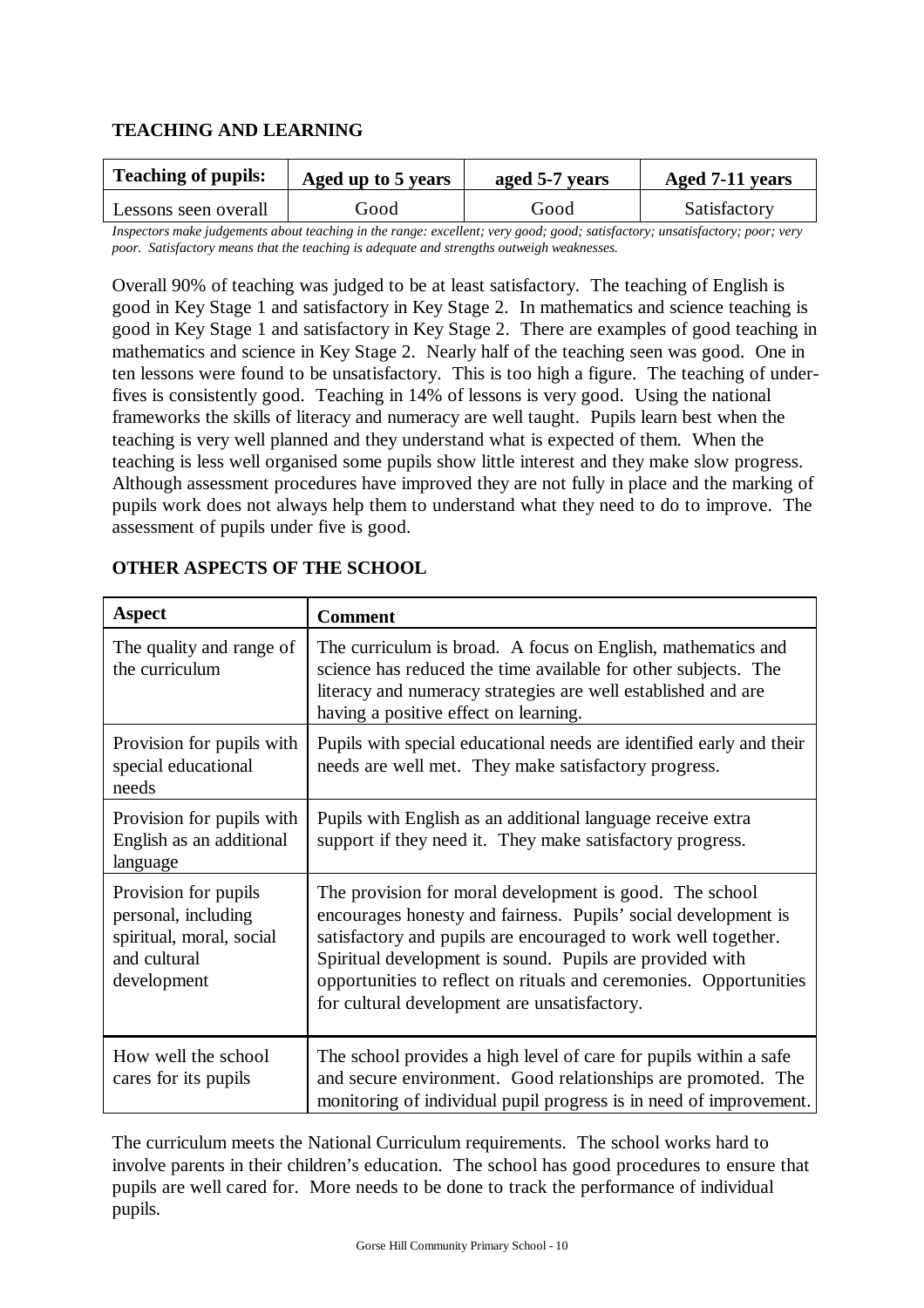## TEACHING AND LEARNING

| Teaching of pupils: | Aged up to 5 years | aged 5-7 years | Aged 7-11 years |
|---|---|---|---|
| Lessons seen overall | Good | Good | Satisfactory |

*Inspectors make judgements about teaching in the range: excellent; very good; good; satisfactory; unsatisfactory; poor; very poor. Satisfactory means that the teaching is adequate and strengths outweigh weaknesses.*

Overall 90% of teaching was judged to be at least satisfactory. The teaching of English is good in Key Stage 1 and satisfactory in Key Stage 2. In mathematics and science teaching is good in Key Stage 1 and satisfactory in Key Stage 2. There are examples of good teaching in mathematics and science in Key Stage 2. Nearly half of the teaching seen was good. One in ten lessons were found to be unsatisfactory. This is too high a figure. The teaching of under-fives is consistently good. Teaching in 14% of lessons is very good. Using the national frameworks the skills of literacy and numeracy are well taught. Pupils learn best when the teaching is very well planned and they understand what is expected of them. When the teaching is less well organised some pupils show little interest and they make slow progress. Although assessment procedures have improved they are not fully in place and the marking of pupils work does not always help them to understand what they need to do to improve. The assessment of pupils under five is good.

## OTHER ASPECTS OF THE SCHOOL

| Aspect | Comment |
|---|---|
| The quality and range of the curriculum | The curriculum is broad. A focus on English, mathematics and science has reduced the time available for other subjects. The literacy and numeracy strategies are well established and are having a positive effect on learning. |
| Provision for pupils with special educational needs | Pupils with special educational needs are identified early and their needs are well met. They make satisfactory progress. |
| Provision for pupils with English as an additional language | Pupils with English as an additional language receive extra support if they need it. They make satisfactory progress. |
| Provision for pupils personal, including spiritual, moral, social and cultural development | The provision for moral development is good. The school encourages honesty and fairness. Pupils' social development is satisfactory and pupils are encouraged to work well together. Spiritual development is sound. Pupils are provided with opportunities to reflect on rituals and ceremonies. Opportunities for cultural development are unsatisfactory. |
| How well the school cares for its pupils | The school provides a high level of care for pupils within a safe and secure environment. Good relationships are promoted. The monitoring of individual pupil progress is in need of improvement. |

The curriculum meets the National Curriculum requirements. The school works hard to involve parents in their children's education. The school has good procedures to ensure that pupils are well cared for. More needs to be done to track the performance of individual pupils.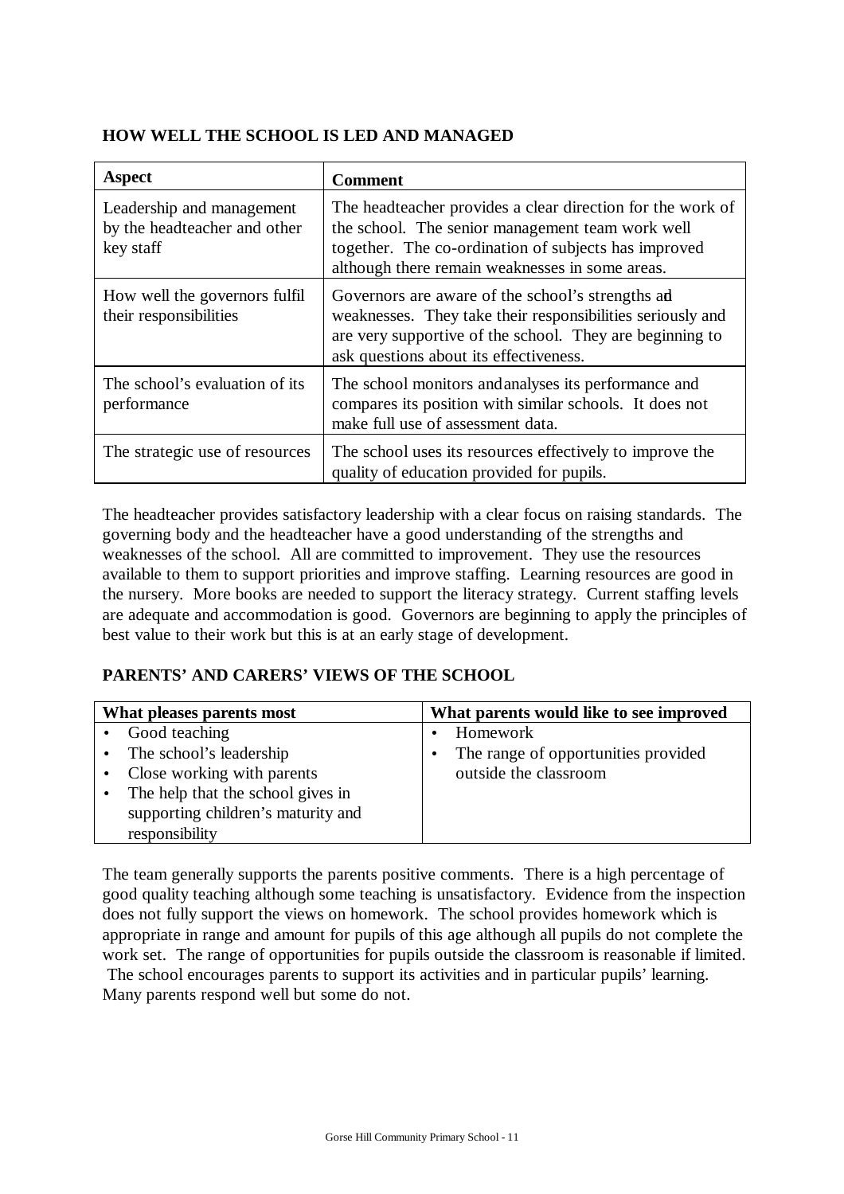## HOW WELL THE SCHOOL IS LED AND MANAGED

| Aspect | Comment |
|---|---|
| Leadership and management by the headteacher and other key staff | The headteacher provides a clear direction for the work of the school. The senior management team work well together. The co-ordination of subjects has improved although there remain weaknesses in some areas. |
| How well the governors fulfil their responsibilities | Governors are aware of the school's strengths and weaknesses. They take their responsibilities seriously and are very supportive of the school. They are beginning to ask questions about its effectiveness. |
| The school's evaluation of its performance | The school monitors and analyses its performance and compares its position with similar schools. It does not make full use of assessment data. |
| The strategic use of resources | The school uses its resources effectively to improve the quality of education provided for pupils. |

The headteacher provides satisfactory leadership with a clear focus on raising standards. The governing body and the headteacher have a good understanding of the strengths and weaknesses of the school. All are committed to improvement. They use the resources available to them to support priorities and improve staffing. Learning resources are good in the nursery. More books are needed to support the literacy strategy. Current staffing levels are adequate and accommodation is good. Governors are beginning to apply the principles of best value to their work but this is at an early stage of development.

## PARENTS' AND CARERS' VIEWS OF THE SCHOOL

| What pleases parents most | What parents would like to see improved |
|---|---|
| • Good teaching<br>• The school's leadership<br>• Close working with parents<br>• The help that the school gives in supporting children's maturity and responsibility | • Homework<br>• The range of opportunities provided outside the classroom |

The team generally supports the parents positive comments. There is a high percentage of good quality teaching although some teaching is unsatisfactory. Evidence from the inspection does not fully support the views on homework. The school provides homework which is appropriate in range and amount for pupils of this age although all pupils do not complete the work set. The range of opportunities for pupils outside the classroom is reasonable if limited. The school encourages parents to support its activities and in particular pupils' learning. Many parents respond well but some do not.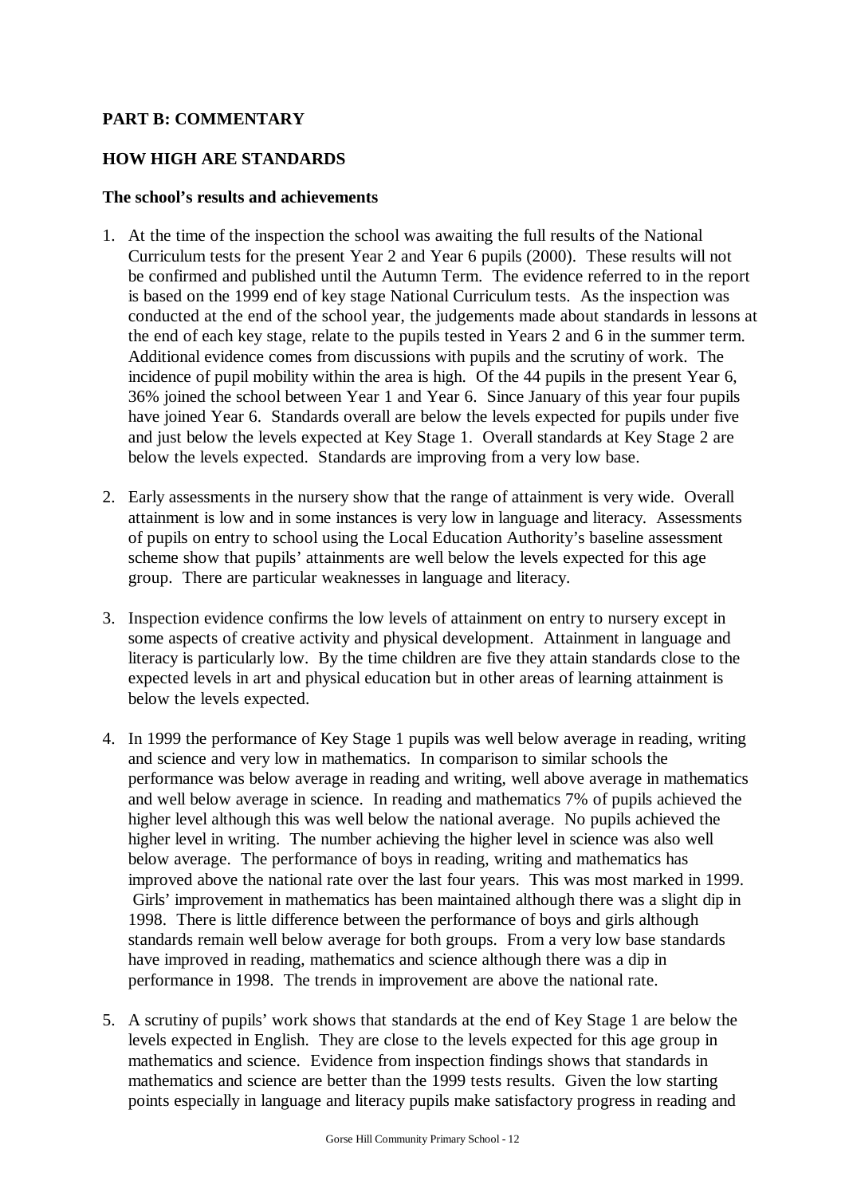## PART B: COMMENTARY

## HOW HIGH ARE STANDARDS

### The school's results and achievements

1. At the time of the inspection the school was awaiting the full results of the National Curriculum tests for the present Year 2 and Year 6 pupils (2000). These results will not be confirmed and published until the Autumn Term. The evidence referred to in the report is based on the 1999 end of key stage National Curriculum tests. As the inspection was conducted at the end of the school year, the judgements made about standards in lessons at the end of each key stage, relate to the pupils tested in Years 2 and 6 in the summer term. Additional evidence comes from discussions with pupils and the scrutiny of work. The incidence of pupil mobility within the area is high. Of the 44 pupils in the present Year 6, 36% joined the school between Year 1 and Year 6. Since January of this year four pupils have joined Year 6. Standards overall are below the levels expected for pupils under five and just below the levels expected at Key Stage 1. Overall standards at Key Stage 2 are below the levels expected. Standards are improving from a very low base.

2. Early assessments in the nursery show that the range of attainment is very wide. Overall attainment is low and in some instances is very low in language and literacy. Assessments of pupils on entry to school using the Local Education Authority's baseline assessment scheme show that pupils' attainments are well below the levels expected for this age group. There are particular weaknesses in language and literacy.

3. Inspection evidence confirms the low levels of attainment on entry to nursery except in some aspects of creative activity and physical development. Attainment in language and literacy is particularly low. By the time children are five they attain standards close to the expected levels in art and physical education but in other areas of learning attainment is below the levels expected.

4. In 1999 the performance of Key Stage 1 pupils was well below average in reading, writing and science and very low in mathematics. In comparison to similar schools the performance was below average in reading and writing, well above average in mathematics and well below average in science. In reading and mathematics 7% of pupils achieved the higher level although this was well below the national average. No pupils achieved the higher level in writing. The number achieving the higher level in science was also well below average. The performance of boys in reading, writing and mathematics has improved above the national rate over the last four years. This was most marked in 1999. Girls' improvement in mathematics has been maintained although there was a slight dip in 1998. There is little difference between the performance of boys and girls although standards remain well below average for both groups. From a very low base standards have improved in reading, mathematics and science although there was a dip in performance in 1998. The trends in improvement are above the national rate.

5. A scrutiny of pupils' work shows that standards at the end of Key Stage 1 are below the levels expected in English. They are close to the levels expected for this age group in mathematics and science. Evidence from inspection findings shows that standards in mathematics and science are better than the 1999 tests results. Given the low starting points especially in language and literacy pupils make satisfactory progress in reading and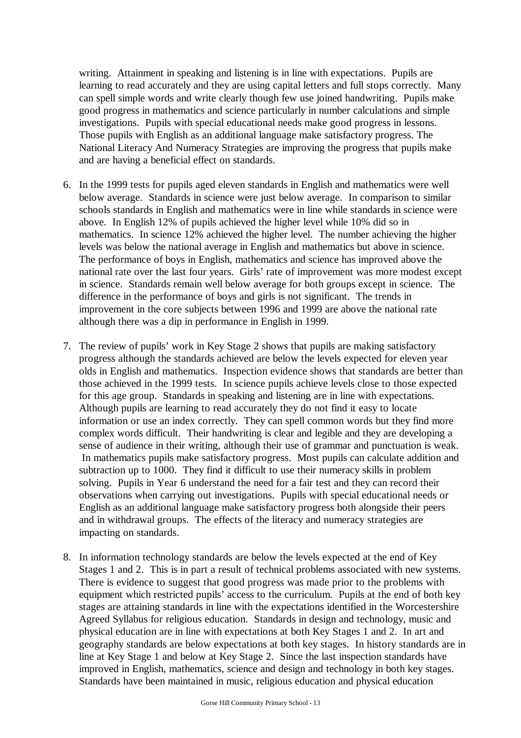writing. Attainment in speaking and listening is in line with expectations. Pupils are learning to read accurately and they are using capital letters and full stops correctly. Many can spell simple words and write clearly though few use joined handwriting. Pupils make good progress in mathematics and science particularly in number calculations and simple investigations. Pupils with special educational needs make good progress in lessons. Those pupils with English as an additional language make satisfactory progress. The National Literacy And Numeracy Strategies are improving the progress that pupils make and are having a beneficial effect on standards.

6. In the 1999 tests for pupils aged eleven standards in English and mathematics were well below average. Standards in science were just below average. In comparison to similar schools standards in English and mathematics were in line while standards in science were above. In English 12% of pupils achieved the higher level while 10% did so in mathematics. In science 12% achieved the higher level. The number achieving the higher levels was below the national average in English and mathematics but above in science. The performance of boys in English, mathematics and science has improved above the national rate over the last four years. Girls' rate of improvement was more modest except in science. Standards remain well below average for both groups except in science. The difference in the performance of boys and girls is not significant. The trends in improvement in the core subjects between 1996 and 1999 are above the national rate although there was a dip in performance in English in 1999.

7. The review of pupils' work in Key Stage 2 shows that pupils are making satisfactory progress although the standards achieved are below the levels expected for eleven year olds in English and mathematics. Inspection evidence shows that standards are better than those achieved in the 1999 tests. In science pupils achieve levels close to those expected for this age group. Standards in speaking and listening are in line with expectations. Although pupils are learning to read accurately they do not find it easy to locate information or use an index correctly. They can spell common words but they find more complex words difficult. Their handwriting is clear and legible and they are developing a sense of audience in their writing, although their use of grammar and punctuation is weak. In mathematics pupils make satisfactory progress. Most pupils can calculate addition and subtraction up to 1000. They find it difficult to use their numeracy skills in problem solving. Pupils in Year 6 understand the need for a fair test and they can record their observations when carrying out investigations. Pupils with special educational needs or English as an additional language make satisfactory progress both alongside their peers and in withdrawal groups. The effects of the literacy and numeracy strategies are impacting on standards.

8. In information technology standards are below the levels expected at the end of Key Stages 1 and 2. This is in part a result of technical problems associated with new systems. There is evidence to suggest that good progress was made prior to the problems with equipment which restricted pupils' access to the curriculum. Pupils at the end of both key stages are attaining standards in line with the expectations identified in the Worcestershire Agreed Syllabus for religious education. Standards in design and technology, music and physical education are in line with expectations at both Key Stages 1 and 2. In art and geography standards are below expectations at both key stages. In history standards are in line at Key Stage 1 and below at Key Stage 2. Since the last inspection standards have improved in English, mathematics, science and design and technology in both key stages. Standards have been maintained in music, religious education and physical education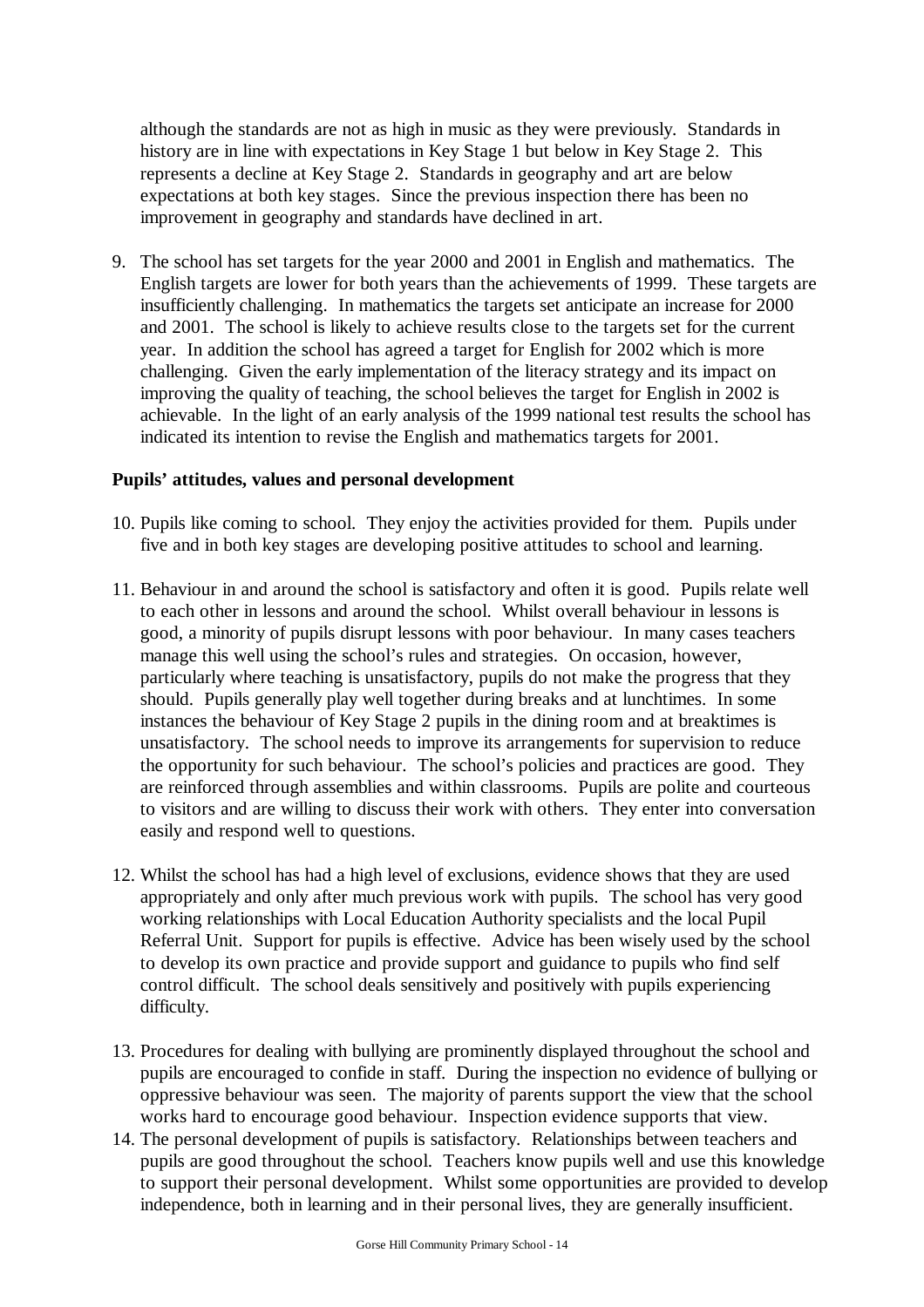although the standards are not as high in music as they were previously. Standards in history are in line with expectations in Key Stage 1 but below in Key Stage 2. This represents a decline at Key Stage 2. Standards in geography and art are below expectations at both key stages. Since the previous inspection there has been no improvement in geography and standards have declined in art.

9. The school has set targets for the year 2000 and 2001 in English and mathematics. The English targets are lower for both years than the achievements of 1999. These targets are insufficiently challenging. In mathematics the targets set anticipate an increase for 2000 and 2001. The school is likely to achieve results close to the targets set for the current year. In addition the school has agreed a target for English for 2002 which is more challenging. Given the early implementation of the literacy strategy and its impact on improving the quality of teaching, the school believes the target for English in 2002 is achievable. In the light of an early analysis of the 1999 national test results the school has indicated its intention to revise the English and mathematics targets for 2001.

**Pupils' attitudes, values and personal development**

10. Pupils like coming to school. They enjoy the activities provided for them. Pupils under five and in both key stages are developing positive attitudes to school and learning.

11. Behaviour in and around the school is satisfactory and often it is good. Pupils relate well to each other in lessons and around the school. Whilst overall behaviour in lessons is good, a minority of pupils disrupt lessons with poor behaviour. In many cases teachers manage this well using the school's rules and strategies. On occasion, however, particularly where teaching is unsatisfactory, pupils do not make the progress that they should. Pupils generally play well together during breaks and at lunchtimes. In some instances the behaviour of Key Stage 2 pupils in the dining room and at breaktimes is unsatisfactory. The school needs to improve its arrangements for supervision to reduce the opportunity for such behaviour. The school's policies and practices are good. They are reinforced through assemblies and within classrooms. Pupils are polite and courteous to visitors and are willing to discuss their work with others. They enter into conversation easily and respond well to questions.

12. Whilst the school has had a high level of exclusions, evidence shows that they are used appropriately and only after much previous work with pupils. The school has very good working relationships with Local Education Authority specialists and the local Pupil Referral Unit. Support for pupils is effective. Advice has been wisely used by the school to develop its own practice and provide support and guidance to pupils who find self control difficult. The school deals sensitively and positively with pupils experiencing difficulty.

13. Procedures for dealing with bullying are prominently displayed throughout the school and pupils are encouraged to confide in staff. During the inspection no evidence of bullying or oppressive behaviour was seen. The majority of parents support the view that the school works hard to encourage good behaviour. Inspection evidence supports that view.

14. The personal development of pupils is satisfactory. Relationships between teachers and pupils are good throughout the school. Teachers know pupils well and use this knowledge to support their personal development. Whilst some opportunities are provided to develop independence, both in learning and in their personal lives, they are generally insufficient.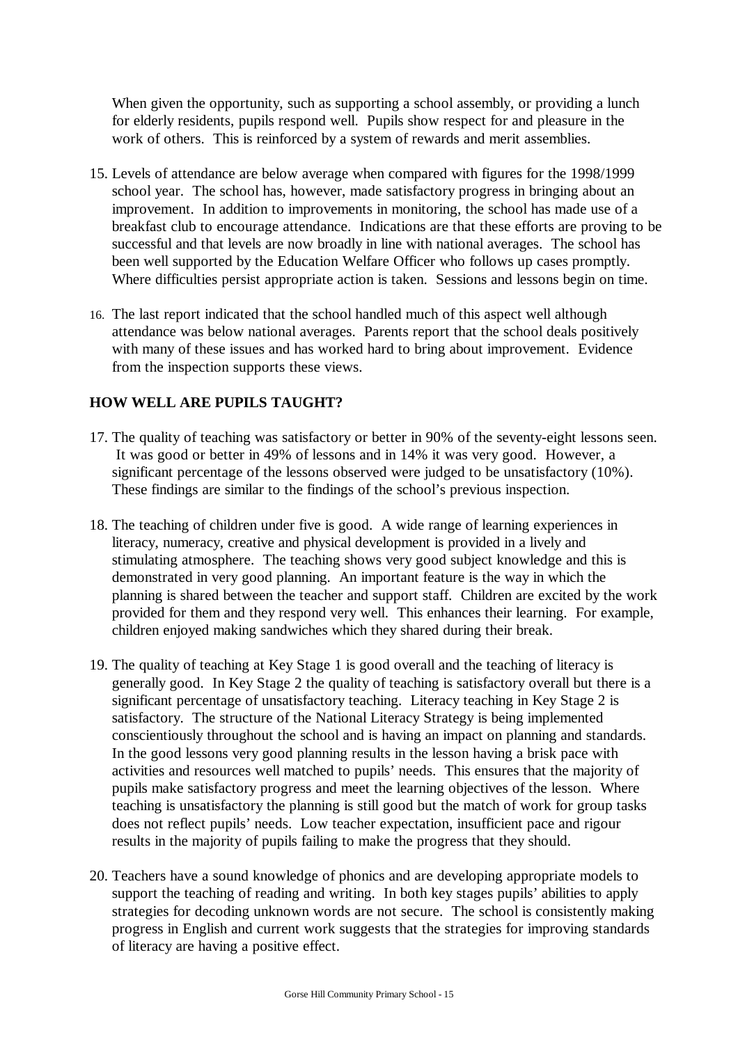When given the opportunity, such as supporting a school assembly, or providing a lunch for elderly residents, pupils respond well. Pupils show respect for and pleasure in the work of others. This is reinforced by a system of rewards and merit assemblies.

15. Levels of attendance are below average when compared with figures for the 1998/1999 school year. The school has, however, made satisfactory progress in bringing about an improvement. In addition to improvements in monitoring, the school has made use of a breakfast club to encourage attendance. Indications are that these efforts are proving to be successful and that levels are now broadly in line with national averages. The school has been well supported by the Education Welfare Officer who follows up cases promptly. Where difficulties persist appropriate action is taken. Sessions and lessons begin on time.

16. The last report indicated that the school handled much of this aspect well although attendance was below national averages. Parents report that the school deals positively with many of these issues and has worked hard to bring about improvement. Evidence from the inspection supports these views.

## HOW WELL ARE PUPILS TAUGHT?

17. The quality of teaching was satisfactory or better in 90% of the seventy-eight lessons seen. It was good or better in 49% of lessons and in 14% it was very good. However, a significant percentage of the lessons observed were judged to be unsatisfactory (10%). These findings are similar to the findings of the school's previous inspection.

18. The teaching of children under five is good. A wide range of learning experiences in literacy, numeracy, creative and physical development is provided in a lively and stimulating atmosphere. The teaching shows very good subject knowledge and this is demonstrated in very good planning. An important feature is the way in which the planning is shared between the teacher and support staff. Children are excited by the work provided for them and they respond very well. This enhances their learning. For example, children enjoyed making sandwiches which they shared during their break.

19. The quality of teaching at Key Stage 1 is good overall and the teaching of literacy is generally good. In Key Stage 2 the quality of teaching is satisfactory overall but there is a significant percentage of unsatisfactory teaching. Literacy teaching in Key Stage 2 is satisfactory. The structure of the National Literacy Strategy is being implemented conscientiously throughout the school and is having an impact on planning and standards. In the good lessons very good planning results in the lesson having a brisk pace with activities and resources well matched to pupils' needs. This ensures that the majority of pupils make satisfactory progress and meet the learning objectives of the lesson. Where teaching is unsatisfactory the planning is still good but the match of work for group tasks does not reflect pupils' needs. Low teacher expectation, insufficient pace and rigour results in the majority of pupils failing to make the progress that they should.

20. Teachers have a sound knowledge of phonics and are developing appropriate models to support the teaching of reading and writing. In both key stages pupils' abilities to apply strategies for decoding unknown words are not secure. The school is consistently making progress in English and current work suggests that the strategies for improving standards of literacy are having a positive effect.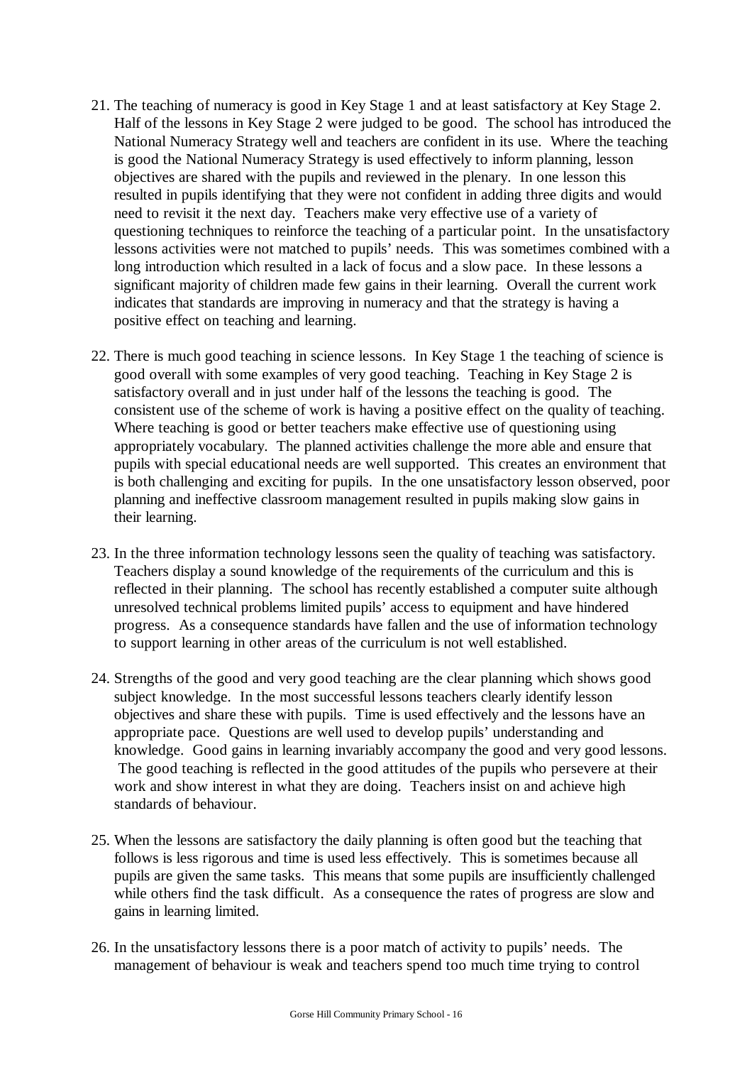21. The teaching of numeracy is good in Key Stage 1 and at least satisfactory at Key Stage 2. Half of the lessons in Key Stage 2 were judged to be good. The school has introduced the National Numeracy Strategy well and teachers are confident in its use. Where the teaching is good the National Numeracy Strategy is used effectively to inform planning, lesson objectives are shared with the pupils and reviewed in the plenary. In one lesson this resulted in pupils identifying that they were not confident in adding three digits and would need to revisit it the next day. Teachers make very effective use of a variety of questioning techniques to reinforce the teaching of a particular point. In the unsatisfactory lessons activities were not matched to pupils' needs. This was sometimes combined with a long introduction which resulted in a lack of focus and a slow pace. In these lessons a significant majority of children made few gains in their learning. Overall the current work indicates that standards are improving in numeracy and that the strategy is having a positive effect on teaching and learning.

22. There is much good teaching in science lessons. In Key Stage 1 the teaching of science is good overall with some examples of very good teaching. Teaching in Key Stage 2 is satisfactory overall and in just under half of the lessons the teaching is good. The consistent use of the scheme of work is having a positive effect on the quality of teaching. Where teaching is good or better teachers make effective use of questioning using appropriately vocabulary. The planned activities challenge the more able and ensure that pupils with special educational needs are well supported. This creates an environment that is both challenging and exciting for pupils. In the one unsatisfactory lesson observed, poor planning and ineffective classroom management resulted in pupils making slow gains in their learning.

23. In the three information technology lessons seen the quality of teaching was satisfactory. Teachers display a sound knowledge of the requirements of the curriculum and this is reflected in their planning. The school has recently established a computer suite although unresolved technical problems limited pupils' access to equipment and have hindered progress. As a consequence standards have fallen and the use of information technology to support learning in other areas of the curriculum is not well established.

24. Strengths of the good and very good teaching are the clear planning which shows good subject knowledge. In the most successful lessons teachers clearly identify lesson objectives and share these with pupils. Time is used effectively and the lessons have an appropriate pace. Questions are well used to develop pupils' understanding and knowledge. Good gains in learning invariably accompany the good and very good lessons. The good teaching is reflected in the good attitudes of the pupils who persevere at their work and show interest in what they are doing. Teachers insist on and achieve high standards of behaviour.

25. When the lessons are satisfactory the daily planning is often good but the teaching that follows is less rigorous and time is used less effectively. This is sometimes because all pupils are given the same tasks. This means that some pupils are insufficiently challenged while others find the task difficult. As a consequence the rates of progress are slow and gains in learning limited.

26. In the unsatisfactory lessons there is a poor match of activity to pupils' needs. The management of behaviour is weak and teachers spend too much time trying to control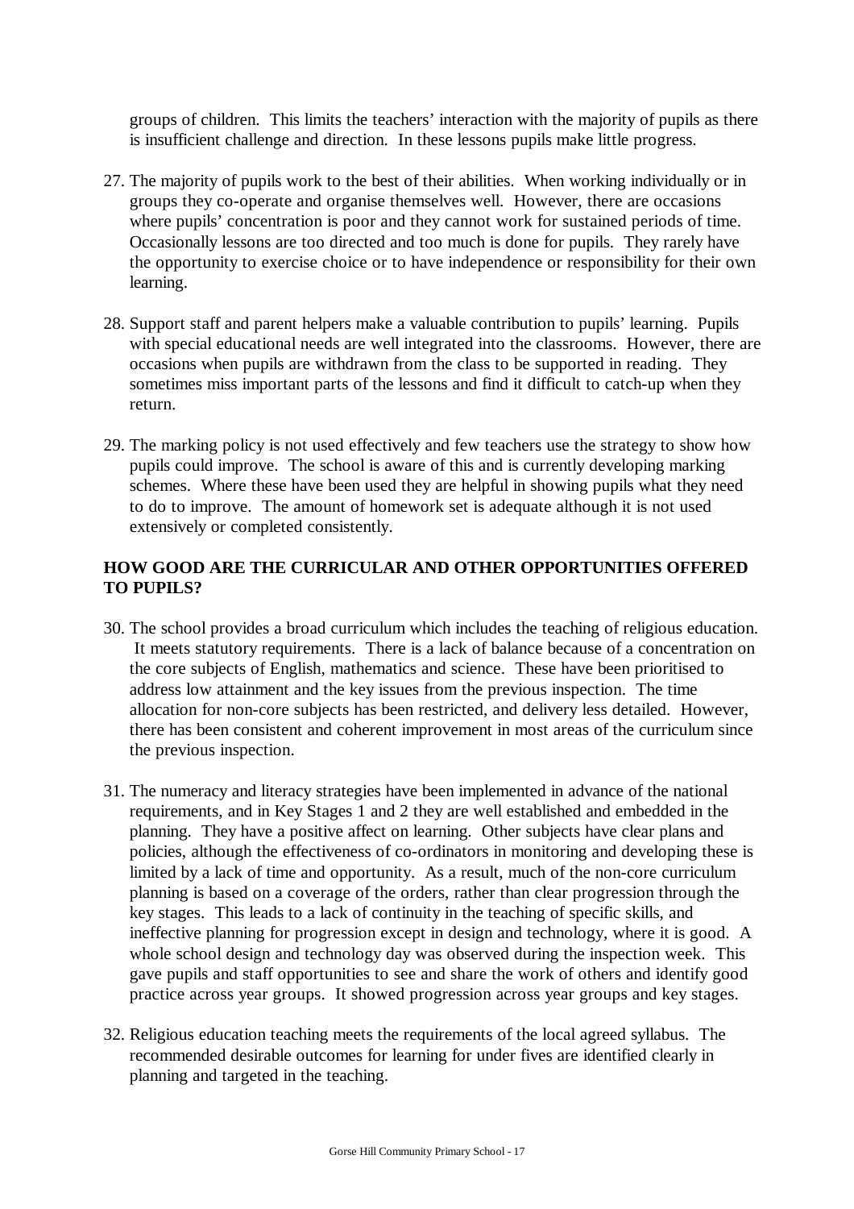groups of children. This limits the teachers' interaction with the majority of pupils as there is insufficient challenge and direction. In these lessons pupils make little progress.

27. The majority of pupils work to the best of their abilities. When working individually or in groups they co-operate and organise themselves well. However, there are occasions where pupils' concentration is poor and they cannot work for sustained periods of time. Occasionally lessons are too directed and too much is done for pupils. They rarely have the opportunity to exercise choice or to have independence or responsibility for their own learning.

28. Support staff and parent helpers make a valuable contribution to pupils' learning. Pupils with special educational needs are well integrated into the classrooms. However, there are occasions when pupils are withdrawn from the class to be supported in reading. They sometimes miss important parts of the lessons and find it difficult to catch-up when they return.

29. The marking policy is not used effectively and few teachers use the strategy to show how pupils could improve. The school is aware of this and is currently developing marking schemes. Where these have been used they are helpful in showing pupils what they need to do to improve. The amount of homework set is adequate although it is not used extensively or completed consistently.

## HOW GOOD ARE THE CURRICULAR AND OTHER OPPORTUNITIES OFFERED TO PUPILS?

30. The school provides a broad curriculum which includes the teaching of religious education. It meets statutory requirements. There is a lack of balance because of a concentration on the core subjects of English, mathematics and science. These have been prioritised to address low attainment and the key issues from the previous inspection. The time allocation for non-core subjects has been restricted, and delivery less detailed. However, there has been consistent and coherent improvement in most areas of the curriculum since the previous inspection.

31. The numeracy and literacy strategies have been implemented in advance of the national requirements, and in Key Stages 1 and 2 they are well established and embedded in the planning. They have a positive affect on learning. Other subjects have clear plans and policies, although the effectiveness of co-ordinators in monitoring and developing these is limited by a lack of time and opportunity. As a result, much of the non-core curriculum planning is based on a coverage of the orders, rather than clear progression through the key stages. This leads to a lack of continuity in the teaching of specific skills, and ineffective planning for progression except in design and technology, where it is good. A whole school design and technology day was observed during the inspection week. This gave pupils and staff opportunities to see and share the work of others and identify good practice across year groups. It showed progression across year groups and key stages.

32. Religious education teaching meets the requirements of the local agreed syllabus. The recommended desirable outcomes for learning for under fives are identified clearly in planning and targeted in the teaching.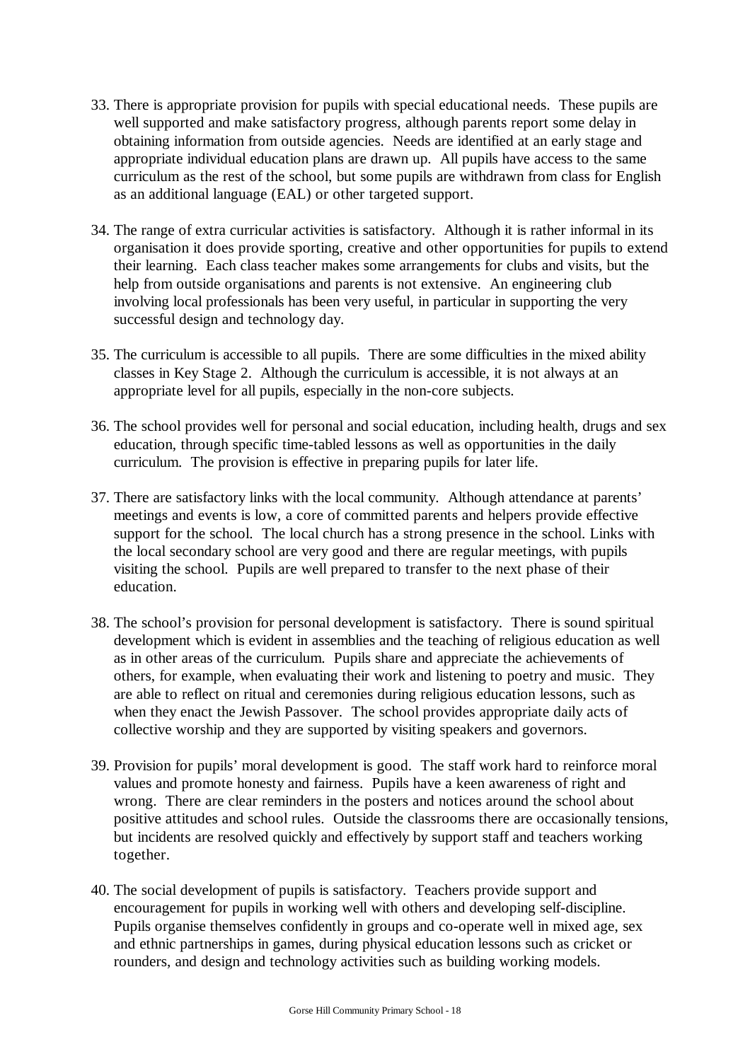33. There is appropriate provision for pupils with special educational needs. These pupils are well supported and make satisfactory progress, although parents report some delay in obtaining information from outside agencies. Needs are identified at an early stage and appropriate individual education plans are drawn up. All pupils have access to the same curriculum as the rest of the school, but some pupils are withdrawn from class for English as an additional language (EAL) or other targeted support.

34. The range of extra curricular activities is satisfactory. Although it is rather informal in its organisation it does provide sporting, creative and other opportunities for pupils to extend their learning. Each class teacher makes some arrangements for clubs and visits, but the help from outside organisations and parents is not extensive. An engineering club involving local professionals has been very useful, in particular in supporting the very successful design and technology day.

35. The curriculum is accessible to all pupils. There are some difficulties in the mixed ability classes in Key Stage 2. Although the curriculum is accessible, it is not always at an appropriate level for all pupils, especially in the non-core subjects.

36. The school provides well for personal and social education, including health, drugs and sex education, through specific time-tabled lessons as well as opportunities in the daily curriculum. The provision is effective in preparing pupils for later life.

37. There are satisfactory links with the local community. Although attendance at parents' meetings and events is low, a core of committed parents and helpers provide effective support for the school. The local church has a strong presence in the school. Links with the local secondary school are very good and there are regular meetings, with pupils visiting the school. Pupils are well prepared to transfer to the next phase of their education.

38. The school's provision for personal development is satisfactory. There is sound spiritual development which is evident in assemblies and the teaching of religious education as well as in other areas of the curriculum. Pupils share and appreciate the achievements of others, for example, when evaluating their work and listening to poetry and music. They are able to reflect on ritual and ceremonies during religious education lessons, such as when they enact the Jewish Passover. The school provides appropriate daily acts of collective worship and they are supported by visiting speakers and governors.

39. Provision for pupils' moral development is good. The staff work hard to reinforce moral values and promote honesty and fairness. Pupils have a keen awareness of right and wrong. There are clear reminders in the posters and notices around the school about positive attitudes and school rules. Outside the classrooms there are occasionally tensions, but incidents are resolved quickly and effectively by support staff and teachers working together.

40. The social development of pupils is satisfactory. Teachers provide support and encouragement for pupils in working well with others and developing self-discipline. Pupils organise themselves confidently in groups and co-operate well in mixed age, sex and ethnic partnerships in games, during physical education lessons such as cricket or rounders, and design and technology activities such as building working models.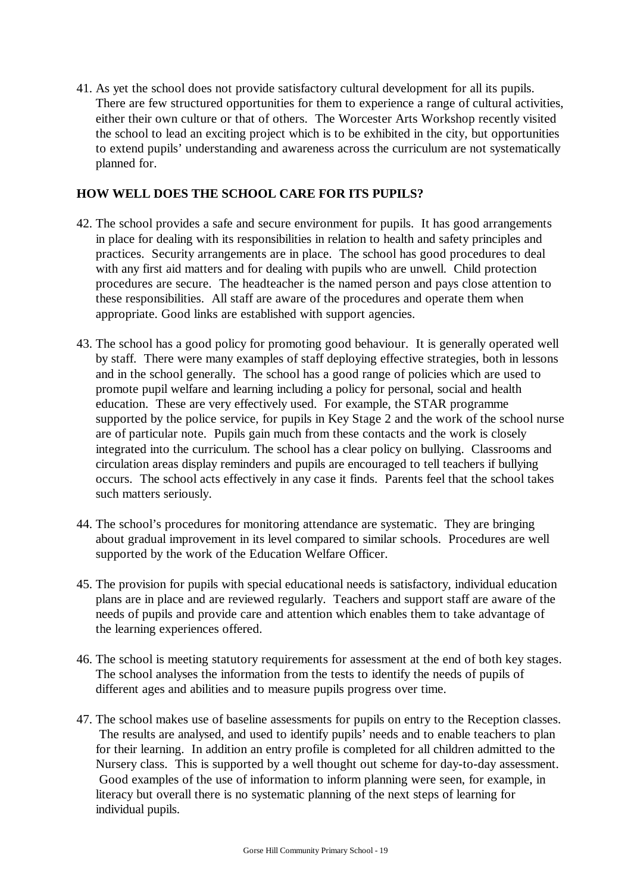41. As yet the school does not provide satisfactory cultural development for all its pupils. There are few structured opportunities for them to experience a range of cultural activities, either their own culture or that of others. The Worcester Arts Workshop recently visited the school to lead an exciting project which is to be exhibited in the city, but opportunities to extend pupils' understanding and awareness across the curriculum are not systematically planned for.

## HOW WELL DOES THE SCHOOL CARE FOR ITS PUPILS?

42. The school provides a safe and secure environment for pupils. It has good arrangements in place for dealing with its responsibilities in relation to health and safety principles and practices. Security arrangements are in place. The school has good procedures to deal with any first aid matters and for dealing with pupils who are unwell. Child protection procedures are secure. The headteacher is the named person and pays close attention to these responsibilities. All staff are aware of the procedures and operate them when appropriate. Good links are established with support agencies.

43. The school has a good policy for promoting good behaviour. It is generally operated well by staff. There were many examples of staff deploying effective strategies, both in lessons and in the school generally. The school has a good range of policies which are used to promote pupil welfare and learning including a policy for personal, social and health education. These are very effectively used. For example, the STAR programme supported by the police service, for pupils in Key Stage 2 and the work of the school nurse are of particular note. Pupils gain much from these contacts and the work is closely integrated into the curriculum. The school has a clear policy on bullying. Classrooms and circulation areas display reminders and pupils are encouraged to tell teachers if bullying occurs. The school acts effectively in any case it finds. Parents feel that the school takes such matters seriously.

44. The school's procedures for monitoring attendance are systematic. They are bringing about gradual improvement in its level compared to similar schools. Procedures are well supported by the work of the Education Welfare Officer.

45. The provision for pupils with special educational needs is satisfactory, individual education plans are in place and are reviewed regularly. Teachers and support staff are aware of the needs of pupils and provide care and attention which enables them to take advantage of the learning experiences offered.

46. The school is meeting statutory requirements for assessment at the end of both key stages. The school analyses the information from the tests to identify the needs of pupils of different ages and abilities and to measure pupils progress over time.

47. The school makes use of baseline assessments for pupils on entry to the Reception classes. The results are analysed, and used to identify pupils' needs and to enable teachers to plan for their learning. In addition an entry profile is completed for all children admitted to the Nursery class. This is supported by a well thought out scheme for day-to-day assessment. Good examples of the use of information to inform planning were seen, for example, in literacy but overall there is no systematic planning of the next steps of learning for individual pupils.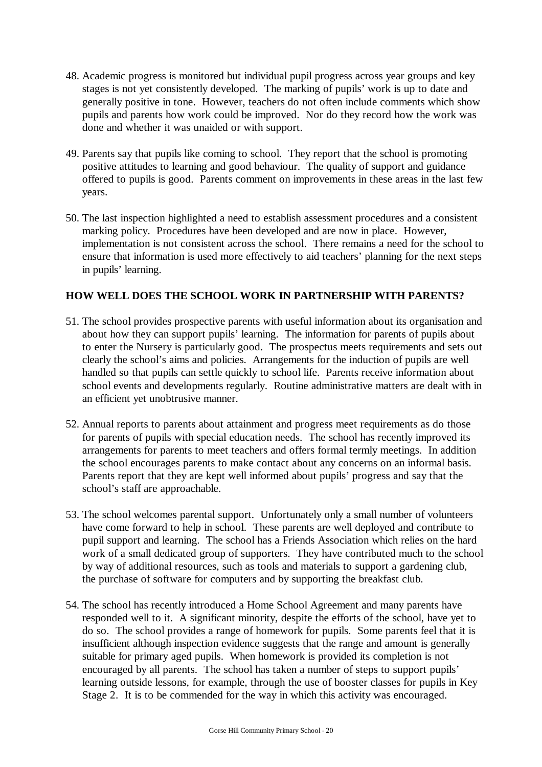48. Academic progress is monitored but individual pupil progress across year groups and key stages is not yet consistently developed. The marking of pupils' work is up to date and generally positive in tone. However, teachers do not often include comments which show pupils and parents how work could be improved. Nor do they record how the work was done and whether it was unaided or with support.

49. Parents say that pupils like coming to school. They report that the school is promoting positive attitudes to learning and good behaviour. The quality of support and guidance offered to pupils is good. Parents comment on improvements in these areas in the last few years.

50. The last inspection highlighted a need to establish assessment procedures and a consistent marking policy. Procedures have been developed and are now in place. However, implementation is not consistent across the school. There remains a need for the school to ensure that information is used more effectively to aid teachers' planning for the next steps in pupils' learning.

## HOW WELL DOES THE SCHOOL WORK IN PARTNERSHIP WITH PARENTS?

51. The school provides prospective parents with useful information about its organisation and about how they can support pupils' learning. The information for parents of pupils about to enter the Nursery is particularly good. The prospectus meets requirements and sets out clearly the school's aims and policies. Arrangements for the induction of pupils are well handled so that pupils can settle quickly to school life. Parents receive information about school events and developments regularly. Routine administrative matters are dealt with in an efficient yet unobtrusive manner.

52. Annual reports to parents about attainment and progress meet requirements as do those for parents of pupils with special education needs. The school has recently improved its arrangements for parents to meet teachers and offers formal termly meetings. In addition the school encourages parents to make contact about any concerns on an informal basis. Parents report that they are kept well informed about pupils' progress and say that the school's staff are approachable.

53. The school welcomes parental support. Unfortunately only a small number of volunteers have come forward to help in school. These parents are well deployed and contribute to pupil support and learning. The school has a Friends Association which relies on the hard work of a small dedicated group of supporters. They have contributed much to the school by way of additional resources, such as tools and materials to support a gardening club, the purchase of software for computers and by supporting the breakfast club.

54. The school has recently introduced a Home School Agreement and many parents have responded well to it. A significant minority, despite the efforts of the school, have yet to do so. The school provides a range of homework for pupils. Some parents feel that it is insufficient although inspection evidence suggests that the range and amount is generally suitable for primary aged pupils. When homework is provided its completion is not encouraged by all parents. The school has taken a number of steps to support pupils' learning outside lessons, for example, through the use of booster classes for pupils in Key Stage 2. It is to be commended for the way in which this activity was encouraged.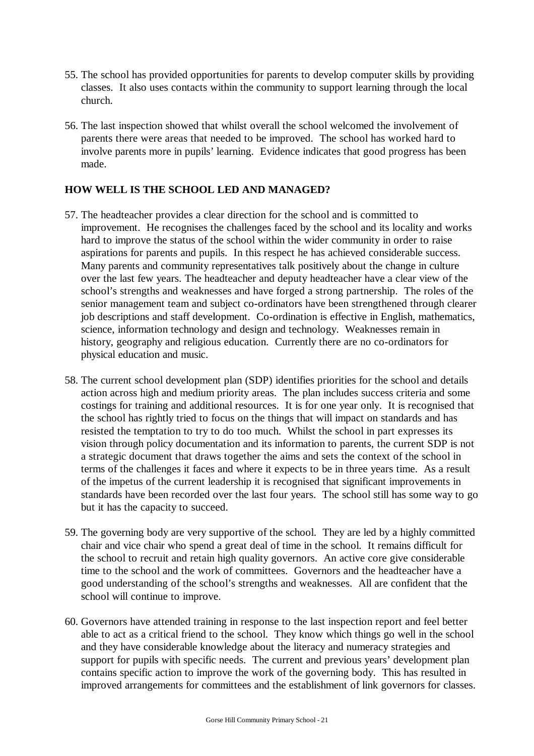55. The school has provided opportunities for parents to develop computer skills by providing classes. It also uses contacts within the community to support learning through the local church.

56. The last inspection showed that whilst overall the school welcomed the involvement of parents there were areas that needed to be improved. The school has worked hard to involve parents more in pupils' learning. Evidence indicates that good progress has been made.

## HOW WELL IS THE SCHOOL LED AND MANAGED?

57. The headteacher provides a clear direction for the school and is committed to improvement. He recognises the challenges faced by the school and its locality and works hard to improve the status of the school within the wider community in order to raise aspirations for parents and pupils. In this respect he has achieved considerable success. Many parents and community representatives talk positively about the change in culture over the last few years. The headteacher and deputy headteacher have a clear view of the school's strengths and weaknesses and have forged a strong partnership. The roles of the senior management team and subject co-ordinators have been strengthened through clearer job descriptions and staff development. Co-ordination is effective in English, mathematics, science, information technology and design and technology. Weaknesses remain in history, geography and religious education. Currently there are no co-ordinators for physical education and music.

58. The current school development plan (SDP) identifies priorities for the school and details action across high and medium priority areas. The plan includes success criteria and some costings for training and additional resources. It is for one year only. It is recognised that the school has rightly tried to focus on the things that will impact on standards and has resisted the temptation to try to do too much. Whilst the school in part expresses its vision through policy documentation and its information to parents, the current SDP is not a strategic document that draws together the aims and sets the context of the school in terms of the challenges it faces and where it expects to be in three years time. As a result of the impetus of the current leadership it is recognised that significant improvements in standards have been recorded over the last four years. The school still has some way to go but it has the capacity to succeed.

59. The governing body are very supportive of the school. They are led by a highly committed chair and vice chair who spend a great deal of time in the school. It remains difficult for the school to recruit and retain high quality governors. An active core give considerable time to the school and the work of committees. Governors and the headteacher have a good understanding of the school's strengths and weaknesses. All are confident that the school will continue to improve.

60. Governors have attended training in response to the last inspection report and feel better able to act as a critical friend to the school. They know which things go well in the school and they have considerable knowledge about the literacy and numeracy strategies and support for pupils with specific needs. The current and previous years' development plan contains specific action to improve the work of the governing body. This has resulted in improved arrangements for committees and the establishment of link governors for classes.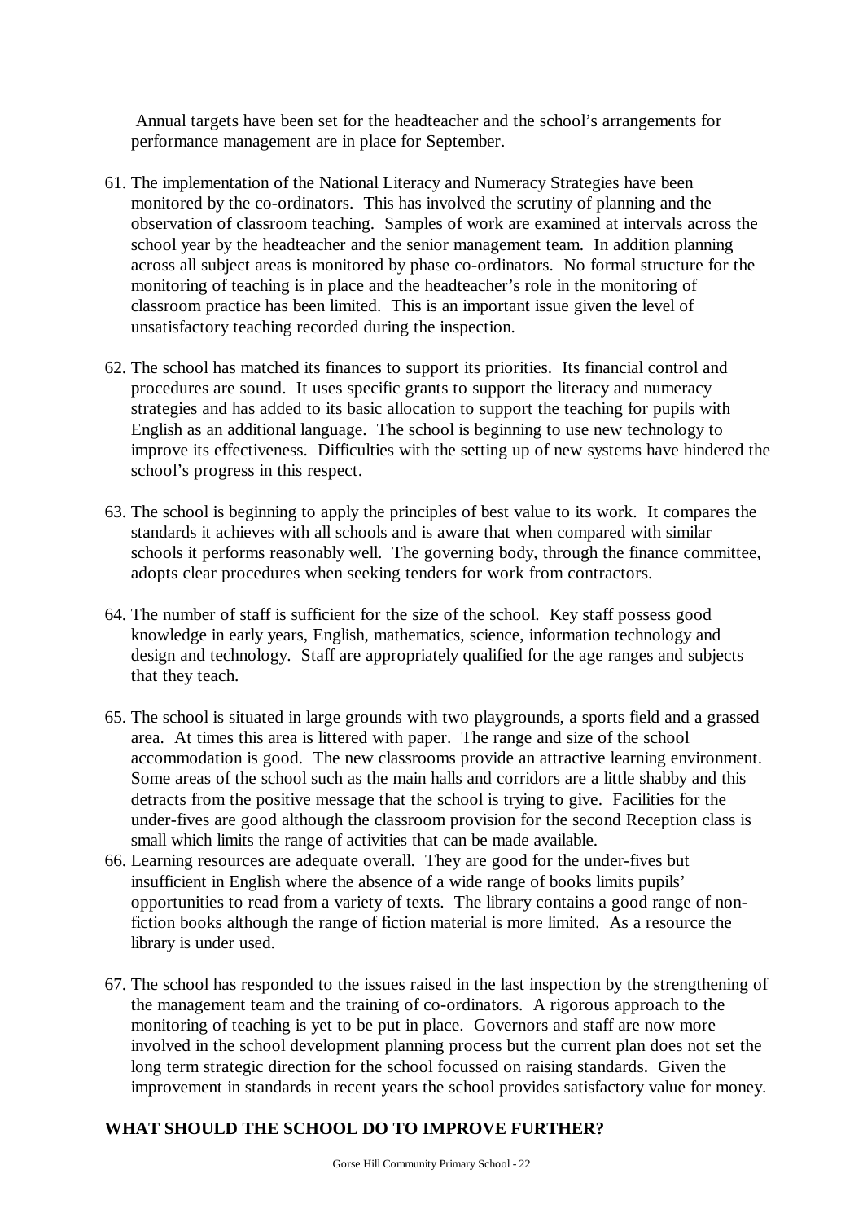Annual targets have been set for the headteacher and the school's arrangements for performance management are in place for September.

61. The implementation of the National Literacy and Numeracy Strategies have been monitored by the co-ordinators. This has involved the scrutiny of planning and the observation of classroom teaching. Samples of work are examined at intervals across the school year by the headteacher and the senior management team. In addition planning across all subject areas is monitored by phase co-ordinators. No formal structure for the monitoring of teaching is in place and the headteacher's role in the monitoring of classroom practice has been limited. This is an important issue given the level of unsatisfactory teaching recorded during the inspection.

62. The school has matched its finances to support its priorities. Its financial control and procedures are sound. It uses specific grants to support the literacy and numeracy strategies and has added to its basic allocation to support the teaching for pupils with English as an additional language. The school is beginning to use new technology to improve its effectiveness. Difficulties with the setting up of new systems have hindered the school's progress in this respect.

63. The school is beginning to apply the principles of best value to its work. It compares the standards it achieves with all schools and is aware that when compared with similar schools it performs reasonably well. The governing body, through the finance committee, adopts clear procedures when seeking tenders for work from contractors.

64. The number of staff is sufficient for the size of the school. Key staff possess good knowledge in early years, English, mathematics, science, information technology and design and technology. Staff are appropriately qualified for the age ranges and subjects that they teach.

65. The school is situated in large grounds with two playgrounds, a sports field and a grassed area. At times this area is littered with paper. The range and size of the school accommodation is good. The new classrooms provide an attractive learning environment. Some areas of the school such as the main halls and corridors are a little shabby and this detracts from the positive message that the school is trying to give. Facilities for the under-fives are good although the classroom provision for the second Reception class is small which limits the range of activities that can be made available.

66. Learning resources are adequate overall. They are good for the under-fives but insufficient in English where the absence of a wide range of books limits pupils' opportunities to read from a variety of texts. The library contains a good range of non-fiction books although the range of fiction material is more limited. As a resource the library is under used.

67. The school has responded to the issues raised in the last inspection by the strengthening of the management team and the training of co-ordinators. A rigorous approach to the monitoring of teaching is yet to be put in place. Governors and staff are now more involved in the school development planning process but the current plan does not set the long term strategic direction for the school focussed on raising standards. Given the improvement in standards in recent years the school provides satisfactory value for money.

## WHAT SHOULD THE SCHOOL DO TO IMPROVE FURTHER?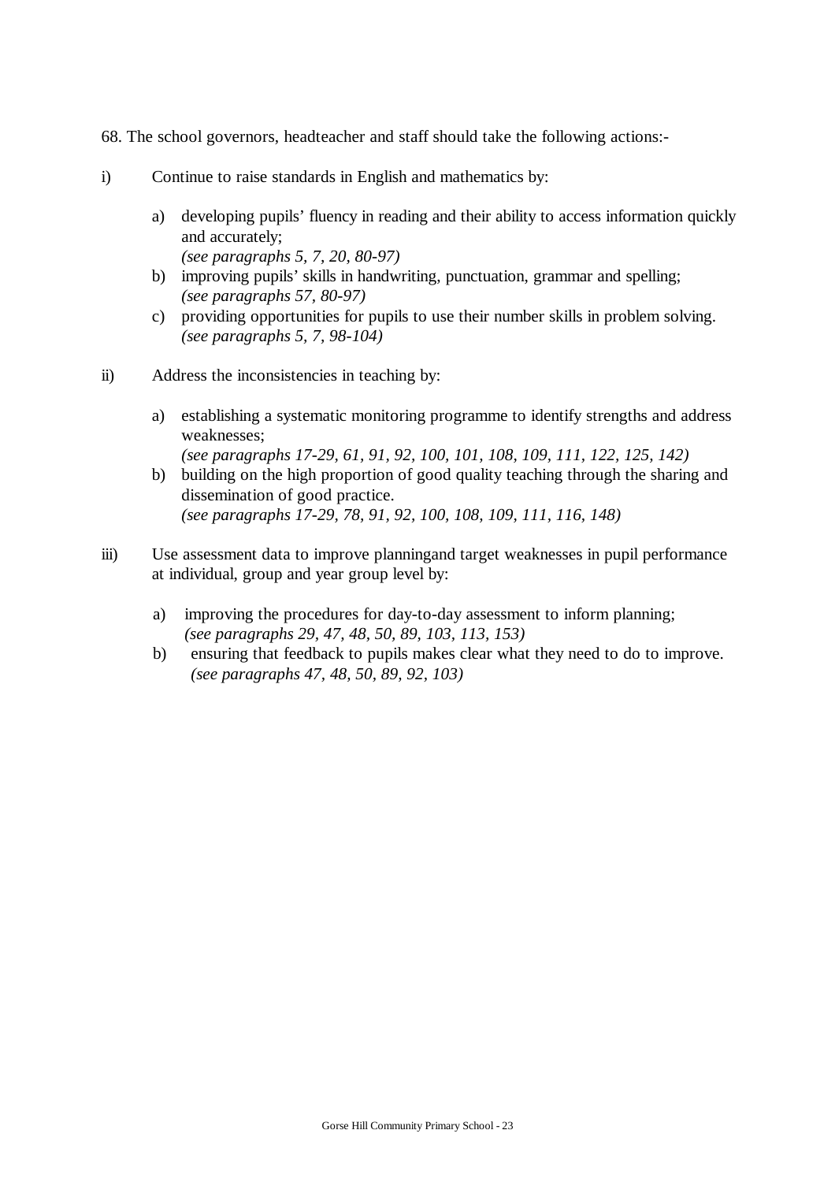68. The school governors, headteacher and staff should take the following actions:-

i) Continue to raise standards in English and mathematics by:

   a) developing pupils' fluency in reading and their ability to access information quickly and accurately;
      *(see paragraphs 5, 7, 20, 80-97)*
   b) improving pupils' skills in handwriting, punctuation, grammar and spelling;
      *(see paragraphs 57, 80-97)*
   c) providing opportunities for pupils to use their number skills in problem solving.
      *(see paragraphs 5, 7, 98-104)*

ii) Address the inconsistencies in teaching by:

   a) establishing a systematic monitoring programme to identify strengths and address weaknesses;
      *(see paragraphs 17-29, 61, 91, 92, 100, 101, 108, 109, 111, 122, 125, 142)*
   b) building on the high proportion of good quality teaching through the sharing and dissemination of good practice.
      *(see paragraphs 17-29, 78, 91, 92, 100, 108, 109, 111, 116, 148)*

iii) Use assessment data to improve planningand target weaknesses in pupil performance at individual, group and year group level by:

   a) improving the procedures for day-to-day assessment to inform planning;
      *(see paragraphs 29, 47, 48, 50, 89, 103, 113, 153)*
   b) ensuring that feedback to pupils makes clear what they need to do to improve.
      *(see paragraphs 47, 48, 50, 89, 92, 103)*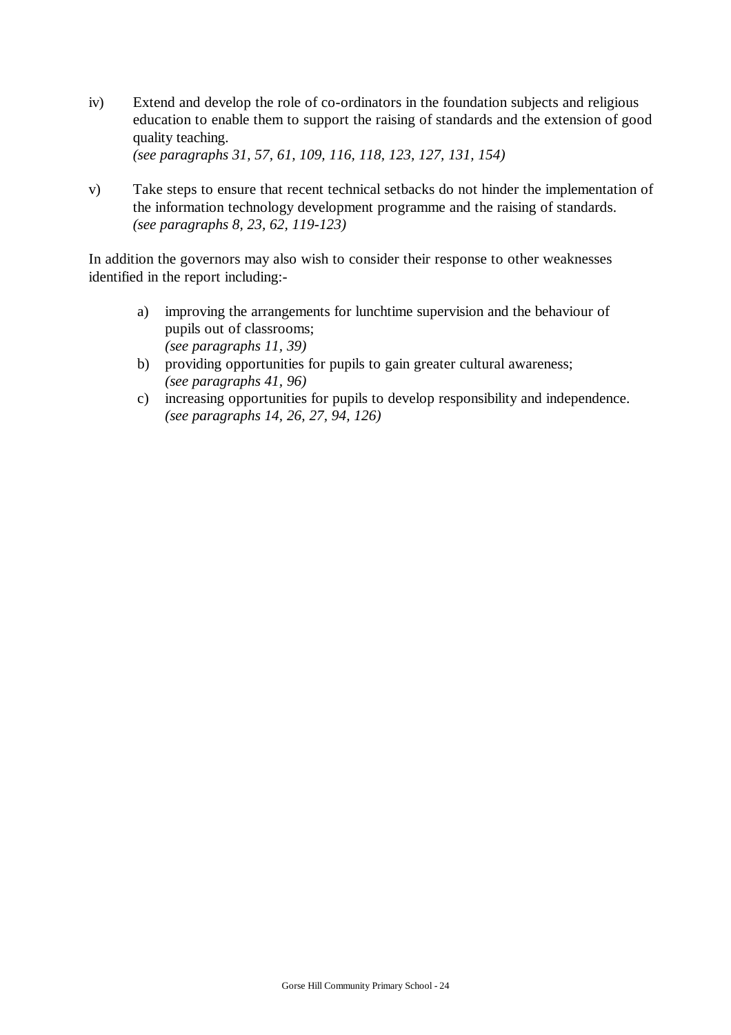iv) Extend and develop the role of co-ordinators in the foundation subjects and religious education to enable them to support the raising of standards and the extension of good quality teaching.
*(see paragraphs 31, 57, 61, 109, 116, 118, 123, 127, 131, 154)*

v) Take steps to ensure that recent technical setbacks do not hinder the implementation of the information technology development programme and the raising of standards.
*(see paragraphs 8, 23, 62, 119-123)*

In addition the governors may also wish to consider their response to other weaknesses identified in the report including:-

a) improving the arrangements for lunchtime supervision and the behaviour of pupils out of classrooms;
*(see paragraphs 11, 39)*

b) providing opportunities for pupils to gain greater cultural awareness;
*(see paragraphs 41, 96)*

c) increasing opportunities for pupils to develop responsibility and independence.
*(see paragraphs 14, 26, 27, 94, 126)*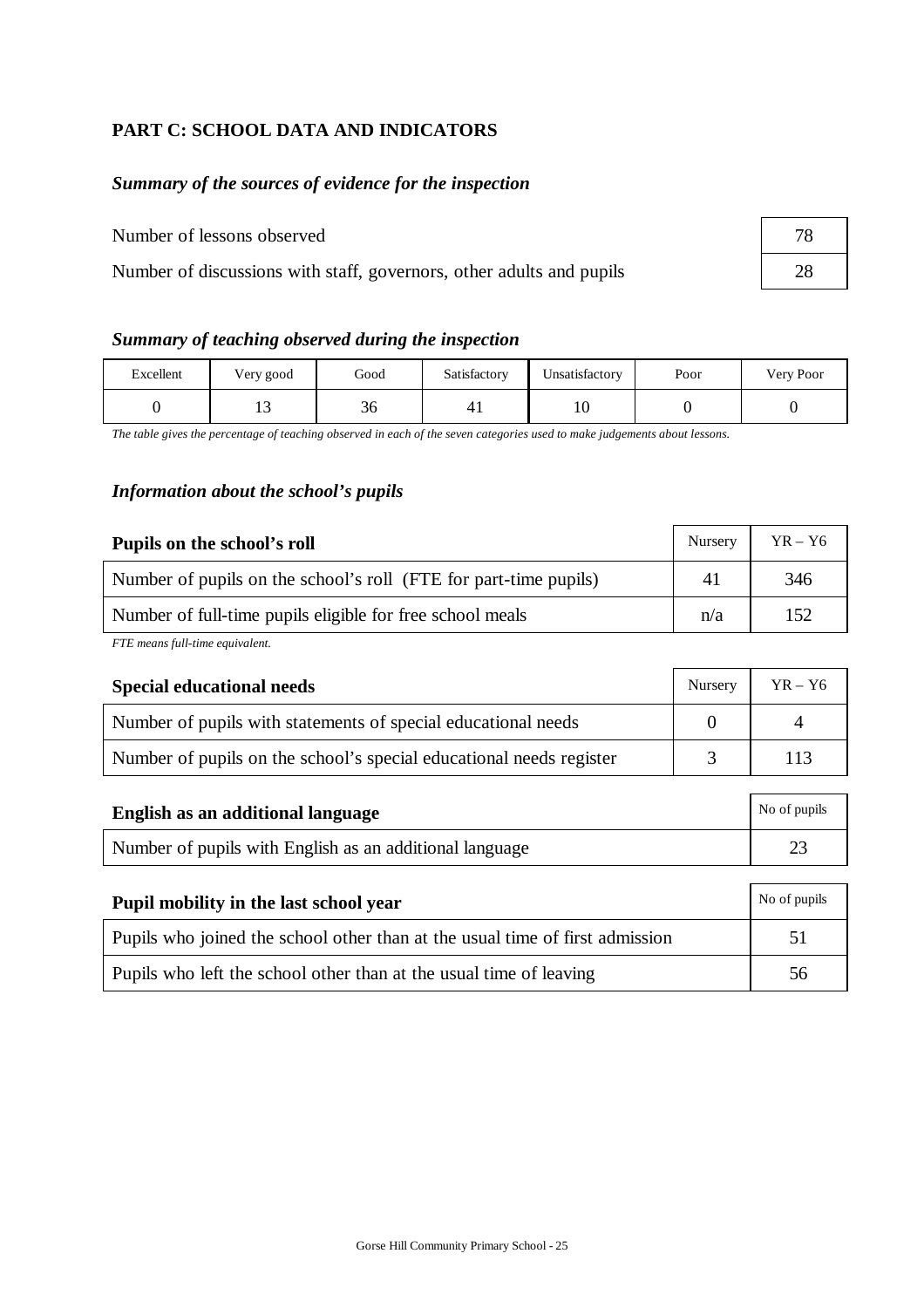## PART C: SCHOOL DATA AND INDICATORS

### *Summary of the sources of evidence for the inspection*

| | |
|---|---|
| Number of lessons observed | 78 |
| Number of discussions with staff, governors, other adults and pupils | 28 |

### *Summary of teaching observed during the inspection*

| Excellent | Very good | Good | Satisfactory | Unsatisfactory | Poor | Very Poor |
|---|---|---|---|---|---|---|
| 0 | 13 | 36 | 41 | 10 | 0 | 0 |

*The table gives the percentage of teaching observed in each of the seven categories used to make judgements about lessons.*

### *Information about the school's pupils*

| **Pupils on the school's roll** | Nursery | YR – Y6 |
|---|---|---|
| Number of pupils on the school's roll (FTE for part-time pupils) | 41 | 346 |
| Number of full-time pupils eligible for free school meals | n/a | 152 |

*FTE means full-time equivalent.*

| **Special educational needs** | Nursery | YR – Y6 |
|---|---|---|
| Number of pupils with statements of special educational needs | 0 | 4 |
| Number of pupils on the school's special educational needs register | 3 | 113 |

| **English as an additional language** | No of pupils |
|---|---|
| Number of pupils with English as an additional language | 23 |

| **Pupil mobility in the last school year** | No of pupils |
|---|---|
| Pupils who joined the school other than at the usual time of first admission | 51 |
| Pupils who left the school other than at the usual time of leaving | 56 |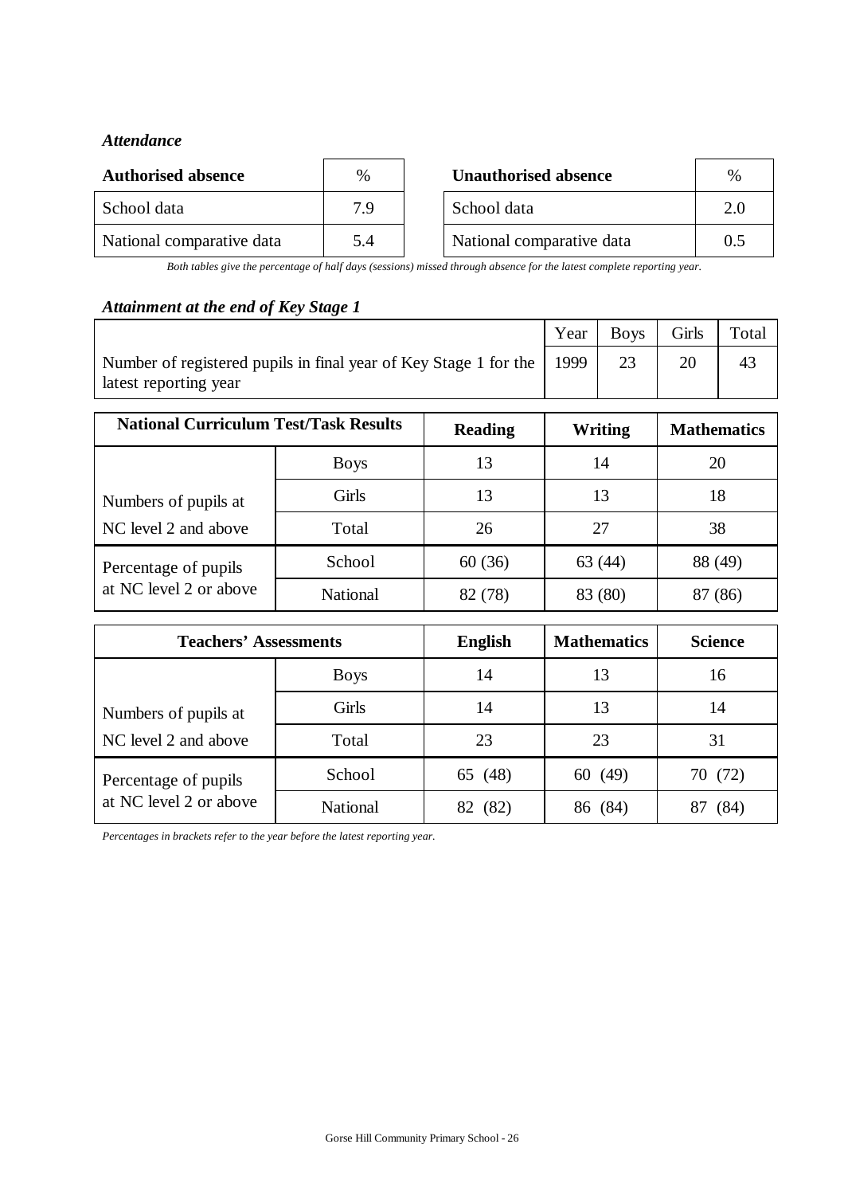### *Attendance*

| Authorised absence | % |
|---|---|
| School data | 7.9 |
| National comparative data | 5.4 |

| Unauthorised absence | % |
|---|---|
| School data | 2.0 |
| National comparative data | 0.5 |

*Both tables give the percentage of half days (sessions) missed through absence for the latest complete reporting year.*

### *Attainment at the end of Key Stage 1*

| | Year | Boys | Girls | Total |
|---|---|---|---|---|
| Number of registered pupils in final year of Key Stage 1 for the latest reporting year | 1999 | 23 | 20 | 43 |

| National Curriculum Test/Task Results | | Reading | Writing | Mathematics |
|---|---|---|---|---|
| Numbers of pupils at NC level 2 and above | Boys | 13 | 14 | 20 |
| | Girls | 13 | 13 | 18 |
| | Total | 26 | 27 | 38 |
| Percentage of pupils at NC level 2 or above | School | 60 (36) | 63 (44) | 88 (49) |
| | National | 82 (78) | 83 (80) | 87 (86) |

| Teachers' Assessments | | English | Mathematics | Science |
|---|---|---|---|---|
| Numbers of pupils at NC level 2 and above | Boys | 14 | 13 | 16 |
| | Girls | 14 | 13 | 14 |
| | Total | 23 | 23 | 31 |
| Percentage of pupils at NC level 2 or above | School | 65 (48) | 60 (49) | 70 (72) |
| | National | 82 (82) | 86 (84) | 87 (84) |

*Percentages in brackets refer to the year before the latest reporting year.*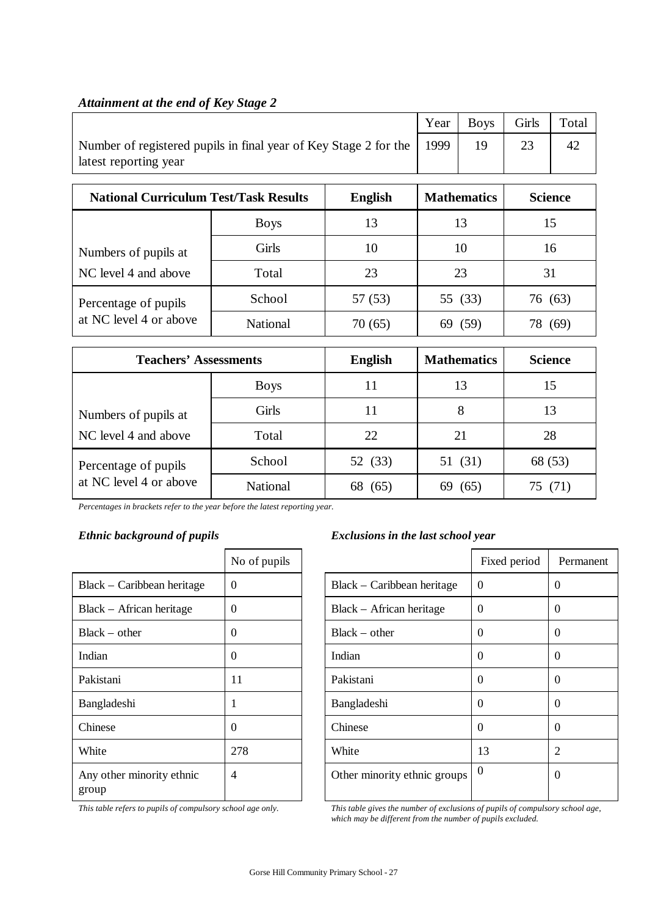### *Attainment at the end of Key Stage 2*

| | Year | Boys | Girls | Total |
|---|---|---|---|---|
| Number of registered pupils in final year of Key Stage 2 for the latest reporting year | 1999 | 19 | 23 | 42 |

| National Curriculum Test/Task Results | | English | Mathematics | Science |
|---|---|---|---|---|
| Numbers of pupils at NC level 4 and above | Boys | 13 | 13 | 15 |
| | Girls | 10 | 10 | 16 |
| | Total | 23 | 23 | 31 |
| Percentage of pupils at NC level 4 or above | School | 57 (53) | 55 (33) | 76 (63) |
| | National | 70 (65) | 69 (59) | 78 (69) |

| Teachers' Assessments | | English | Mathematics | Science |
|---|---|---|---|---|
| Numbers of pupils at NC level 4 and above | Boys | 11 | 13 | 15 |
| | Girls | 11 | 8 | 13 |
| | Total | 22 | 21 | 28 |
| Percentage of pupils at NC level 4 or above | School | 52 (33) | 51 (31) | 68 (53) |
| | National | 68 (65) | 69 (65) | 75 (71) |

*Percentages in brackets refer to the year before the latest reporting year.*

### *Ethnic background of pupils*

| | No of pupils |
|---|---|
| Black – Caribbean heritage | 0 |
| Black – African heritage | 0 |
| Black – other | 0 |
| Indian | 0 |
| Pakistani | 11 |
| Bangladeshi | 1 |
| Chinese | 0 |
| White | 278 |
| Any other minority ethnic group | 4 |

*This table refers to pupils of compulsory school age only.*

### *Exclusions in the last school year*

| | Fixed period | Permanent |
|---|---|---|
| Black – Caribbean heritage | 0 | 0 |
| Black – African heritage | 0 | 0 |
| Black – other | 0 | 0 |
| Indian | 0 | 0 |
| Pakistani | 0 | 0 |
| Bangladeshi | 0 | 0 |
| Chinese | 0 | 0 |
| White | 13 | 2 |
| Other minority ethnic groups | 0 | 0 |

*This table gives the number of exclusions of pupils of compulsory school age, which may be different from the number of pupils excluded.*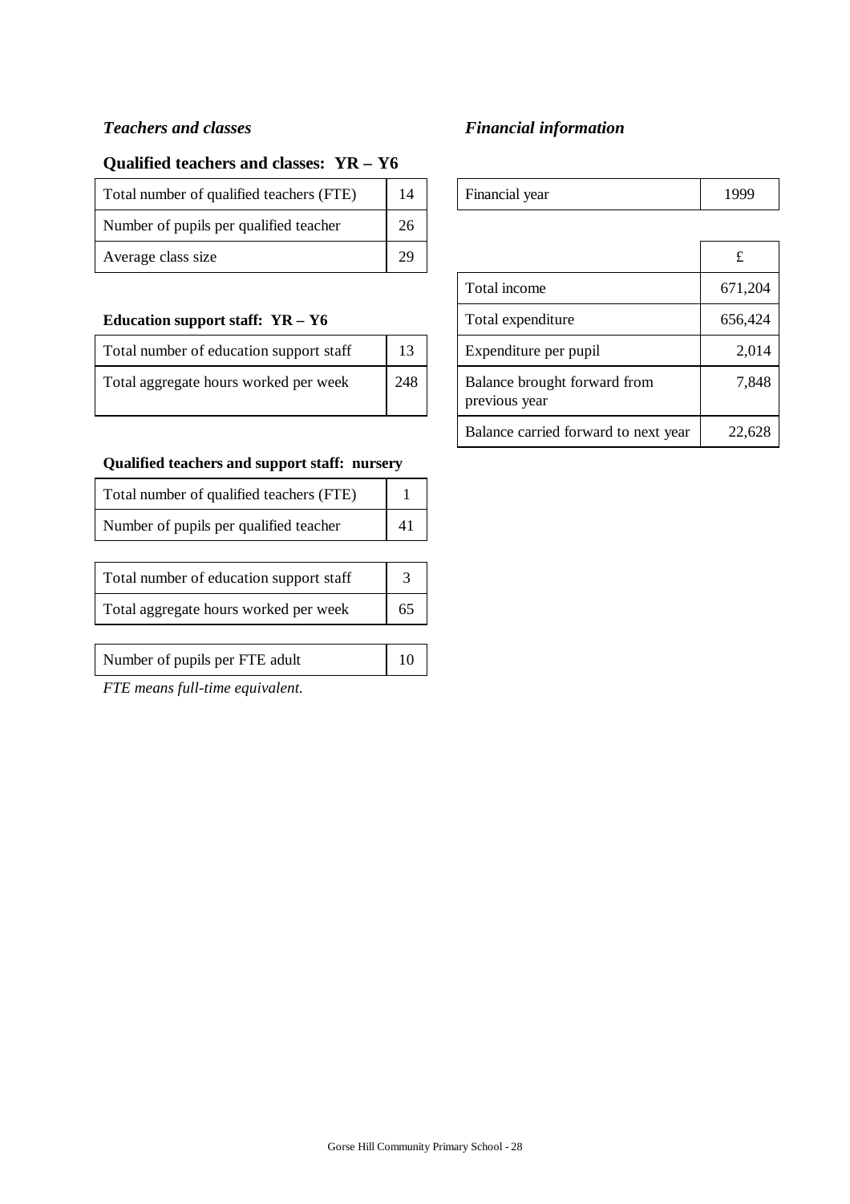### *Teachers and classes*

#### Qualified teachers and classes: YR – Y6

| | |
|---|---|
| Total number of qualified teachers (FTE) | 14 |
| Number of pupils per qualified teacher | 26 |
| Average class size | 29 |

#### Education support staff: YR – Y6

| | |
|---|---|
| Total number of education support staff | 13 |
| Total aggregate hours worked per week | 248 |

#### Qualified teachers and support staff: nursery

| | |
|---|---|
| Total number of qualified teachers (FTE) | 1 |
| Number of pupils per qualified teacher | 41 |

| | |
|---|---|
| Total number of education support staff | 3 |
| Total aggregate hours worked per week | 65 |

| | |
|---|---|
| Number of pupils per FTE adult | 10 |

*FTE means full-time equivalent.*

### *Financial information*

| | |
|---|---|
| Financial year | 1999 |

| | £ |
|---|---|
| Total income | 671,204 |
| Total expenditure | 656,424 |
| Expenditure per pupil | 2,014 |
| Balance brought forward from previous year | 7,848 |
| Balance carried forward to next year | 22,628 |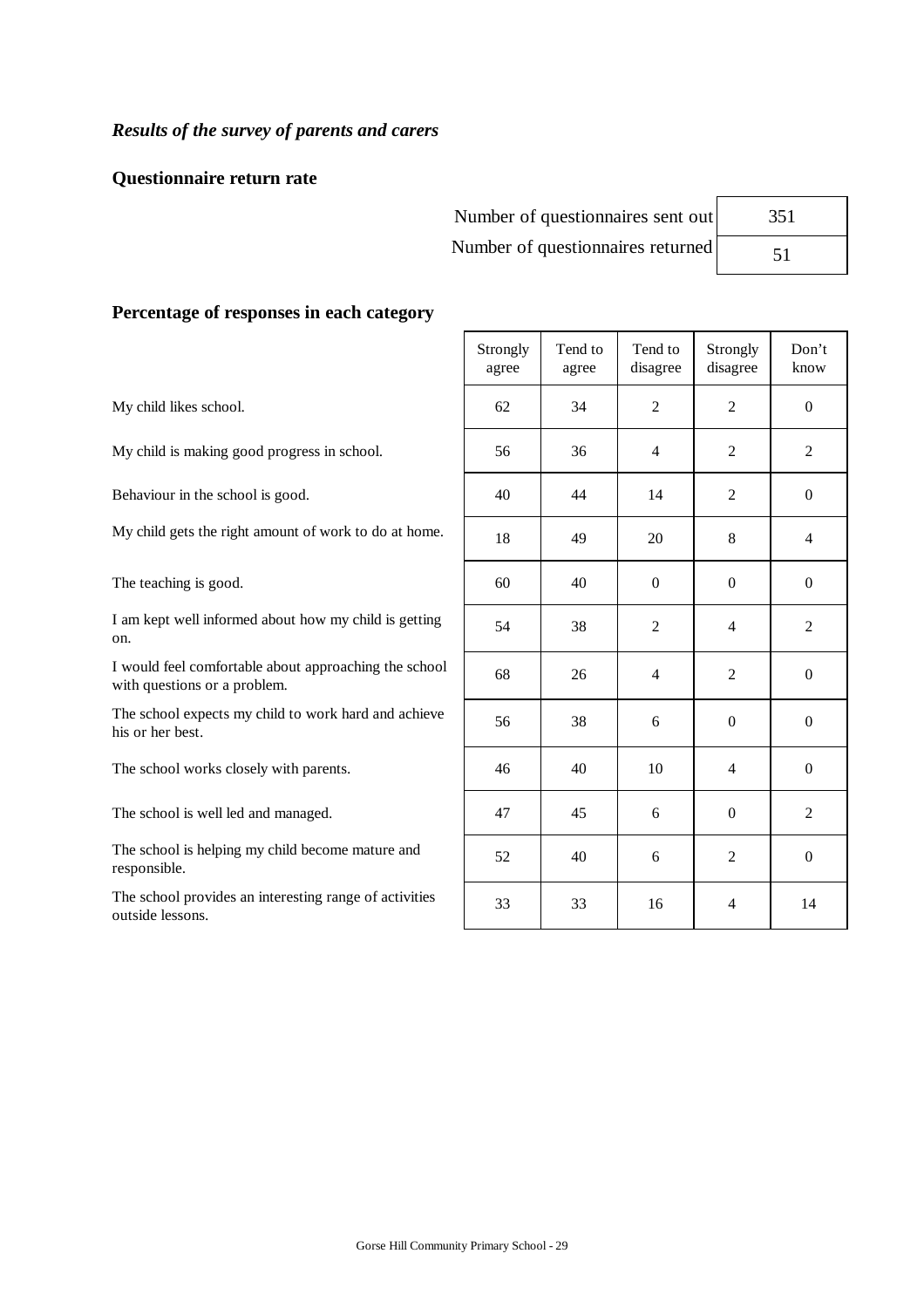*Results of the survey of parents and carers*

**Questionnaire return rate**

| | |
|---|---|
| Number of questionnaires sent out | 351 |
| Number of questionnaires returned | 51 |

**Percentage of responses in each category**

| | Strongly agree | Tend to agree | Tend to disagree | Strongly disagree | Don't know |
|---|---|---|---|---|---|
| My child likes school. | 62 | 34 | 2 | 2 | 0 |
| My child is making good progress in school. | 56 | 36 | 4 | 2 | 2 |
| Behaviour in the school is good. | 40 | 44 | 14 | 2 | 0 |
| My child gets the right amount of work to do at home. | 18 | 49 | 20 | 8 | 4 |
| The teaching is good. | 60 | 40 | 0 | 0 | 0 |
| I am kept well informed about how my child is getting on. | 54 | 38 | 2 | 4 | 2 |
| I would feel comfortable about approaching the school with questions or a problem. | 68 | 26 | 4 | 2 | 0 |
| The school expects my child to work hard and achieve his or her best. | 56 | 38 | 6 | 0 | 0 |
| The school works closely with parents. | 46 | 40 | 10 | 4 | 0 |
| The school is well led and managed. | 47 | 45 | 6 | 0 | 2 |
| The school is helping my child become mature and responsible. | 52 | 40 | 6 | 2 | 0 |
| The school provides an interesting range of activities outside lessons. | 33 | 33 | 16 | 4 | 14 |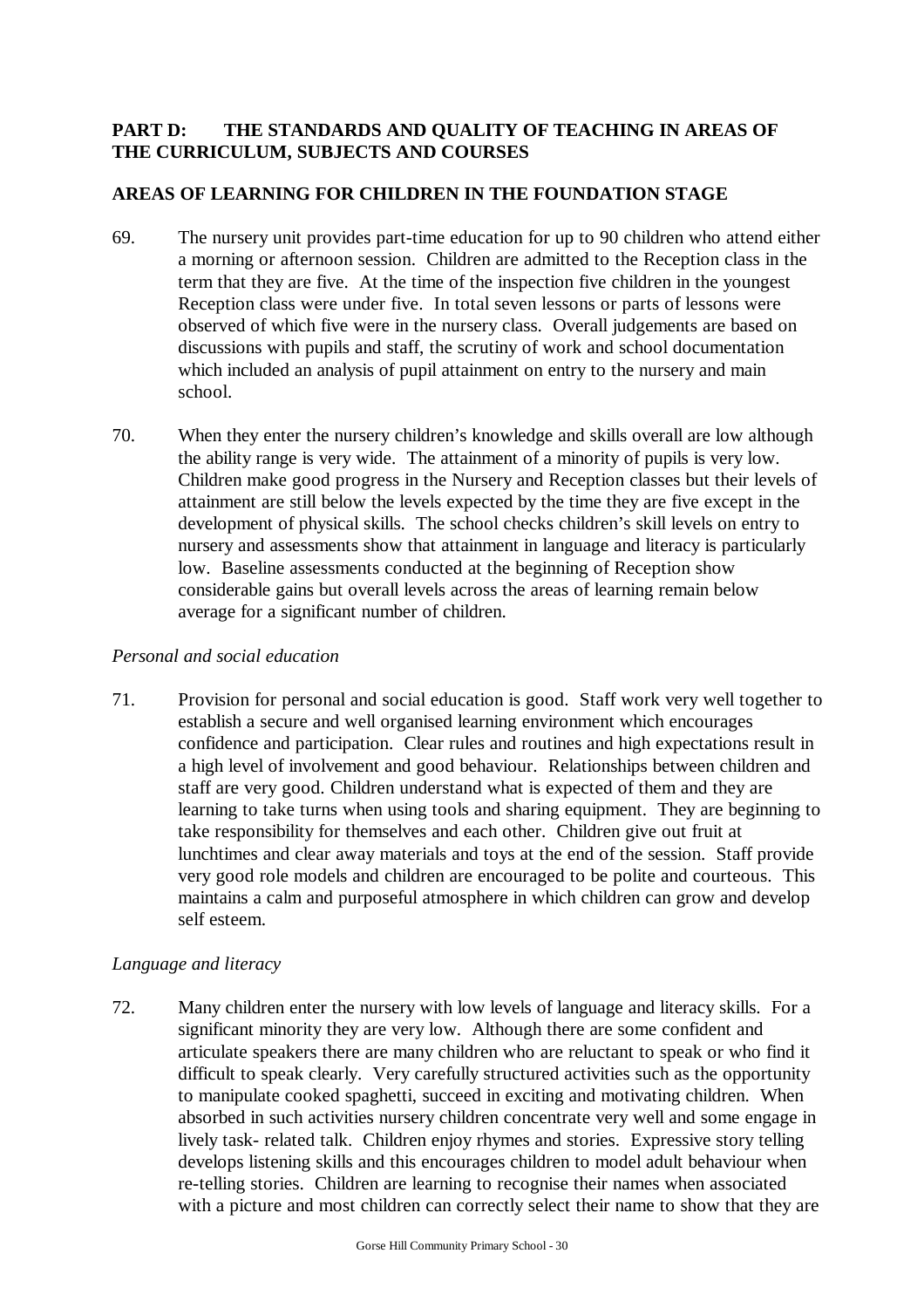**PART D: THE STANDARDS AND QUALITY OF TEACHING IN AREAS OF THE CURRICULUM, SUBJECTS AND COURSES**

**AREAS OF LEARNING FOR CHILDREN IN THE FOUNDATION STAGE**

69. The nursery unit provides part-time education for up to 90 children who attend either a morning or afternoon session. Children are admitted to the Reception class in the term that they are five. At the time of the inspection five children in the youngest Reception class were under five. In total seven lessons or parts of lessons were observed of which five were in the nursery class. Overall judgements are based on discussions with pupils and staff, the scrutiny of work and school documentation which included an analysis of pupil attainment on entry to the nursery and main school.

70. When they enter the nursery children's knowledge and skills overall are low although the ability range is very wide. The attainment of a minority of pupils is very low. Children make good progress in the Nursery and Reception classes but their levels of attainment are still below the levels expected by the time they are five except in the development of physical skills. The school checks children's skill levels on entry to nursery and assessments show that attainment in language and literacy is particularly low. Baseline assessments conducted at the beginning of Reception show considerable gains but overall levels across the areas of learning remain below average for a significant number of children.

*Personal and social education*

71. Provision for personal and social education is good. Staff work very well together to establish a secure and well organised learning environment which encourages confidence and participation. Clear rules and routines and high expectations result in a high level of involvement and good behaviour. Relationships between children and staff are very good. Children understand what is expected of them and they are learning to take turns when using tools and sharing equipment. They are beginning to take responsibility for themselves and each other. Children give out fruit at lunchtimes and clear away materials and toys at the end of the session. Staff provide very good role models and children are encouraged to be polite and courteous. This maintains a calm and purposeful atmosphere in which children can grow and develop self esteem.

*Language and literacy*

72. Many children enter the nursery with low levels of language and literacy skills. For a significant minority they are very low. Although there are some confident and articulate speakers there are many children who are reluctant to speak or who find it difficult to speak clearly. Very carefully structured activities such as the opportunity to manipulate cooked spaghetti, succeed in exciting and motivating children. When absorbed in such activities nursery children concentrate very well and some engage in lively task- related talk. Children enjoy rhymes and stories. Expressive story telling develops listening skills and this encourages children to model adult behaviour when re-telling stories. Children are learning to recognise their names when associated with a picture and most children can correctly select their name to show that they are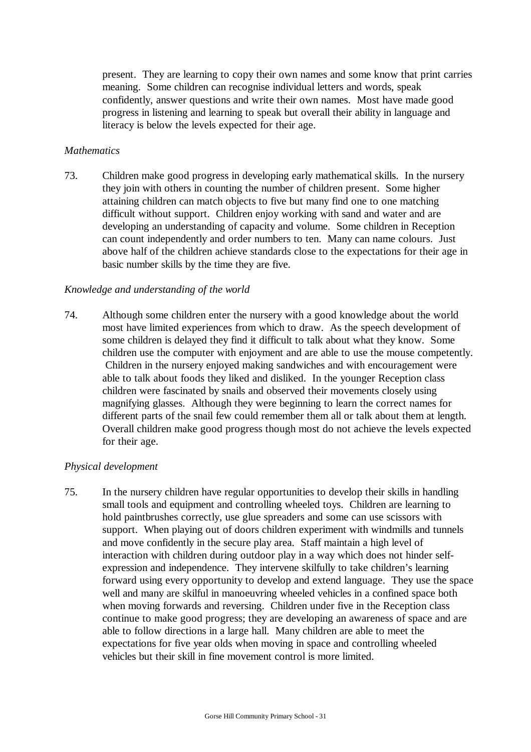present. They are learning to copy their own names and some know that print carries meaning. Some children can recognise individual letters and words, speak confidently, answer questions and write their own names. Most have made good progress in listening and learning to speak but overall their ability in language and literacy is below the levels expected for their age.

*Mathematics*

73. Children make good progress in developing early mathematical skills. In the nursery they join with others in counting the number of children present. Some higher attaining children can match objects to five but many find one to one matching difficult without support. Children enjoy working with sand and water and are developing an understanding of capacity and volume. Some children in Reception can count independently and order numbers to ten. Many can name colours. Just above half of the children achieve standards close to the expectations for their age in basic number skills by the time they are five.

*Knowledge and understanding of the world*

74. Although some children enter the nursery with a good knowledge about the world most have limited experiences from which to draw. As the speech development of some children is delayed they find it difficult to talk about what they know. Some children use the computer with enjoyment and are able to use the mouse competently. Children in the nursery enjoyed making sandwiches and with encouragement were able to talk about foods they liked and disliked. In the younger Reception class children were fascinated by snails and observed their movements closely using magnifying glasses. Although they were beginning to learn the correct names for different parts of the snail few could remember them all or talk about them at length. Overall children make good progress though most do not achieve the levels expected for their age.

*Physical development*

75. In the nursery children have regular opportunities to develop their skills in handling small tools and equipment and controlling wheeled toys. Children are learning to hold paintbrushes correctly, use glue spreaders and some can use scissors with support. When playing out of doors children experiment with windmills and tunnels and move confidently in the secure play area. Staff maintain a high level of interaction with children during outdoor play in a way which does not hinder self-expression and independence. They intervene skilfully to take children's learning forward using every opportunity to develop and extend language. They use the space well and many are skilful in manoeuvring wheeled vehicles in a confined space both when moving forwards and reversing. Children under five in the Reception class continue to make good progress; they are developing an awareness of space and are able to follow directions in a large hall. Many children are able to meet the expectations for five year olds when moving in space and controlling wheeled vehicles but their skill in fine movement control is more limited.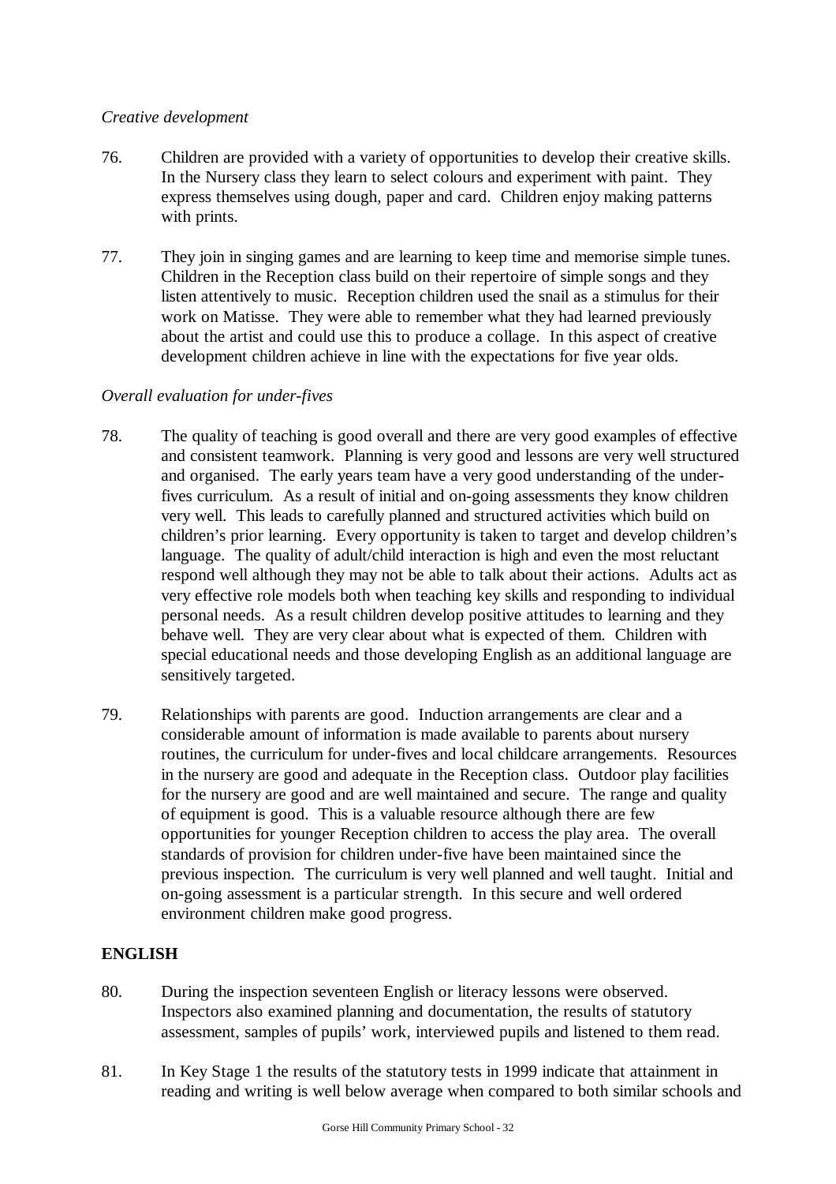*Creative development*

76. Children are provided with a variety of opportunities to develop their creative skills. In the Nursery class they learn to select colours and experiment with paint. They express themselves using dough, paper and card. Children enjoy making patterns with prints.

77. They join in singing games and are learning to keep time and memorise simple tunes. Children in the Reception class build on their repertoire of simple songs and they listen attentively to music. Reception children used the snail as a stimulus for their work on Matisse. They were able to remember what they had learned previously about the artist and could use this to produce a collage. In this aspect of creative development children achieve in line with the expectations for five year olds.

*Overall evaluation for under-fives*

78. The quality of teaching is good overall and there are very good examples of effective and consistent teamwork. Planning is very good and lessons are very well structured and organised. The early years team have a very good understanding of the under-fives curriculum. As a result of initial and on-going assessments they know children very well. This leads to carefully planned and structured activities which build on children's prior learning. Every opportunity is taken to target and develop children's language. The quality of adult/child interaction is high and even the most reluctant respond well although they may not be able to talk about their actions. Adults act as very effective role models both when teaching key skills and responding to individual personal needs. As a result children develop positive attitudes to learning and they behave well. They are very clear about what is expected of them. Children with special educational needs and those developing English as an additional language are sensitively targeted.

79. Relationships with parents are good. Induction arrangements are clear and a considerable amount of information is made available to parents about nursery routines, the curriculum for under-fives and local childcare arrangements. Resources in the nursery are good and adequate in the Reception class. Outdoor play facilities for the nursery are good and are well maintained and secure. The range and quality of equipment is good. This is a valuable resource although there are few opportunities for younger Reception children to access the play area. The overall standards of provision for children under-five have been maintained since the previous inspection. The curriculum is very well planned and well taught. Initial and on-going assessment is a particular strength. In this secure and well ordered environment children make good progress.

**ENGLISH**

80. During the inspection seventeen English or literacy lessons were observed. Inspectors also examined planning and documentation, the results of statutory assessment, samples of pupils' work, interviewed pupils and listened to them read.

81. In Key Stage 1 the results of the statutory tests in 1999 indicate that attainment in reading and writing is well below average when compared to both similar schools and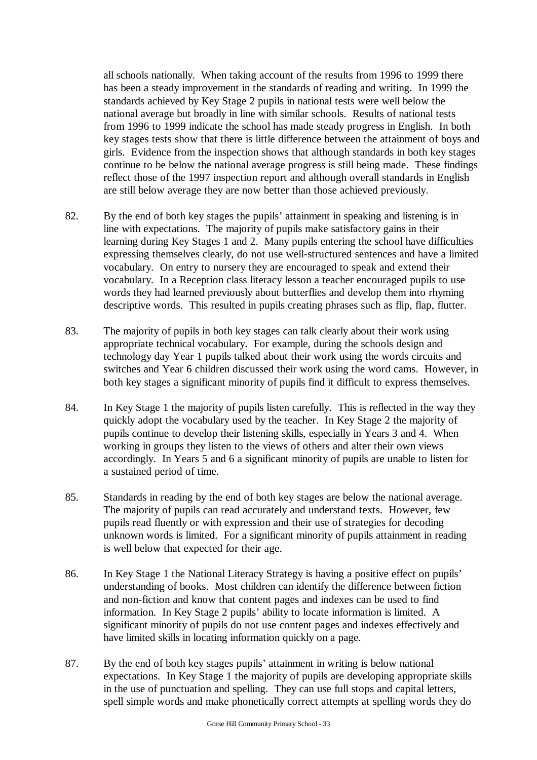all schools nationally. When taking account of the results from 1996 to 1999 there has been a steady improvement in the standards of reading and writing. In 1999 the standards achieved by Key Stage 2 pupils in national tests were well below the national average but broadly in line with similar schools. Results of national tests from 1996 to 1999 indicate the school has made steady progress in English. In both key stages tests show that there is little difference between the attainment of boys and girls. Evidence from the inspection shows that although standards in both key stages continue to be below the national average progress is still being made. These findings reflect those of the 1997 inspection report and although overall standards in English are still below average they are now better than those achieved previously.

82. By the end of both key stages the pupils' attainment in speaking and listening is in line with expectations. The majority of pupils make satisfactory gains in their learning during Key Stages 1 and 2. Many pupils entering the school have difficulties expressing themselves clearly, do not use well-structured sentences and have a limited vocabulary. On entry to nursery they are encouraged to speak and extend their vocabulary. In a Reception class literacy lesson a teacher encouraged pupils to use words they had learned previously about butterflies and develop them into rhyming descriptive words. This resulted in pupils creating phrases such as flip, flap, flutter.

83. The majority of pupils in both key stages can talk clearly about their work using appropriate technical vocabulary. For example, during the schools design and technology day Year 1 pupils talked about their work using the words circuits and switches and Year 6 children discussed their work using the word cams. However, in both key stages a significant minority of pupils find it difficult to express themselves.

84. In Key Stage 1 the majority of pupils listen carefully. This is reflected in the way they quickly adopt the vocabulary used by the teacher. In Key Stage 2 the majority of pupils continue to develop their listening skills, especially in Years 3 and 4. When working in groups they listen to the views of others and alter their own views accordingly. In Years 5 and 6 a significant minority of pupils are unable to listen for a sustained period of time.

85. Standards in reading by the end of both key stages are below the national average. The majority of pupils can read accurately and understand texts. However, few pupils read fluently or with expression and their use of strategies for decoding unknown words is limited. For a significant minority of pupils attainment in reading is well below that expected for their age.

86. In Key Stage 1 the National Literacy Strategy is having a positive effect on pupils' understanding of books. Most children can identify the difference between fiction and non-fiction and know that content pages and indexes can be used to find information. In Key Stage 2 pupils' ability to locate information is limited. A significant minority of pupils do not use content pages and indexes effectively and have limited skills in locating information quickly on a page.

87. By the end of both key stages pupils' attainment in writing is below national expectations. In Key Stage 1 the majority of pupils are developing appropriate skills in the use of punctuation and spelling. They can use full stops and capital letters, spell simple words and make phonetically correct attempts at spelling words they do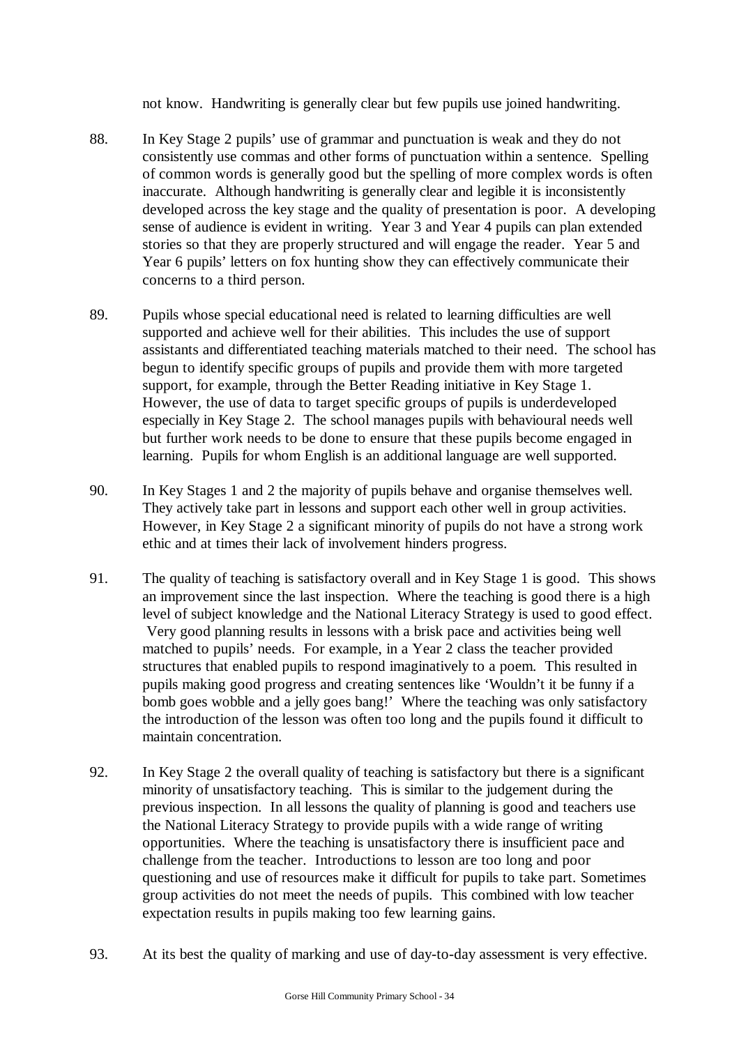not know. Handwriting is generally clear but few pupils use joined handwriting.

88. In Key Stage 2 pupils' use of grammar and punctuation is weak and they do not consistently use commas and other forms of punctuation within a sentence. Spelling of common words is generally good but the spelling of more complex words is often inaccurate. Although handwriting is generally clear and legible it is inconsistently developed across the key stage and the quality of presentation is poor. A developing sense of audience is evident in writing. Year 3 and Year 4 pupils can plan extended stories so that they are properly structured and will engage the reader. Year 5 and Year 6 pupils' letters on fox hunting show they can effectively communicate their concerns to a third person.

89. Pupils whose special educational need is related to learning difficulties are well supported and achieve well for their abilities. This includes the use of support assistants and differentiated teaching materials matched to their need. The school has begun to identify specific groups of pupils and provide them with more targeted support, for example, through the Better Reading initiative in Key Stage 1. However, the use of data to target specific groups of pupils is underdeveloped especially in Key Stage 2. The school manages pupils with behavioural needs well but further work needs to be done to ensure that these pupils become engaged in learning. Pupils for whom English is an additional language are well supported.

90. In Key Stages 1 and 2 the majority of pupils behave and organise themselves well. They actively take part in lessons and support each other well in group activities. However, in Key Stage 2 a significant minority of pupils do not have a strong work ethic and at times their lack of involvement hinders progress.

91. The quality of teaching is satisfactory overall and in Key Stage 1 is good. This shows an improvement since the last inspection. Where the teaching is good there is a high level of subject knowledge and the National Literacy Strategy is used to good effect. Very good planning results in lessons with a brisk pace and activities being well matched to pupils' needs. For example, in a Year 2 class the teacher provided structures that enabled pupils to respond imaginatively to a poem. This resulted in pupils making good progress and creating sentences like 'Wouldn't it be funny if a bomb goes wobble and a jelly goes bang!' Where the teaching was only satisfactory the introduction of the lesson was often too long and the pupils found it difficult to maintain concentration.

92. In Key Stage 2 the overall quality of teaching is satisfactory but there is a significant minority of unsatisfactory teaching. This is similar to the judgement during the previous inspection. In all lessons the quality of planning is good and teachers use the National Literacy Strategy to provide pupils with a wide range of writing opportunities. Where the teaching is unsatisfactory there is insufficient pace and challenge from the teacher. Introductions to lesson are too long and poor questioning and use of resources make it difficult for pupils to take part. Sometimes group activities do not meet the needs of pupils. This combined with low teacher expectation results in pupils making too few learning gains.

93. At its best the quality of marking and use of day-to-day assessment is very effective.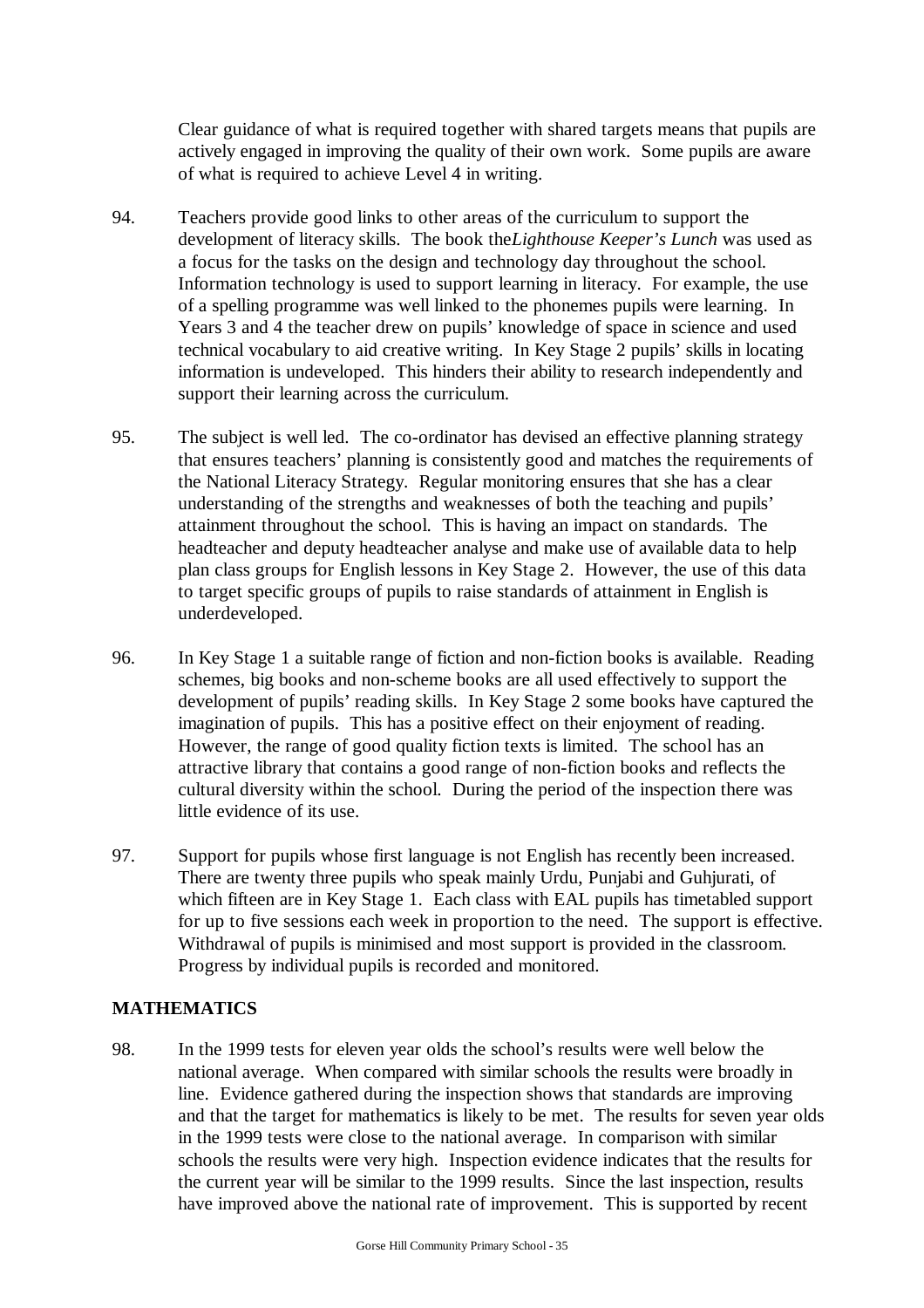Clear guidance of what is required together with shared targets means that pupils are actively engaged in improving the quality of their own work. Some pupils are aware of what is required to achieve Level 4 in writing.

94. Teachers provide good links to other areas of the curriculum to support the development of literacy skills. The book the *Lighthouse Keeper's Lunch* was used as a focus for the tasks on the design and technology day throughout the school. Information technology is used to support learning in literacy. For example, the use of a spelling programme was well linked to the phonemes pupils were learning. In Years 3 and 4 the teacher drew on pupils' knowledge of space in science and used technical vocabulary to aid creative writing. In Key Stage 2 pupils' skills in locating information is undeveloped. This hinders their ability to research independently and support their learning across the curriculum.

95. The subject is well led. The co-ordinator has devised an effective planning strategy that ensures teachers' planning is consistently good and matches the requirements of the National Literacy Strategy. Regular monitoring ensures that she has a clear understanding of the strengths and weaknesses of both the teaching and pupils' attainment throughout the school. This is having an impact on standards. The headteacher and deputy headteacher analyse and make use of available data to help plan class groups for English lessons in Key Stage 2. However, the use of this data to target specific groups of pupils to raise standards of attainment in English is underdeveloped.

96. In Key Stage 1 a suitable range of fiction and non-fiction books is available. Reading schemes, big books and non-scheme books are all used effectively to support the development of pupils' reading skills. In Key Stage 2 some books have captured the imagination of pupils. This has a positive effect on their enjoyment of reading. However, the range of good quality fiction texts is limited. The school has an attractive library that contains a good range of non-fiction books and reflects the cultural diversity within the school. During the period of the inspection there was little evidence of its use.

97. Support for pupils whose first language is not English has recently been increased. There are twenty three pupils who speak mainly Urdu, Punjabi and Guhjurati, of which fifteen are in Key Stage 1. Each class with EAL pupils has timetabled support for up to five sessions each week in proportion to the need. The support is effective. Withdrawal of pupils is minimised and most support is provided in the classroom. Progress by individual pupils is recorded and monitored.

## MATHEMATICS

98. In the 1999 tests for eleven year olds the school's results were well below the national average. When compared with similar schools the results were broadly in line. Evidence gathered during the inspection shows that standards are improving and that the target for mathematics is likely to be met. The results for seven year olds in the 1999 tests were close to the national average. In comparison with similar schools the results were very high. Inspection evidence indicates that the results for the current year will be similar to the 1999 results. Since the last inspection, results have improved above the national rate of improvement. This is supported by recent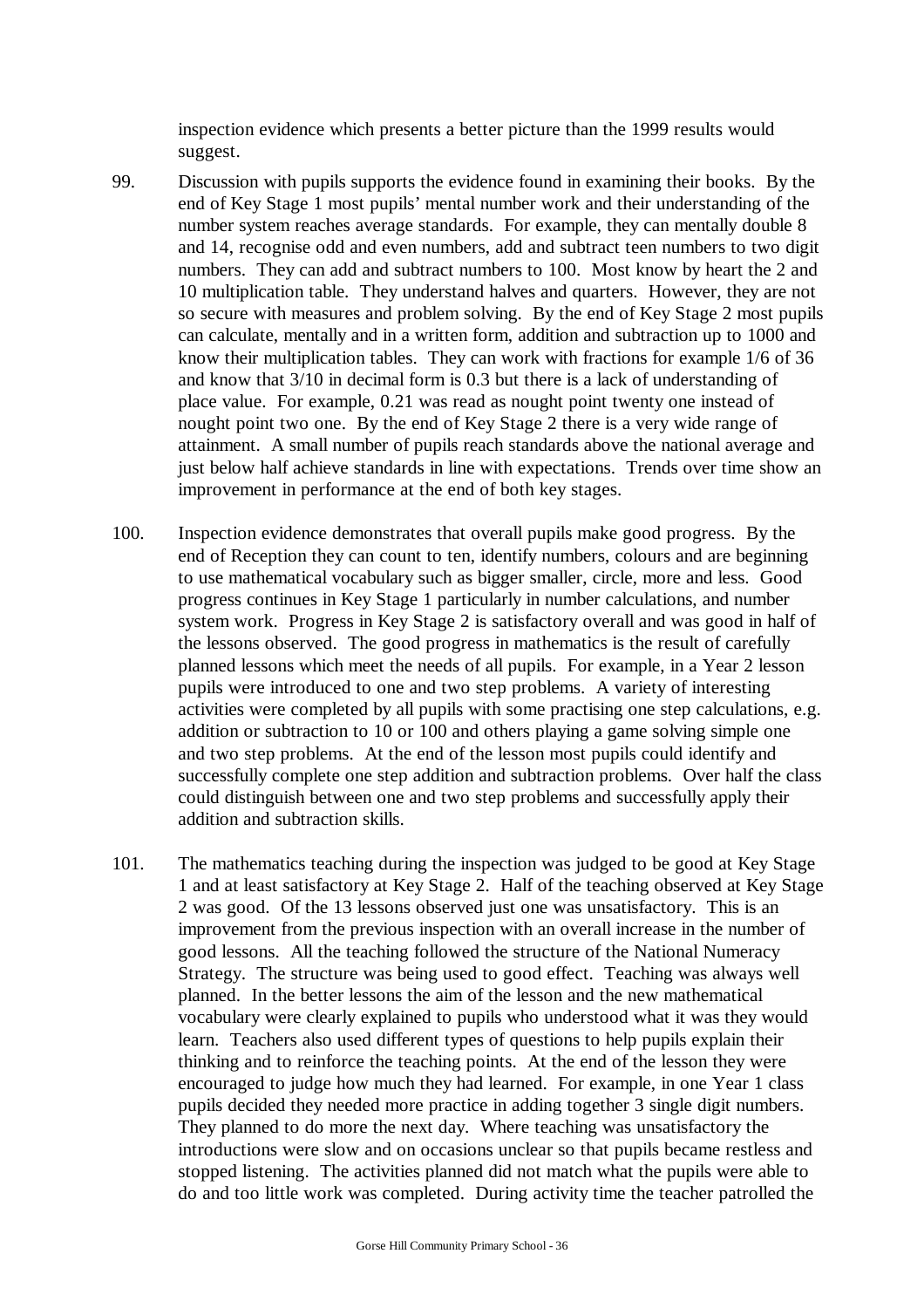inspection evidence which presents a better picture than the 1999 results would suggest.

99. Discussion with pupils supports the evidence found in examining their books. By the end of Key Stage 1 most pupils' mental number work and their understanding of the number system reaches average standards. For example, they can mentally double 8 and 14, recognise odd and even numbers, add and subtract teen numbers to two digit numbers. They can add and subtract numbers to 100. Most know by heart the 2 and 10 multiplication table. They understand halves and quarters. However, they are not so secure with measures and problem solving. By the end of Key Stage 2 most pupils can calculate, mentally and in a written form, addition and subtraction up to 1000 and know their multiplication tables. They can work with fractions for example 1/6 of 36 and know that 3/10 in decimal form is 0.3 but there is a lack of understanding of place value. For example, 0.21 was read as nought point twenty one instead of nought point two one. By the end of Key Stage 2 there is a very wide range of attainment. A small number of pupils reach standards above the national average and just below half achieve standards in line with expectations. Trends over time show an improvement in performance at the end of both key stages.

100. Inspection evidence demonstrates that overall pupils make good progress. By the end of Reception they can count to ten, identify numbers, colours and are beginning to use mathematical vocabulary such as bigger smaller, circle, more and less. Good progress continues in Key Stage 1 particularly in number calculations, and number system work. Progress in Key Stage 2 is satisfactory overall and was good in half of the lessons observed. The good progress in mathematics is the result of carefully planned lessons which meet the needs of all pupils. For example, in a Year 2 lesson pupils were introduced to one and two step problems. A variety of interesting activities were completed by all pupils with some practising one step calculations, e.g. addition or subtraction to 10 or 100 and others playing a game solving simple one and two step problems. At the end of the lesson most pupils could identify and successfully complete one step addition and subtraction problems. Over half the class could distinguish between one and two step problems and successfully apply their addition and subtraction skills.

101. The mathematics teaching during the inspection was judged to be good at Key Stage 1 and at least satisfactory at Key Stage 2. Half of the teaching observed at Key Stage 2 was good. Of the 13 lessons observed just one was unsatisfactory. This is an improvement from the previous inspection with an overall increase in the number of good lessons. All the teaching followed the structure of the National Numeracy Strategy. The structure was being used to good effect. Teaching was always well planned. In the better lessons the aim of the lesson and the new mathematical vocabulary were clearly explained to pupils who understood what it was they would learn. Teachers also used different types of questions to help pupils explain their thinking and to reinforce the teaching points. At the end of the lesson they were encouraged to judge how much they had learned. For example, in one Year 1 class pupils decided they needed more practice in adding together 3 single digit numbers. They planned to do more the next day. Where teaching was unsatisfactory the introductions were slow and on occasions unclear so that pupils became restless and stopped listening. The activities planned did not match what the pupils were able to do and too little work was completed. During activity time the teacher patrolled the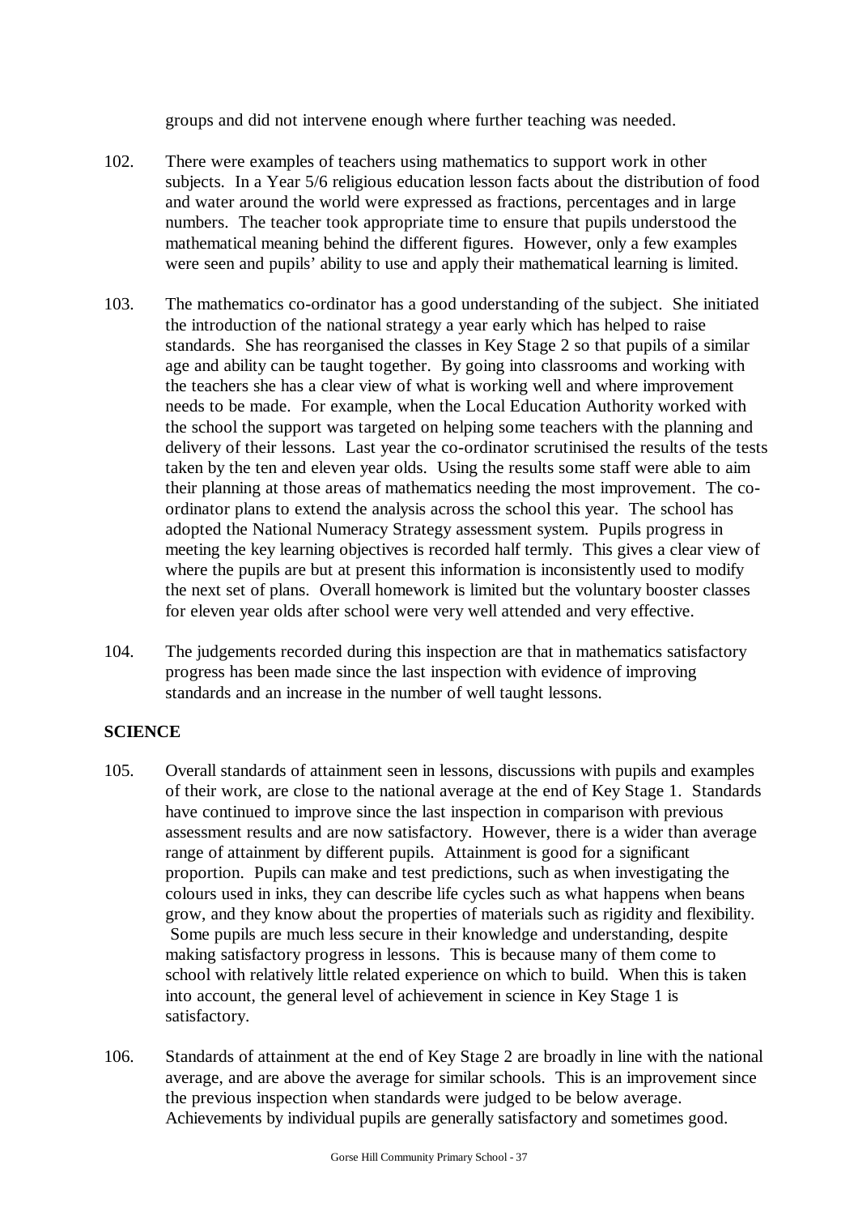groups and did not intervene enough where further teaching was needed.

102. There were examples of teachers using mathematics to support work in other subjects. In a Year 5/6 religious education lesson facts about the distribution of food and water around the world were expressed as fractions, percentages and in large numbers. The teacher took appropriate time to ensure that pupils understood the mathematical meaning behind the different figures. However, only a few examples were seen and pupils' ability to use and apply their mathematical learning is limited.

103. The mathematics co-ordinator has a good understanding of the subject. She initiated the introduction of the national strategy a year early which has helped to raise standards. She has reorganised the classes in Key Stage 2 so that pupils of a similar age and ability can be taught together. By going into classrooms and working with the teachers she has a clear view of what is working well and where improvement needs to be made. For example, when the Local Education Authority worked with the school the support was targeted on helping some teachers with the planning and delivery of their lessons. Last year the co-ordinator scrutinised the results of the tests taken by the ten and eleven year olds. Using the results some staff were able to aim their planning at those areas of mathematics needing the most improvement. The co-ordinator plans to extend the analysis across the school this year. The school has adopted the National Numeracy Strategy assessment system. Pupils progress in meeting the key learning objectives is recorded half termly. This gives a clear view of where the pupils are but at present this information is inconsistently used to modify the next set of plans. Overall homework is limited but the voluntary booster classes for eleven year olds after school were very well attended and very effective.

104. The judgements recorded during this inspection are that in mathematics satisfactory progress has been made since the last inspection with evidence of improving standards and an increase in the number of well taught lessons.

**SCIENCE**

105. Overall standards of attainment seen in lessons, discussions with pupils and examples of their work, are close to the national average at the end of Key Stage 1. Standards have continued to improve since the last inspection in comparison with previous assessment results and are now satisfactory. However, there is a wider than average range of attainment by different pupils. Attainment is good for a significant proportion. Pupils can make and test predictions, such as when investigating the colours used in inks, they can describe life cycles such as what happens when beans grow, and they know about the properties of materials such as rigidity and flexibility. Some pupils are much less secure in their knowledge and understanding, despite making satisfactory progress in lessons. This is because many of them come to school with relatively little related experience on which to build. When this is taken into account, the general level of achievement in science in Key Stage 1 is satisfactory.

106. Standards of attainment at the end of Key Stage 2 are broadly in line with the national average, and are above the average for similar schools. This is an improvement since the previous inspection when standards were judged to be below average. Achievements by individual pupils are generally satisfactory and sometimes good.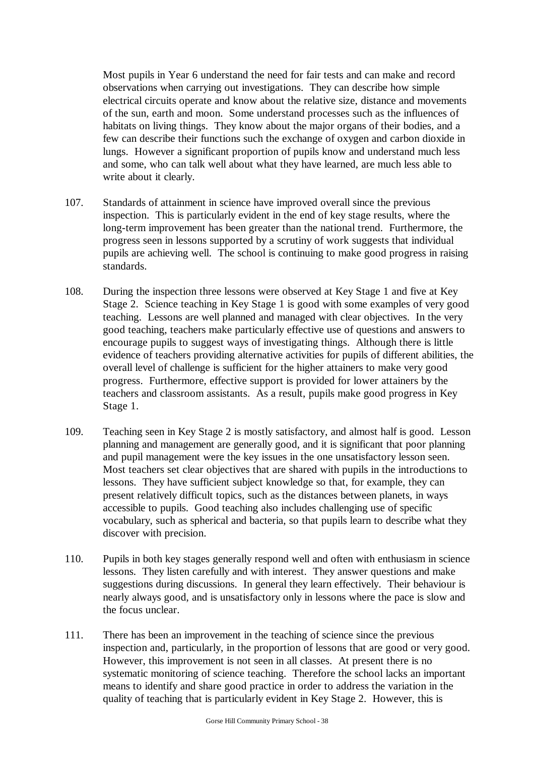Most pupils in Year 6 understand the need for fair tests and can make and record observations when carrying out investigations. They can describe how simple electrical circuits operate and know about the relative size, distance and movements of the sun, earth and moon. Some understand processes such as the influences of habitats on living things. They know about the major organs of their bodies, and a few can describe their functions such the exchange of oxygen and carbon dioxide in lungs. However a significant proportion of pupils know and understand much less and some, who can talk well about what they have learned, are much less able to write about it clearly.

107. Standards of attainment in science have improved overall since the previous inspection. This is particularly evident in the end of key stage results, where the long-term improvement has been greater than the national trend. Furthermore, the progress seen in lessons supported by a scrutiny of work suggests that individual pupils are achieving well. The school is continuing to make good progress in raising standards.

108. During the inspection three lessons were observed at Key Stage 1 and five at Key Stage 2. Science teaching in Key Stage 1 is good with some examples of very good teaching. Lessons are well planned and managed with clear objectives. In the very good teaching, teachers make particularly effective use of questions and answers to encourage pupils to suggest ways of investigating things. Although there is little evidence of teachers providing alternative activities for pupils of different abilities, the overall level of challenge is sufficient for the higher attainers to make very good progress. Furthermore, effective support is provided for lower attainers by the teachers and classroom assistants. As a result, pupils make good progress in Key Stage 1.

109. Teaching seen in Key Stage 2 is mostly satisfactory, and almost half is good. Lesson planning and management are generally good, and it is significant that poor planning and pupil management were the key issues in the one unsatisfactory lesson seen. Most teachers set clear objectives that are shared with pupils in the introductions to lessons. They have sufficient subject knowledge so that, for example, they can present relatively difficult topics, such as the distances between planets, in ways accessible to pupils. Good teaching also includes challenging use of specific vocabulary, such as spherical and bacteria, so that pupils learn to describe what they discover with precision.

110. Pupils in both key stages generally respond well and often with enthusiasm in science lessons. They listen carefully and with interest. They answer questions and make suggestions during discussions. In general they learn effectively. Their behaviour is nearly always good, and is unsatisfactory only in lessons where the pace is slow and the focus unclear.

111. There has been an improvement in the teaching of science since the previous inspection and, particularly, in the proportion of lessons that are good or very good. However, this improvement is not seen in all classes. At present there is no systematic monitoring of science teaching. Therefore the school lacks an important means to identify and share good practice in order to address the variation in the quality of teaching that is particularly evident in Key Stage 2. However, this is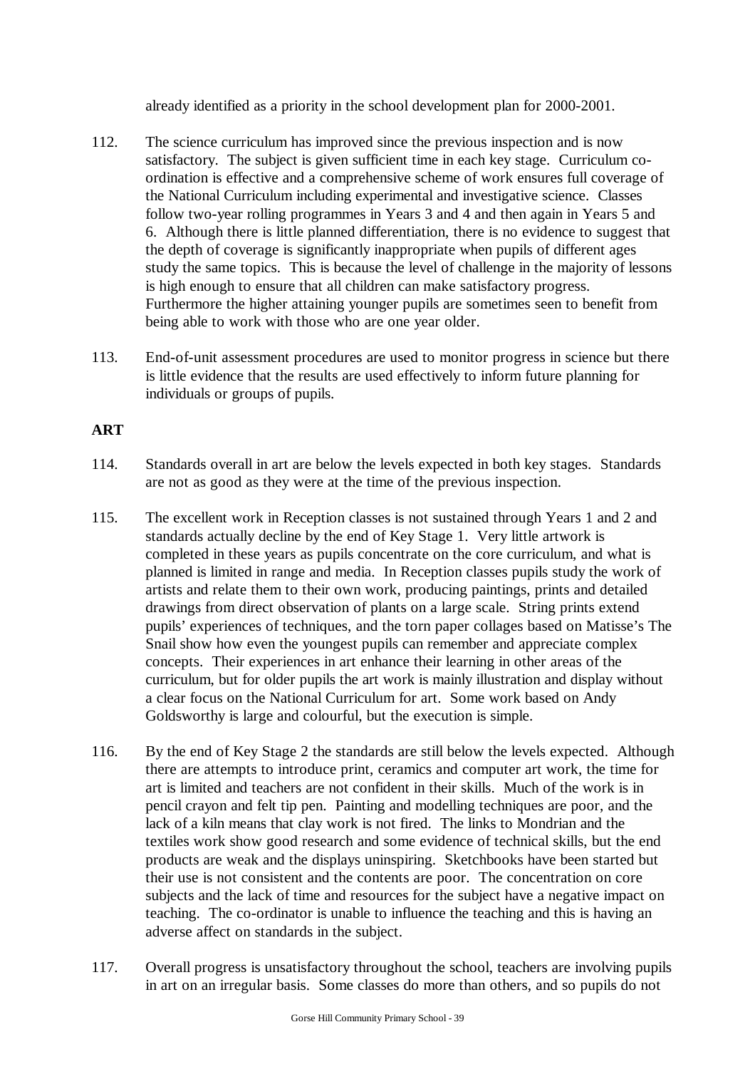already identified as a priority in the school development plan for 2000-2001.

112. The science curriculum has improved since the previous inspection and is now satisfactory. The subject is given sufficient time in each key stage. Curriculum co-ordination is effective and a comprehensive scheme of work ensures full coverage of the National Curriculum including experimental and investigative science. Classes follow two-year rolling programmes in Years 3 and 4 and then again in Years 5 and 6. Although there is little planned differentiation, there is no evidence to suggest that the depth of coverage is significantly inappropriate when pupils of different ages study the same topics. This is because the level of challenge in the majority of lessons is high enough to ensure that all children can make satisfactory progress. Furthermore the higher attaining younger pupils are sometimes seen to benefit from being able to work with those who are one year older.

113. End-of-unit assessment procedures are used to monitor progress in science but there is little evidence that the results are used effectively to inform future planning for individuals or groups of pupils.

**ART**

114. Standards overall in art are below the levels expected in both key stages. Standards are not as good as they were at the time of the previous inspection.

115. The excellent work in Reception classes is not sustained through Years 1 and 2 and standards actually decline by the end of Key Stage 1. Very little artwork is completed in these years as pupils concentrate on the core curriculum, and what is planned is limited in range and media. In Reception classes pupils study the work of artists and relate them to their own work, producing paintings, prints and detailed drawings from direct observation of plants on a large scale. String prints extend pupils' experiences of techniques, and the torn paper collages based on Matisse's The Snail show how even the youngest pupils can remember and appreciate complex concepts. Their experiences in art enhance their learning in other areas of the curriculum, but for older pupils the art work is mainly illustration and display without a clear focus on the National Curriculum for art. Some work based on Andy Goldsworthy is large and colourful, but the execution is simple.

116. By the end of Key Stage 2 the standards are still below the levels expected. Although there are attempts to introduce print, ceramics and computer art work, the time for art is limited and teachers are not confident in their skills. Much of the work is in pencil crayon and felt tip pen. Painting and modelling techniques are poor, and the lack of a kiln means that clay work is not fired. The links to Mondrian and the textiles work show good research and some evidence of technical skills, but the end products are weak and the displays uninspiring. Sketchbooks have been started but their use is not consistent and the contents are poor. The concentration on core subjects and the lack of time and resources for the subject have a negative impact on teaching. The co-ordinator is unable to influence the teaching and this is having an adverse affect on standards in the subject.

117. Overall progress is unsatisfactory throughout the school, teachers are involving pupils in art on an irregular basis. Some classes do more than others, and so pupils do not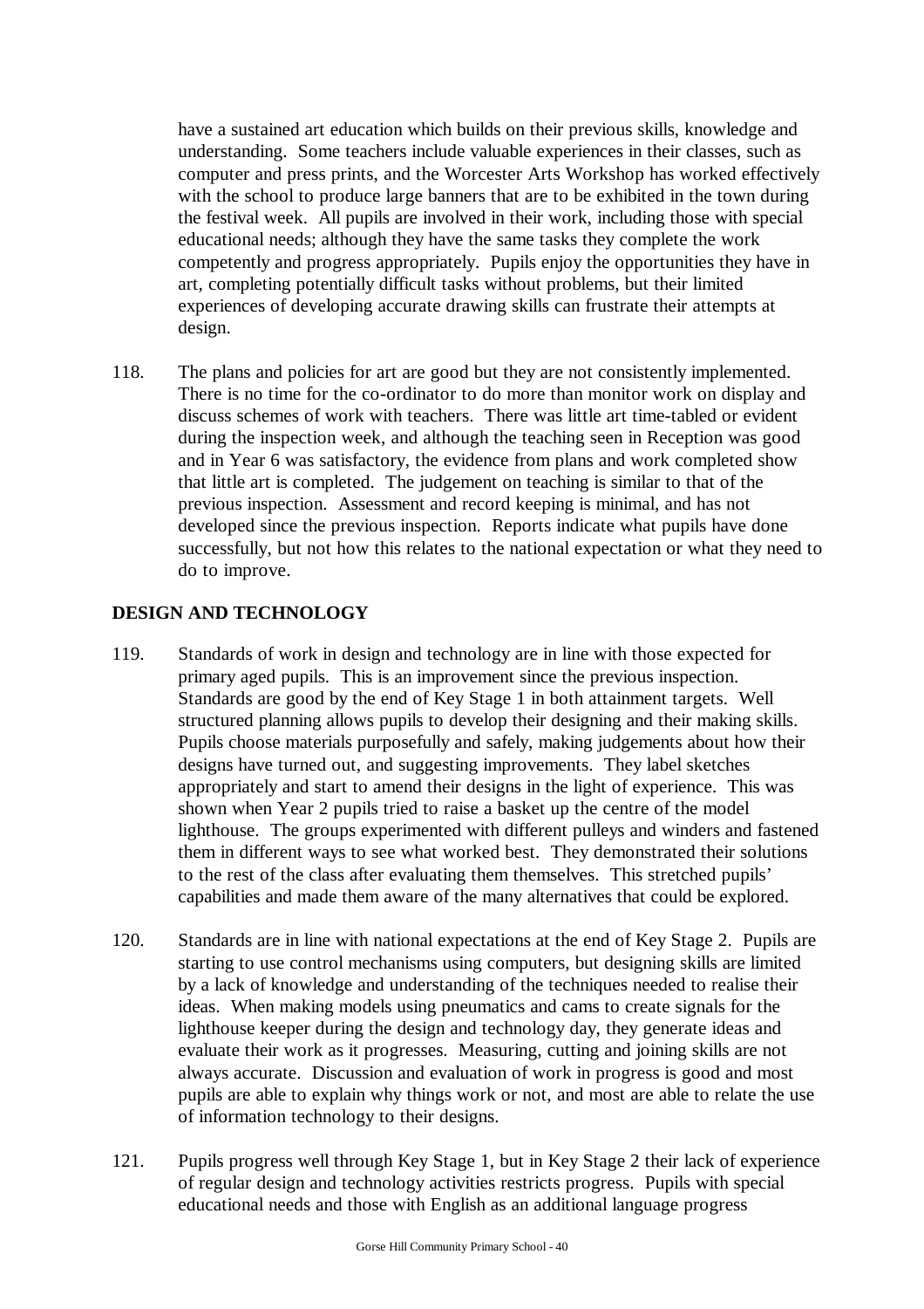have a sustained art education which builds on their previous skills, knowledge and understanding. Some teachers include valuable experiences in their classes, such as computer and press prints, and the Worcester Arts Workshop has worked effectively with the school to produce large banners that are to be exhibited in the town during the festival week. All pupils are involved in their work, including those with special educational needs; although they have the same tasks they complete the work competently and progress appropriately. Pupils enjoy the opportunities they have in art, completing potentially difficult tasks without problems, but their limited experiences of developing accurate drawing skills can frustrate their attempts at design.

118. The plans and policies for art are good but they are not consistently implemented. There is no time for the co-ordinator to do more than monitor work on display and discuss schemes of work with teachers. There was little art time-tabled or evident during the inspection week, and although the teaching seen in Reception was good and in Year 6 was satisfactory, the evidence from plans and work completed show that little art is completed. The judgement on teaching is similar to that of the previous inspection. Assessment and record keeping is minimal, and has not developed since the previous inspection. Reports indicate what pupils have done successfully, but not how this relates to the national expectation or what they need to do to improve.

**DESIGN AND TECHNOLOGY**

119. Standards of work in design and technology are in line with those expected for primary aged pupils. This is an improvement since the previous inspection. Standards are good by the end of Key Stage 1 in both attainment targets. Well structured planning allows pupils to develop their designing and their making skills. Pupils choose materials purposefully and safely, making judgements about how their designs have turned out, and suggesting improvements. They label sketches appropriately and start to amend their designs in the light of experience. This was shown when Year 2 pupils tried to raise a basket up the centre of the model lighthouse. The groups experimented with different pulleys and winders and fastened them in different ways to see what worked best. They demonstrated their solutions to the rest of the class after evaluating them themselves. This stretched pupils' capabilities and made them aware of the many alternatives that could be explored.

120. Standards are in line with national expectations at the end of Key Stage 2. Pupils are starting to use control mechanisms using computers, but designing skills are limited by a lack of knowledge and understanding of the techniques needed to realise their ideas. When making models using pneumatics and cams to create signals for the lighthouse keeper during the design and technology day, they generate ideas and evaluate their work as it progresses. Measuring, cutting and joining skills are not always accurate. Discussion and evaluation of work in progress is good and most pupils are able to explain why things work or not, and most are able to relate the use of information technology to their designs.

121. Pupils progress well through Key Stage 1, but in Key Stage 2 their lack of experience of regular design and technology activities restricts progress. Pupils with special educational needs and those with English as an additional language progress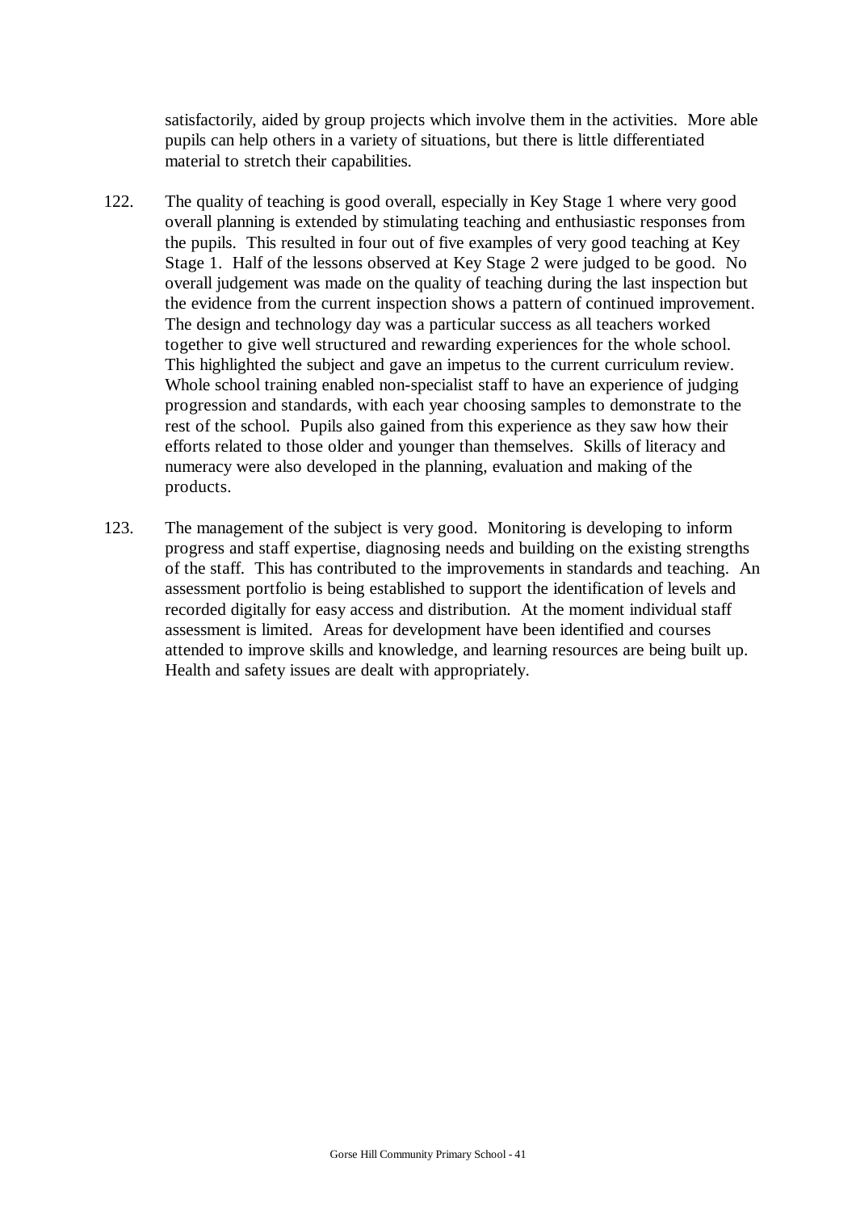satisfactorily, aided by group projects which involve them in the activities. More able pupils can help others in a variety of situations, but there is little differentiated material to stretch their capabilities.

122. The quality of teaching is good overall, especially in Key Stage 1 where very good overall planning is extended by stimulating teaching and enthusiastic responses from the pupils. This resulted in four out of five examples of very good teaching at Key Stage 1. Half of the lessons observed at Key Stage 2 were judged to be good. No overall judgement was made on the quality of teaching during the last inspection but the evidence from the current inspection shows a pattern of continued improvement. The design and technology day was a particular success as all teachers worked together to give well structured and rewarding experiences for the whole school. This highlighted the subject and gave an impetus to the current curriculum review. Whole school training enabled non-specialist staff to have an experience of judging progression and standards, with each year choosing samples to demonstrate to the rest of the school. Pupils also gained from this experience as they saw how their efforts related to those older and younger than themselves. Skills of literacy and numeracy were also developed in the planning, evaluation and making of the products.

123. The management of the subject is very good. Monitoring is developing to inform progress and staff expertise, diagnosing needs and building on the existing strengths of the staff. This has contributed to the improvements in standards and teaching. An assessment portfolio is being established to support the identification of levels and recorded digitally for easy access and distribution. At the moment individual staff assessment is limited. Areas for development have been identified and courses attended to improve skills and knowledge, and learning resources are being built up. Health and safety issues are dealt with appropriately.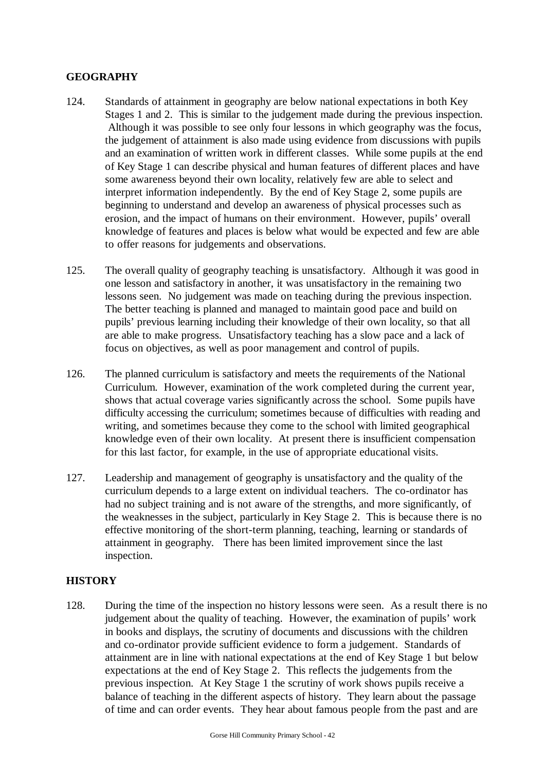## GEOGRAPHY

124. Standards of attainment in geography are below national expectations in both Key Stages 1 and 2. This is similar to the judgement made during the previous inspection. Although it was possible to see only four lessons in which geography was the focus, the judgement of attainment is also made using evidence from discussions with pupils and an examination of written work in different classes. While some pupils at the end of Key Stage 1 can describe physical and human features of different places and have some awareness beyond their own locality, relatively few are able to select and interpret information independently. By the end of Key Stage 2, some pupils are beginning to understand and develop an awareness of physical processes such as erosion, and the impact of humans on their environment. However, pupils' overall knowledge of features and places is below what would be expected and few are able to offer reasons for judgements and observations.

125. The overall quality of geography teaching is unsatisfactory. Although it was good in one lesson and satisfactory in another, it was unsatisfactory in the remaining two lessons seen. No judgement was made on teaching during the previous inspection. The better teaching is planned and managed to maintain good pace and build on pupils' previous learning including their knowledge of their own locality, so that all are able to make progress. Unsatisfactory teaching has a slow pace and a lack of focus on objectives, as well as poor management and control of pupils.

126. The planned curriculum is satisfactory and meets the requirements of the National Curriculum. However, examination of the work completed during the current year, shows that actual coverage varies significantly across the school. Some pupils have difficulty accessing the curriculum; sometimes because of difficulties with reading and writing, and sometimes because they come to the school with limited geographical knowledge even of their own locality. At present there is insufficient compensation for this last factor, for example, in the use of appropriate educational visits.

127. Leadership and management of geography is unsatisfactory and the quality of the curriculum depends to a large extent on individual teachers. The co-ordinator has had no subject training and is not aware of the strengths, and more significantly, of the weaknesses in the subject, particularly in Key Stage 2. This is because there is no effective monitoring of the short-term planning, teaching, learning or standards of attainment in geography. There has been limited improvement since the last inspection.

## HISTORY

128. During the time of the inspection no history lessons were seen. As a result there is no judgement about the quality of teaching. However, the examination of pupils' work in books and displays, the scrutiny of documents and discussions with the children and co-ordinator provide sufficient evidence to form a judgement. Standards of attainment are in line with national expectations at the end of Key Stage 1 but below expectations at the end of Key Stage 2. This reflects the judgements from the previous inspection. At Key Stage 1 the scrutiny of work shows pupils receive a balance of teaching in the different aspects of history. They learn about the passage of time and can order events. They hear about famous people from the past and are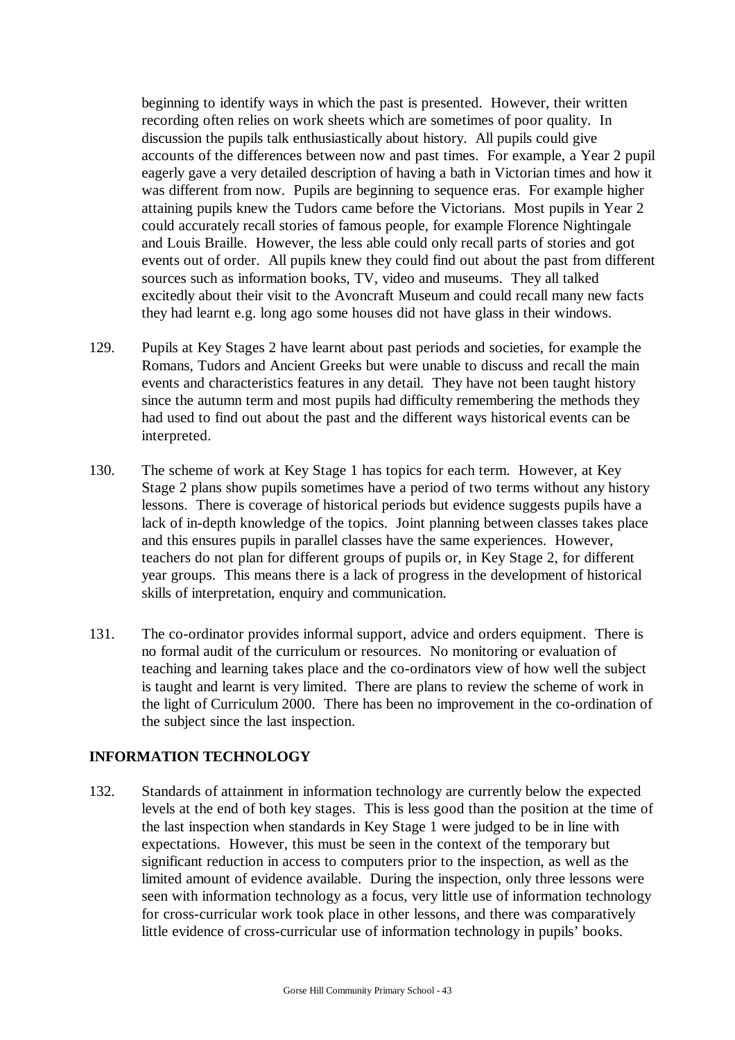beginning to identify ways in which the past is presented. However, their written recording often relies on work sheets which are sometimes of poor quality. In discussion the pupils talk enthusiastically about history. All pupils could give accounts of the differences between now and past times. For example, a Year 2 pupil eagerly gave a very detailed description of having a bath in Victorian times and how it was different from now. Pupils are beginning to sequence eras. For example higher attaining pupils knew the Tudors came before the Victorians. Most pupils in Year 2 could accurately recall stories of famous people, for example Florence Nightingale and Louis Braille. However, the less able could only recall parts of stories and got events out of order. All pupils knew they could find out about the past from different sources such as information books, TV, video and museums. They all talked excitedly about their visit to the Avoncraft Museum and could recall many new facts they had learnt e.g. long ago some houses did not have glass in their windows.

129. Pupils at Key Stages 2 have learnt about past periods and societies, for example the Romans, Tudors and Ancient Greeks but were unable to discuss and recall the main events and characteristics features in any detail. They have not been taught history since the autumn term and most pupils had difficulty remembering the methods they had used to find out about the past and the different ways historical events can be interpreted.

130. The scheme of work at Key Stage 1 has topics for each term. However, at Key Stage 2 plans show pupils sometimes have a period of two terms without any history lessons. There is coverage of historical periods but evidence suggests pupils have a lack of in-depth knowledge of the topics. Joint planning between classes takes place and this ensures pupils in parallel classes have the same experiences. However, teachers do not plan for different groups of pupils or, in Key Stage 2, for different year groups. This means there is a lack of progress in the development of historical skills of interpretation, enquiry and communication.

131. The co-ordinator provides informal support, advice and orders equipment. There is no formal audit of the curriculum or resources. No monitoring or evaluation of teaching and learning takes place and the co-ordinators view of how well the subject is taught and learnt is very limited. There are plans to review the scheme of work in the light of Curriculum 2000. There has been no improvement in the co-ordination of the subject since the last inspection.

## INFORMATION TECHNOLOGY

132. Standards of attainment in information technology are currently below the expected levels at the end of both key stages. This is less good than the position at the time of the last inspection when standards in Key Stage 1 were judged to be in line with expectations. However, this must be seen in the context of the temporary but significant reduction in access to computers prior to the inspection, as well as the limited amount of evidence available. During the inspection, only three lessons were seen with information technology as a focus, very little use of information technology for cross-curricular work took place in other lessons, and there was comparatively little evidence of cross-curricular use of information technology in pupils' books.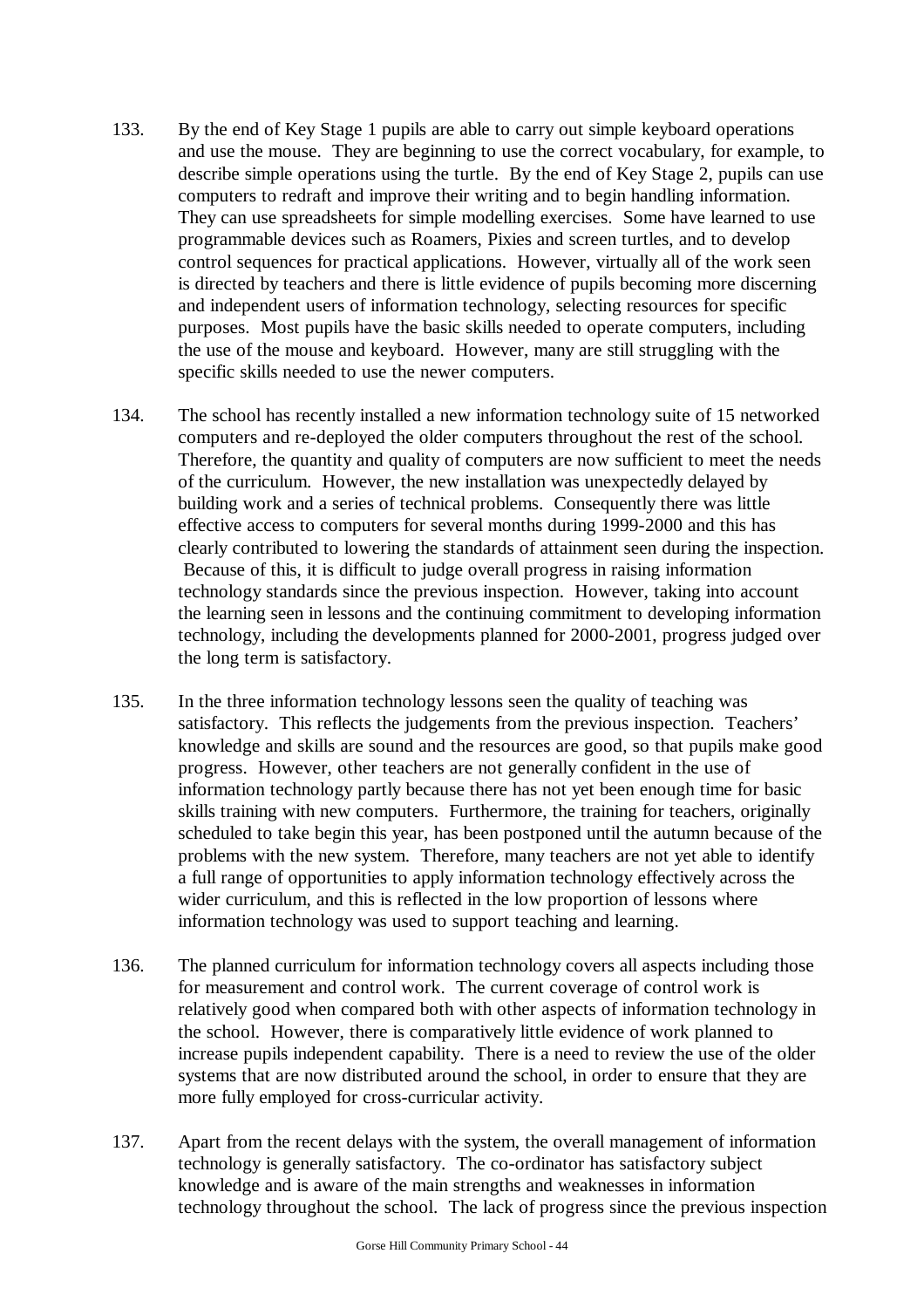133. By the end of Key Stage 1 pupils are able to carry out simple keyboard operations and use the mouse. They are beginning to use the correct vocabulary, for example, to describe simple operations using the turtle. By the end of Key Stage 2, pupils can use computers to redraft and improve their writing and to begin handling information. They can use spreadsheets for simple modelling exercises. Some have learned to use programmable devices such as Roamers, Pixies and screen turtles, and to develop control sequences for practical applications. However, virtually all of the work seen is directed by teachers and there is little evidence of pupils becoming more discerning and independent users of information technology, selecting resources for specific purposes. Most pupils have the basic skills needed to operate computers, including the use of the mouse and keyboard. However, many are still struggling with the specific skills needed to use the newer computers.

134. The school has recently installed a new information technology suite of 15 networked computers and re-deployed the older computers throughout the rest of the school. Therefore, the quantity and quality of computers are now sufficient to meet the needs of the curriculum. However, the new installation was unexpectedly delayed by building work and a series of technical problems. Consequently there was little effective access to computers for several months during 1999-2000 and this has clearly contributed to lowering the standards of attainment seen during the inspection. Because of this, it is difficult to judge overall progress in raising information technology standards since the previous inspection. However, taking into account the learning seen in lessons and the continuing commitment to developing information technology, including the developments planned for 2000-2001, progress judged over the long term is satisfactory.

135. In the three information technology lessons seen the quality of teaching was satisfactory. This reflects the judgements from the previous inspection. Teachers' knowledge and skills are sound and the resources are good, so that pupils make good progress. However, other teachers are not generally confident in the use of information technology partly because there has not yet been enough time for basic skills training with new computers. Furthermore, the training for teachers, originally scheduled to take begin this year, has been postponed until the autumn because of the problems with the new system. Therefore, many teachers are not yet able to identify a full range of opportunities to apply information technology effectively across the wider curriculum, and this is reflected in the low proportion of lessons where information technology was used to support teaching and learning.

136. The planned curriculum for information technology covers all aspects including those for measurement and control work. The current coverage of control work is relatively good when compared both with other aspects of information technology in the school. However, there is comparatively little evidence of work planned to increase pupils independent capability. There is a need to review the use of the older systems that are now distributed around the school, in order to ensure that they are more fully employed for cross-curricular activity.

137. Apart from the recent delays with the system, the overall management of information technology is generally satisfactory. The co-ordinator has satisfactory subject knowledge and is aware of the main strengths and weaknesses in information technology throughout the school. The lack of progress since the previous inspection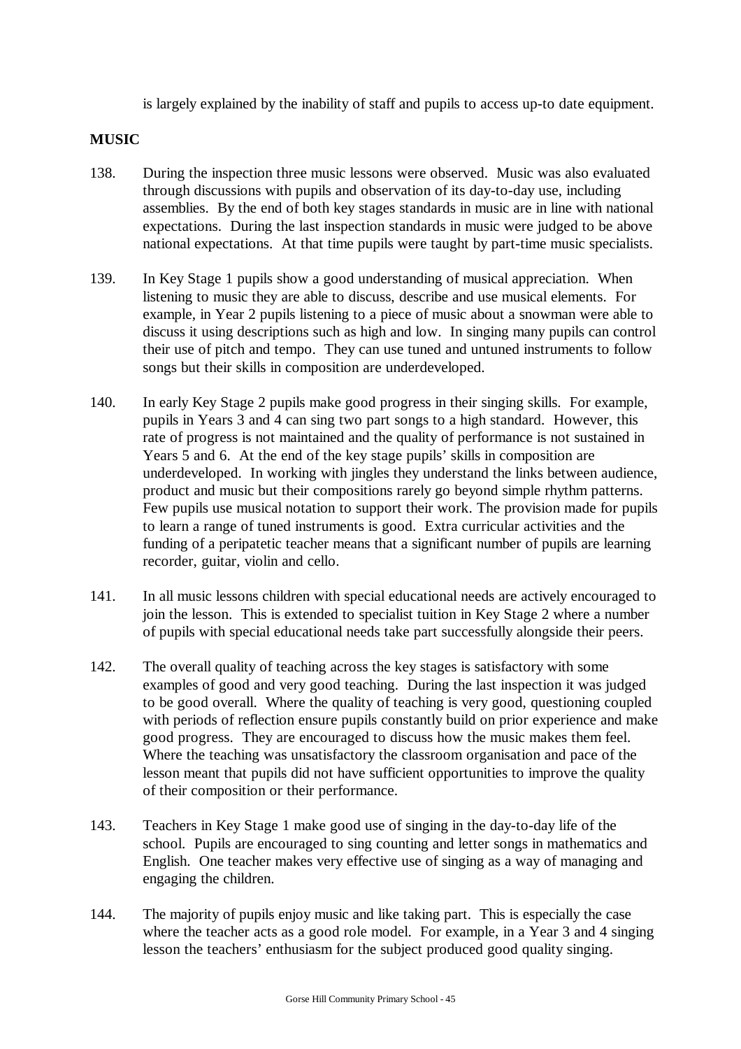is largely explained by the inability of staff and pupils to access up-to date equipment.

**MUSIC**

138. During the inspection three music lessons were observed. Music was also evaluated through discussions with pupils and observation of its day-to-day use, including assemblies. By the end of both key stages standards in music are in line with national expectations. During the last inspection standards in music were judged to be above national expectations. At that time pupils were taught by part-time music specialists.

139. In Key Stage 1 pupils show a good understanding of musical appreciation. When listening to music they are able to discuss, describe and use musical elements. For example, in Year 2 pupils listening to a piece of music about a snowman were able to discuss it using descriptions such as high and low. In singing many pupils can control their use of pitch and tempo. They can use tuned and untuned instruments to follow songs but their skills in composition are underdeveloped.

140. In early Key Stage 2 pupils make good progress in their singing skills. For example, pupils in Years 3 and 4 can sing two part songs to a high standard. However, this rate of progress is not maintained and the quality of performance is not sustained in Years 5 and 6. At the end of the key stage pupils' skills in composition are underdeveloped. In working with jingles they understand the links between audience, product and music but their compositions rarely go beyond simple rhythm patterns. Few pupils use musical notation to support their work. The provision made for pupils to learn a range of tuned instruments is good. Extra curricular activities and the funding of a peripatetic teacher means that a significant number of pupils are learning recorder, guitar, violin and cello.

141. In all music lessons children with special educational needs are actively encouraged to join the lesson. This is extended to specialist tuition in Key Stage 2 where a number of pupils with special educational needs take part successfully alongside their peers.

142. The overall quality of teaching across the key stages is satisfactory with some examples of good and very good teaching. During the last inspection it was judged to be good overall. Where the quality of teaching is very good, questioning coupled with periods of reflection ensure pupils constantly build on prior experience and make good progress. They are encouraged to discuss how the music makes them feel. Where the teaching was unsatisfactory the classroom organisation and pace of the lesson meant that pupils did not have sufficient opportunities to improve the quality of their composition or their performance.

143. Teachers in Key Stage 1 make good use of singing in the day-to-day life of the school. Pupils are encouraged to sing counting and letter songs in mathematics and English. One teacher makes very effective use of singing as a way of managing and engaging the children.

144. The majority of pupils enjoy music and like taking part. This is especially the case where the teacher acts as a good role model. For example, in a Year 3 and 4 singing lesson the teachers' enthusiasm for the subject produced good quality singing.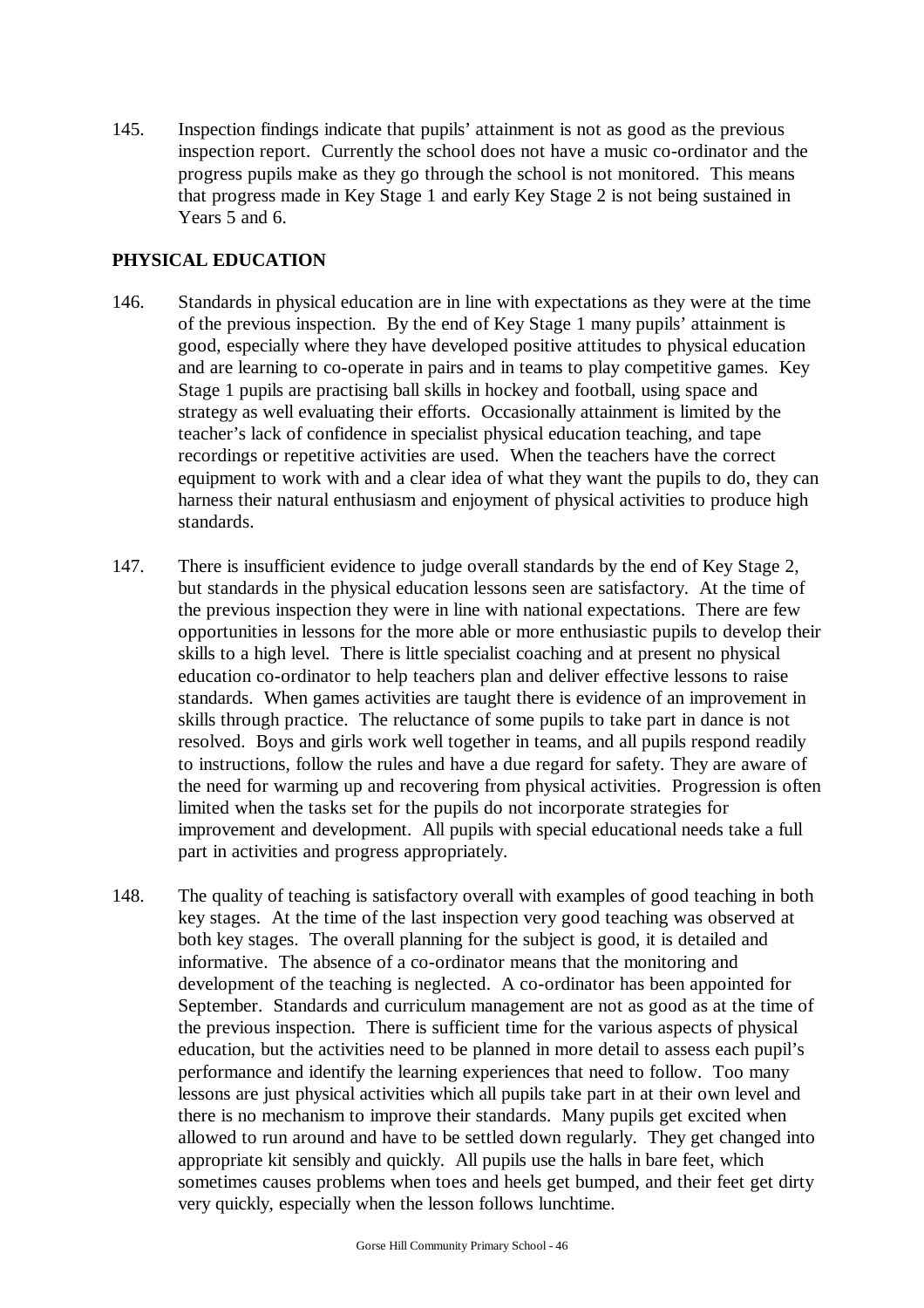145. Inspection findings indicate that pupils' attainment is not as good as the previous inspection report. Currently the school does not have a music co-ordinator and the progress pupils make as they go through the school is not monitored. This means that progress made in Key Stage 1 and early Key Stage 2 is not being sustained in Years 5 and 6.

## PHYSICAL EDUCATION

146. Standards in physical education are in line with expectations as they were at the time of the previous inspection. By the end of Key Stage 1 many pupils' attainment is good, especially where they have developed positive attitudes to physical education and are learning to co-operate in pairs and in teams to play competitive games. Key Stage 1 pupils are practising ball skills in hockey and football, using space and strategy as well evaluating their efforts. Occasionally attainment is limited by the teacher's lack of confidence in specialist physical education teaching, and tape recordings or repetitive activities are used. When the teachers have the correct equipment to work with and a clear idea of what they want the pupils to do, they can harness their natural enthusiasm and enjoyment of physical activities to produce high standards.

147. There is insufficient evidence to judge overall standards by the end of Key Stage 2, but standards in the physical education lessons seen are satisfactory. At the time of the previous inspection they were in line with national expectations. There are few opportunities in lessons for the more able or more enthusiastic pupils to develop their skills to a high level. There is little specialist coaching and at present no physical education co-ordinator to help teachers plan and deliver effective lessons to raise standards. When games activities are taught there is evidence of an improvement in skills through practice. The reluctance of some pupils to take part in dance is not resolved. Boys and girls work well together in teams, and all pupils respond readily to instructions, follow the rules and have a due regard for safety. They are aware of the need for warming up and recovering from physical activities. Progression is often limited when the tasks set for the pupils do not incorporate strategies for improvement and development. All pupils with special educational needs take a full part in activities and progress appropriately.

148. The quality of teaching is satisfactory overall with examples of good teaching in both key stages. At the time of the last inspection very good teaching was observed at both key stages. The overall planning for the subject is good, it is detailed and informative. The absence of a co-ordinator means that the monitoring and development of the teaching is neglected. A co-ordinator has been appointed for September. Standards and curriculum management are not as good as at the time of the previous inspection. There is sufficient time for the various aspects of physical education, but the activities need to be planned in more detail to assess each pupil's performance and identify the learning experiences that need to follow. Too many lessons are just physical activities which all pupils take part in at their own level and there is no mechanism to improve their standards. Many pupils get excited when allowed to run around and have to be settled down regularly. They get changed into appropriate kit sensibly and quickly. All pupils use the halls in bare feet, which sometimes causes problems when toes and heels get bumped, and their feet get dirty very quickly, especially when the lesson follows lunchtime.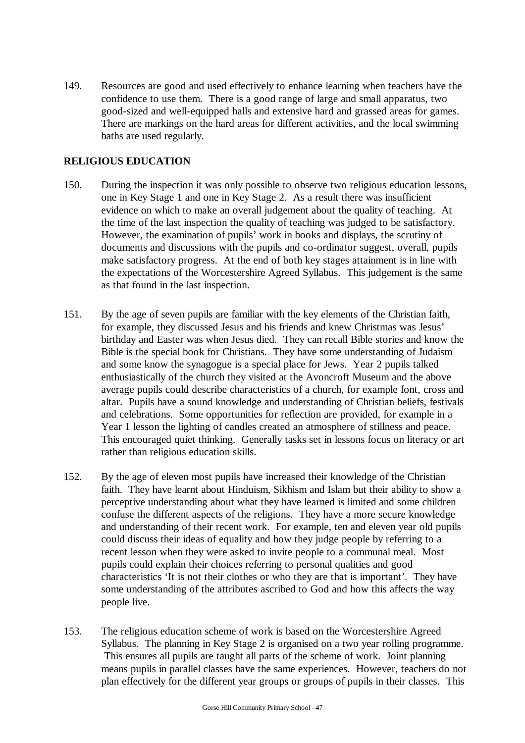149. Resources are good and used effectively to enhance learning when teachers have the confidence to use them. There is a good range of large and small apparatus, two good-sized and well-equipped halls and extensive hard and grassed areas for games. There are markings on the hard areas for different activities, and the local swimming baths are used regularly.

## RELIGIOUS EDUCATION

150. During the inspection it was only possible to observe two religious education lessons, one in Key Stage 1 and one in Key Stage 2. As a result there was insufficient evidence on which to make an overall judgement about the quality of teaching. At the time of the last inspection the quality of teaching was judged to be satisfactory. However, the examination of pupils' work in books and displays, the scrutiny of documents and discussions with the pupils and co-ordinator suggest, overall, pupils make satisfactory progress. At the end of both key stages attainment is in line with the expectations of the Worcestershire Agreed Syllabus. This judgement is the same as that found in the last inspection.

151. By the age of seven pupils are familiar with the key elements of the Christian faith, for example, they discussed Jesus and his friends and knew Christmas was Jesus' birthday and Easter was when Jesus died. They can recall Bible stories and know the Bible is the special book for Christians. They have some understanding of Judaism and some know the synagogue is a special place for Jews. Year 2 pupils talked enthusiastically of the church they visited at the Avoncroft Museum and the above average pupils could describe characteristics of a church, for example font, cross and altar. Pupils have a sound knowledge and understanding of Christian beliefs, festivals and celebrations. Some opportunities for reflection are provided, for example in a Year 1 lesson the lighting of candles created an atmosphere of stillness and peace. This encouraged quiet thinking. Generally tasks set in lessons focus on literacy or art rather than religious education skills.

152. By the age of eleven most pupils have increased their knowledge of the Christian faith. They have learnt about Hinduism, Sikhism and Islam but their ability to show a perceptive understanding about what they have learned is limited and some children confuse the different aspects of the religions. They have a more secure knowledge and understanding of their recent work. For example, ten and eleven year old pupils could discuss their ideas of equality and how they judge people by referring to a recent lesson when they were asked to invite people to a communal meal. Most pupils could explain their choices referring to personal qualities and good characteristics 'It is not their clothes or who they are that is important'. They have some understanding of the attributes ascribed to God and how this affects the way people live.

153. The religious education scheme of work is based on the Worcestershire Agreed Syllabus. The planning in Key Stage 2 is organised on a two year rolling programme. This ensures all pupils are taught all parts of the scheme of work. Joint planning means pupils in parallel classes have the same experiences. However, teachers do not plan effectively for the different year groups or groups of pupils in their classes. This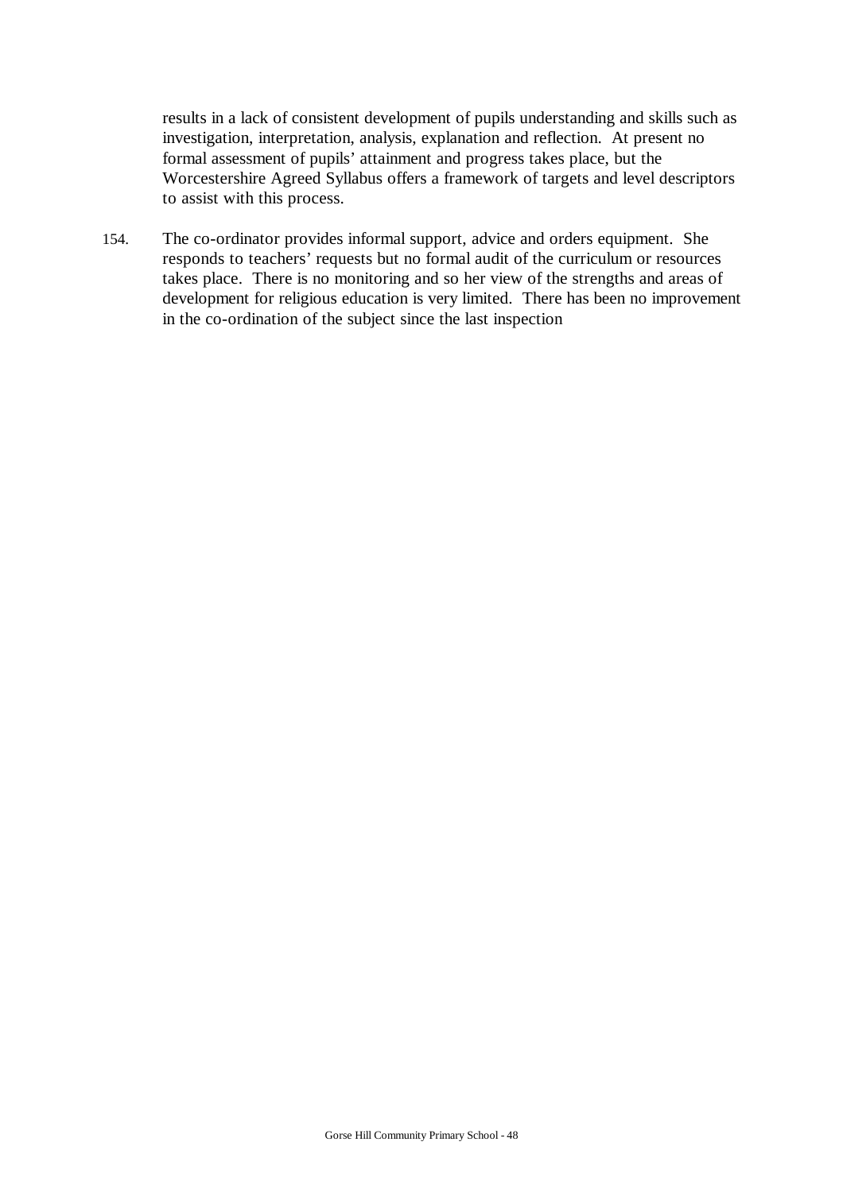results in a lack of consistent development of pupils understanding and skills such as investigation, interpretation, analysis, explanation and reflection. At present no formal assessment of pupils' attainment and progress takes place, but the Worcestershire Agreed Syllabus offers a framework of targets and level descriptors to assist with this process.

154. The co-ordinator provides informal support, advice and orders equipment. She responds to teachers' requests but no formal audit of the curriculum or resources takes place. There is no monitoring and so her view of the strengths and areas of development for religious education is very limited. There has been no improvement in the co-ordination of the subject since the last inspection